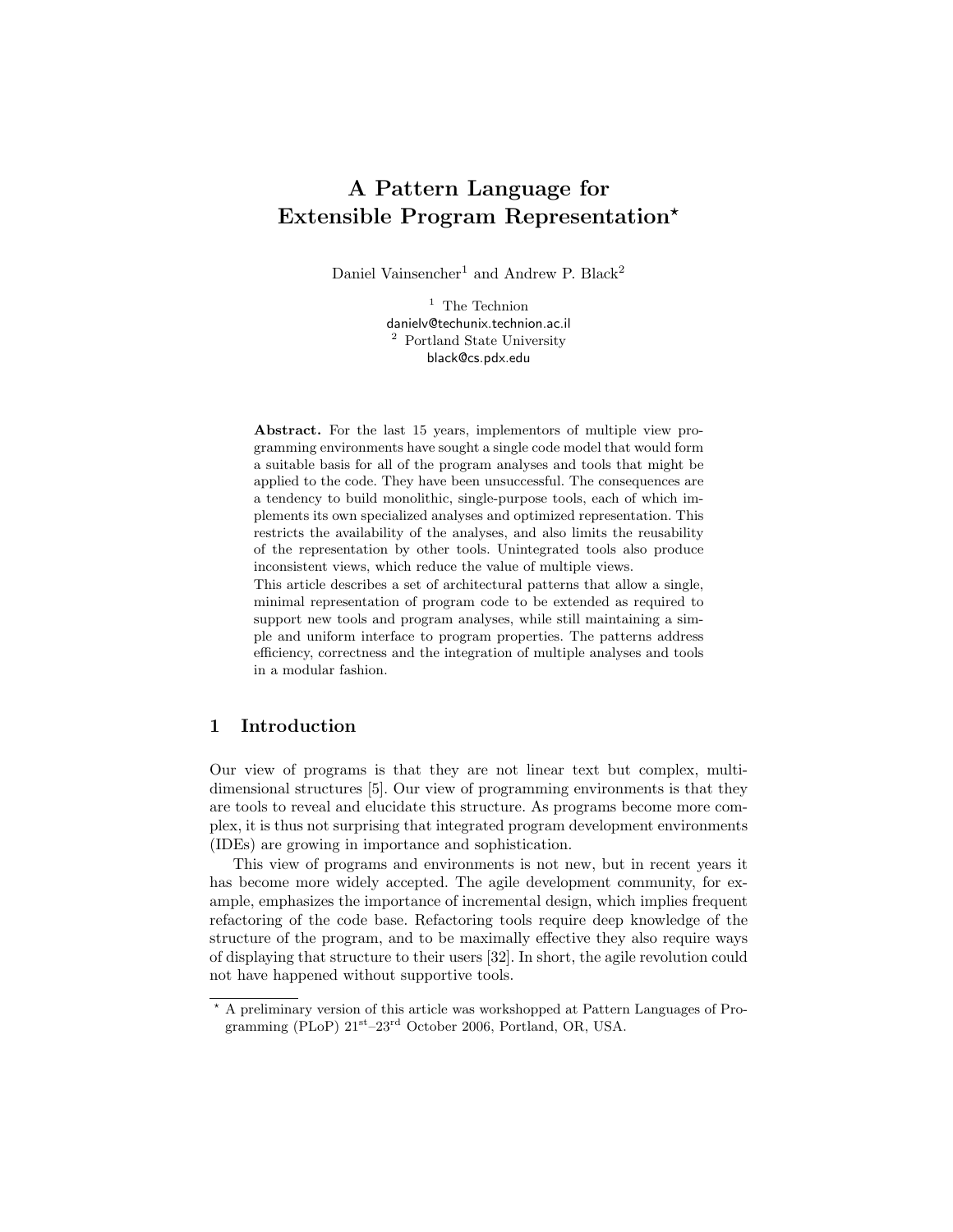# A Pattern Language for Extensible Program Representation*

Daniel Vainsencher[1] and Andrew P. Black[2]

[1] The Technion
danielv@techunix.technion.ac.il
[2] Portland State University
black@cs.pdx.edu

**Abstract.** For the last 15 years, implementors of multiple view programming environments have sought a single code model that would form a suitable basis for all of the program analyses and tools that might be applied to the code. They have been unsuccessful. The consequences are a tendency to build monolithic, single-purpose tools, each of which implements its own specialized analyses and optimized representation. This restricts the availability of the analyses, and also limits the reusability of the representation by other tools. Unintegrated tools also produce inconsistent views, which reduce the value of multiple views.
This article describes a set of architectural patterns that allow a single, minimal representation of program code to be extended as required to support new tools and program analyses, while still maintaining a simple and uniform interface to program properties. The patterns address efficiency, correctness and the integration of multiple analyses and tools in a modular fashion.

## 1 Introduction

Our view of programs is that they are not linear text but complex, multi-dimensional structures [5]. Our view of programming environments is that they are tools to reveal and elucidate this structure. As programs become more complex, it is thus not surprising that integrated program development environments (IDEs) are growing in importance and sophistication.

This view of programs and environments is not new, but in recent years it has become more widely accepted. The agile development community, for example, emphasizes the importance of incremental design, which implies frequent refactoring of the code base. Refactoring tools require deep knowledge of the structure of the program, and to be maximally effective they also require ways of displaying that structure to their users [32]. In short, the agile revolution could not have happened without supportive tools.

* A preliminary version of this article was workshopped at Pattern Languages of Programming (PLoP) 21st–23rd October 2006, Portland, OR, USA.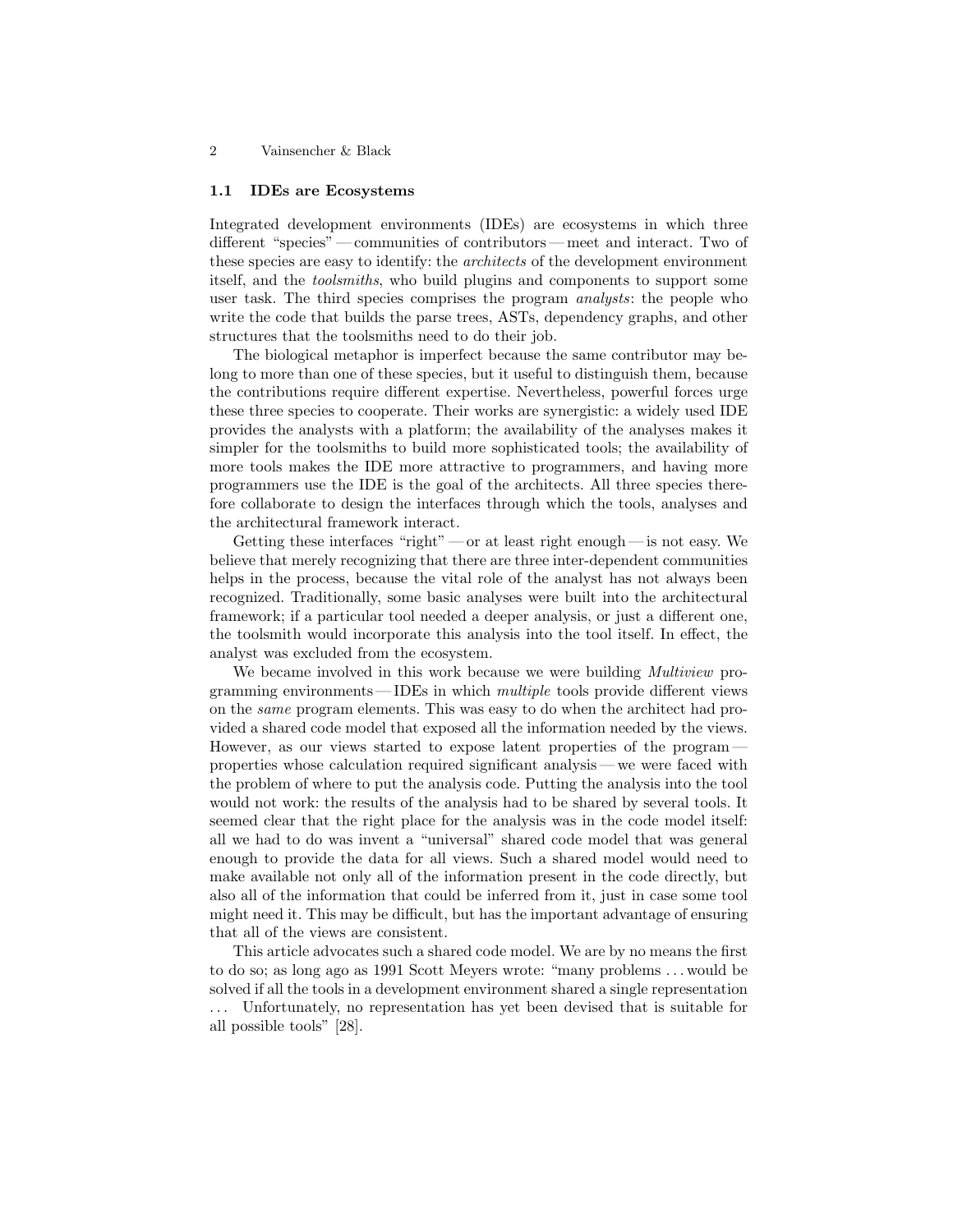### 1.1 IDEs are Ecosystems

Integrated development environments (IDEs) are ecosystems in which three different "species" — communities of contributors — meet and interact. Two of these species are easy to identify: the *architects* of the development environment itself, and the *toolsmiths*, who build plugins and components to support some user task. The third species comprises the program *analysts*: the people who write the code that builds the parse trees, ASTs, dependency graphs, and other structures that the toolsmiths need to do their job.

The biological metaphor is imperfect because the same contributor may belong to more than one of these species, but it useful to distinguish them, because the contributions require different expertise. Nevertheless, powerful forces urge these three species to cooperate. Their works are synergistic: a widely used IDE provides the analysts with a platform; the availability of the analyses makes it simpler for the toolsmiths to build more sophisticated tools; the availability of more tools makes the IDE more attractive to programmers, and having more programmers use the IDE is the goal of the architects. All three species therefore collaborate to design the interfaces through which the tools, analyses and the architectural framework interact.

Getting these interfaces "right" — or at least right enough — is not easy. We believe that merely recognizing that there are three inter-dependent communities helps in the process, because the vital role of the analyst has not always been recognized. Traditionally, some basic analyses were built into the architectural framework; if a particular tool needed a deeper analysis, or just a different one, the toolsmith would incorporate this analysis into the tool itself. In effect, the analyst was excluded from the ecosystem.

We became involved in this work because we were building *Multiview* programming environments — IDEs in which *multiple* tools provide different views on the *same* program elements. This was easy to do when the architect had provided a shared code model that exposed all the information needed by the views. However, as our views started to expose latent properties of the program — properties whose calculation required significant analysis — we were faced with the problem of where to put the analysis code. Putting the analysis into the tool would not work: the results of the analysis had to be shared by several tools. It seemed clear that the right place for the analysis was in the code model itself: all we had to do was invent a "universal" shared code model that was general enough to provide the data for all views. Such a shared model would need to make available not only all of the information present in the code directly, but also all of the information that could be inferred from it, just in case some tool might need it. This may be difficult, but has the important advantage of ensuring that all of the views are consistent.

This article advocates such a shared code model. We are by no means the first to do so; as long ago as 1991 Scott Meyers wrote: "many problems . . . would be solved if all the tools in a development environment shared a single representation . . . Unfortunately, no representation has yet been devised that is suitable for all possible tools" [28].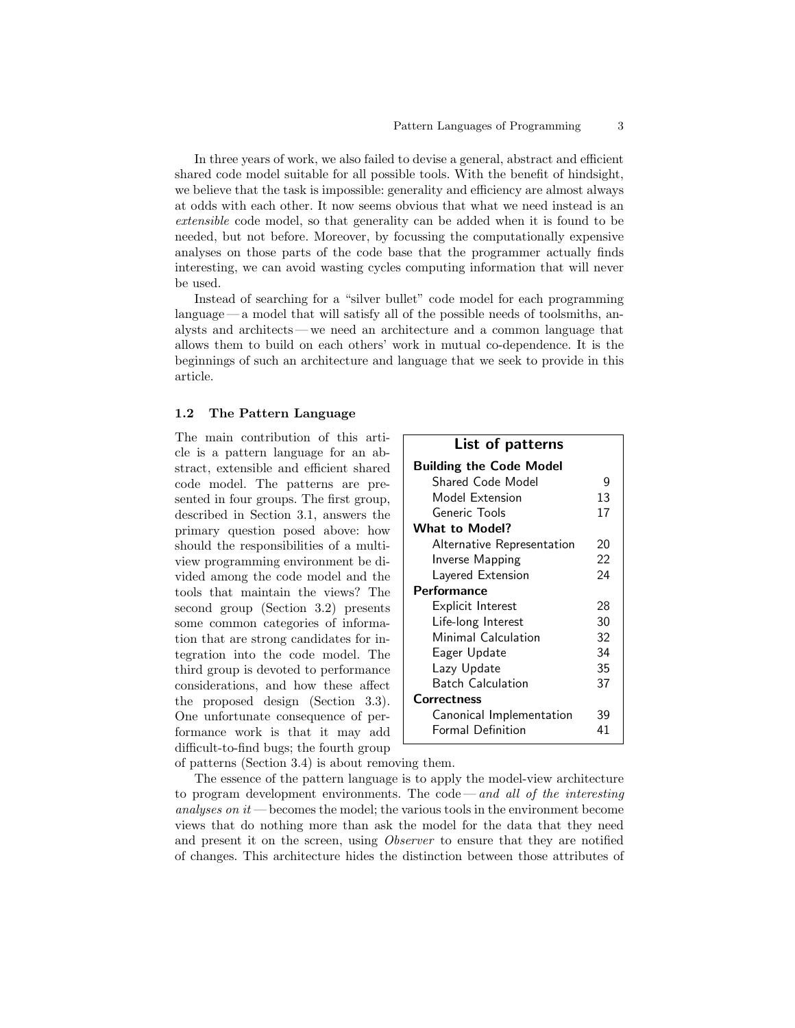In three years of work, we also failed to devise a general, abstract and efficient shared code model suitable for all possible tools. With the benefit of hindsight, we believe that the task is impossible: generality and efficiency are almost always at odds with each other. It now seems obvious that what we need instead is an *extensible* code model, so that generality can be added when it is found to be needed, but not before. Moreover, by focussing the computationally expensive analyses on those parts of the code base that the programmer actually finds interesting, we can avoid wasting cycles computing information that will never be used.

Instead of searching for a "silver bullet" code model for each programming language — a model that will satisfy all of the possible needs of toolsmiths, analysts and architects — we need an architecture and a common language that allows them to build on each others' work in mutual co-dependence. It is the beginnings of such an architecture and language that we seek to provide in this article.

### 1.2 The Pattern Language

The main contribution of this article is a pattern language for an abstract, extensible and efficient shared code model. The patterns are presented in four groups. The first group, described in Section 3.1, answers the primary question posed above: how should the responsibilities of a multi-view programming environment be divided among the code model and the tools that maintain the views? The second group (Section 3.2) presents some common categories of information that are strong candidates for integration into the code model. The third group is devoted to performance considerations, and how these affect the proposed design (Section 3.3). One unfortunate consequence of performance work is that it may add difficult-to-find bugs; the fourth group of patterns (Section 3.4) is about removing them.

| List of patterns | |
|---|---|
| **Building the Code Model** | |
| Shared Code Model | 9 |
| Model Extension | 13 |
| Generic Tools | 17 |
| **What to Model?** | |
| Alternative Representation | 20 |
| Inverse Mapping | 22 |
| Layered Extension | 24 |
| **Performance** | |
| Explicit Interest | 28 |
| Life-long Interest | 30 |
| Minimal Calculation | 32 |
| Eager Update | 34 |
| Lazy Update | 35 |
| Batch Calculation | 37 |
| **Correctness** | |
| Canonical Implementation | 39 |
| Formal Definition | 41 |

The essence of the pattern language is to apply the model-view architecture to program development environments. The code — *and all of the interesting analyses on it* — becomes the model; the various tools in the environment become views that do nothing more than ask the model for the data that they need and present it on the screen, using *Observer* to ensure that they are notified of changes. This architecture hides the distinction between those attributes of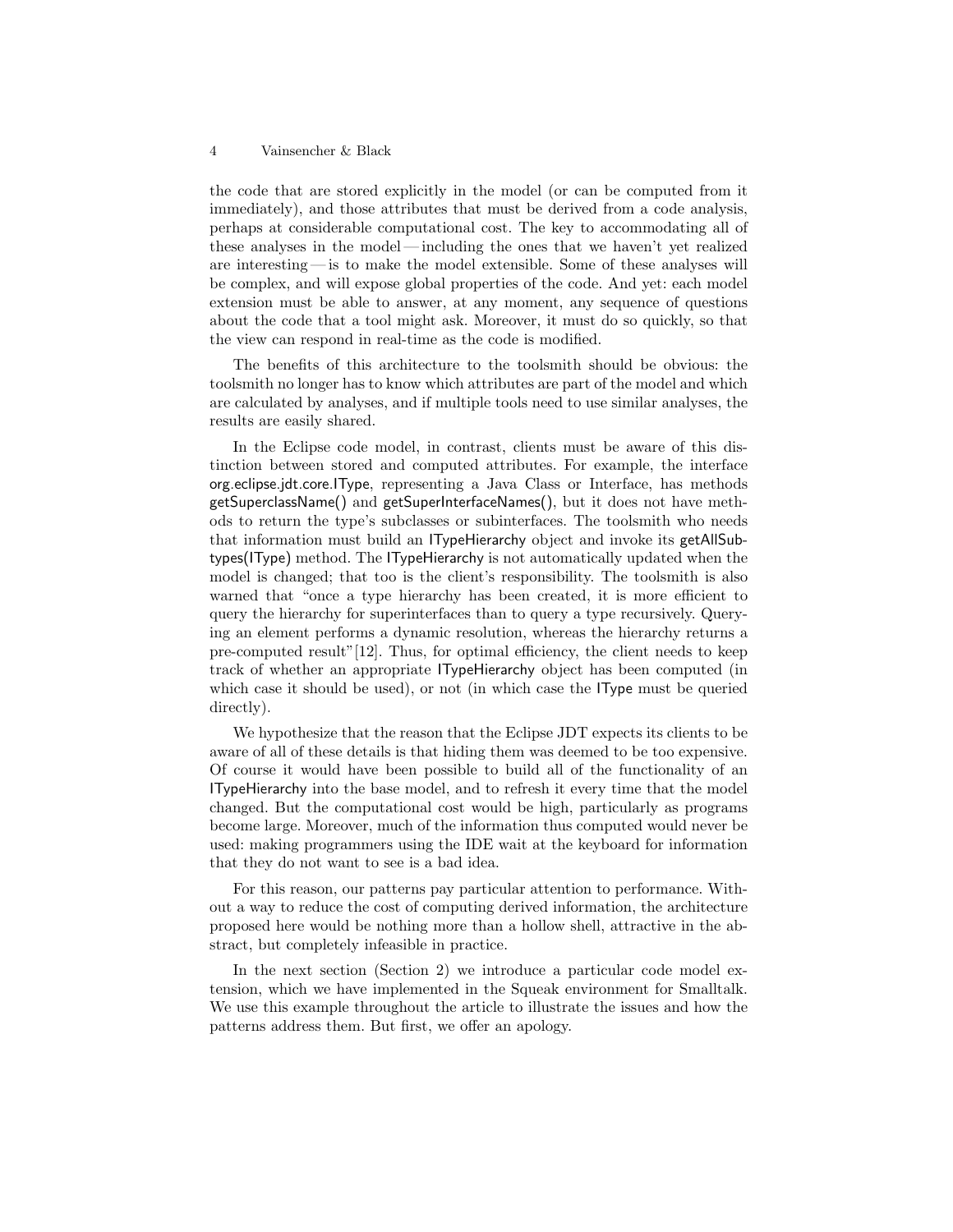the code that are stored explicitly in the model (or can be computed from it immediately), and those attributes that must be derived from a code analysis, perhaps at considerable computational cost. The key to accommodating all of these analyses in the model — including the ones that we haven't yet realized are interesting — is to make the model extensible. Some of these analyses will be complex, and will expose global properties of the code. And yet: each model extension must be able to answer, at any moment, any sequence of questions about the code that a tool might ask. Moreover, it must do so quickly, so that the view can respond in real-time as the code is modified.

The benefits of this architecture to the toolsmith should be obvious: the toolsmith no longer has to know which attributes are part of the model and which are calculated by analyses, and if multiple tools need to use similar analyses, the results are easily shared.

In the Eclipse code model, in contrast, clients must be aware of this distinction between stored and computed attributes. For example, the interface org.eclipse.jdt.core.IType, representing a Java Class or Interface, has methods getSuperclassName() and getSuperInterfaceNames(), but it does not have methods to return the type's subclasses or subinterfaces. The toolsmith who needs that information must build an ITypeHierarchy object and invoke its getAllSubtypes(IType) method. The ITypeHierarchy is not automatically updated when the model is changed; that too is the client's responsibility. The toolsmith is also warned that "once a type hierarchy has been created, it is more efficient to query the hierarchy for superinterfaces than to query a type recursively. Querying an element performs a dynamic resolution, whereas the hierarchy returns a pre-computed result"[12]. Thus, for optimal efficiency, the client needs to keep track of whether an appropriate ITypeHierarchy object has been computed (in which case it should be used), or not (in which case the IType must be queried directly).

We hypothesize that the reason that the Eclipse JDT expects its clients to be aware of all of these details is that hiding them was deemed to be too expensive. Of course it would have been possible to build all of the functionality of an ITypeHierarchy into the base model, and to refresh it every time that the model changed. But the computational cost would be high, particularly as programs become large. Moreover, much of the information thus computed would never be used: making programmers using the IDE wait at the keyboard for information that they do not want to see is a bad idea.

For this reason, our patterns pay particular attention to performance. Without a way to reduce the cost of computing derived information, the architecture proposed here would be nothing more than a hollow shell, attractive in the abstract, but completely infeasible in practice.

In the next section (Section 2) we introduce a particular code model extension, which we have implemented in the Squeak environment for Smalltalk. We use this example throughout the article to illustrate the issues and how the patterns address them. But first, we offer an apology.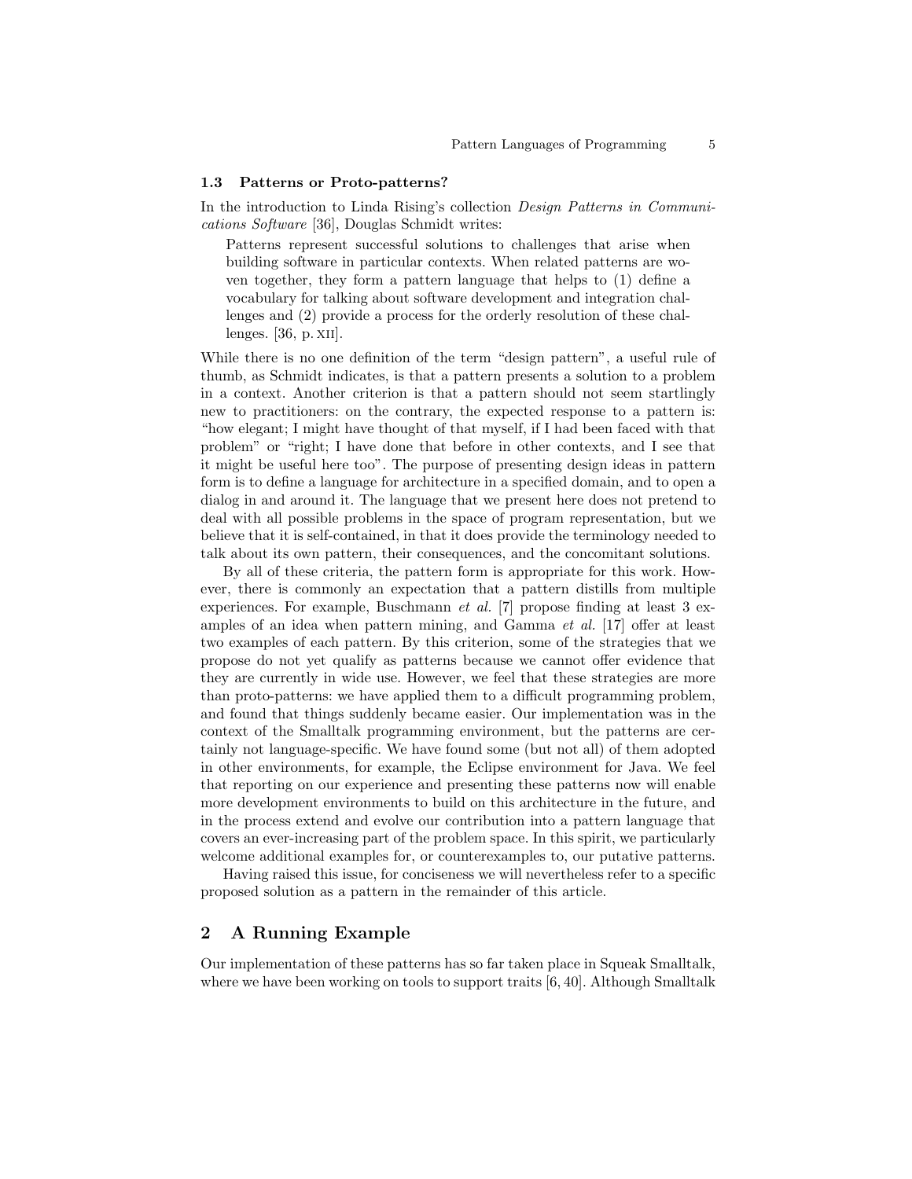### 1.3 Patterns or Proto-patterns?

In the introduction to Linda Rising's collection *Design Patterns in Communications Software* [36], Douglas Schmidt writes:

> Patterns represent successful solutions to challenges that arise when building software in particular contexts. When related patterns are woven together, they form a pattern language that helps to (1) define a vocabulary for talking about software development and integration challenges and (2) provide a process for the orderly resolution of these challenges. [36, p. XII].

While there is no one definition of the term "design pattern", a useful rule of thumb, as Schmidt indicates, is that a pattern presents a solution to a problem in a context. Another criterion is that a pattern should not seem startlingly new to practitioners: on the contrary, the expected response to a pattern is: "how elegant; I might have thought of that myself, if I had been faced with that problem" or "right; I have done that before in other contexts, and I see that it might be useful here too". The purpose of presenting design ideas in pattern form is to define a language for architecture in a specified domain, and to open a dialog in and around it. The language that we present here does not pretend to deal with all possible problems in the space of program representation, but we believe that it is self-contained, in that it does provide the terminology needed to talk about its own pattern, their consequences, and the concomitant solutions.

By all of these criteria, the pattern form is appropriate for this work. However, there is commonly an expectation that a pattern distills from multiple experiences. For example, Buschmann *et al.* [7] propose finding at least 3 examples of an idea when pattern mining, and Gamma *et al.* [17] offer at least two examples of each pattern. By this criterion, some of the strategies that we propose do not yet qualify as patterns because we cannot offer evidence that they are currently in wide use. However, we feel that these strategies are more than proto-patterns: we have applied them to a difficult programming problem, and found that things suddenly became easier. Our implementation was in the context of the Smalltalk programming environment, but the patterns are certainly not language-specific. We have found some (but not all) of them adopted in other environments, for example, the Eclipse environment for Java. We feel that reporting on our experience and presenting these patterns now will enable more development environments to build on this architecture in the future, and in the process extend and evolve our contribution into a pattern language that covers an ever-increasing part of the problem space. In this spirit, we particularly welcome additional examples for, or counterexamples to, our putative patterns.

Having raised this issue, for conciseness we will nevertheless refer to a specific proposed solution as a pattern in the remainder of this article.

## 2 A Running Example

Our implementation of these patterns has so far taken place in Squeak Smalltalk, where we have been working on tools to support traits [6, 40]. Although Smalltalk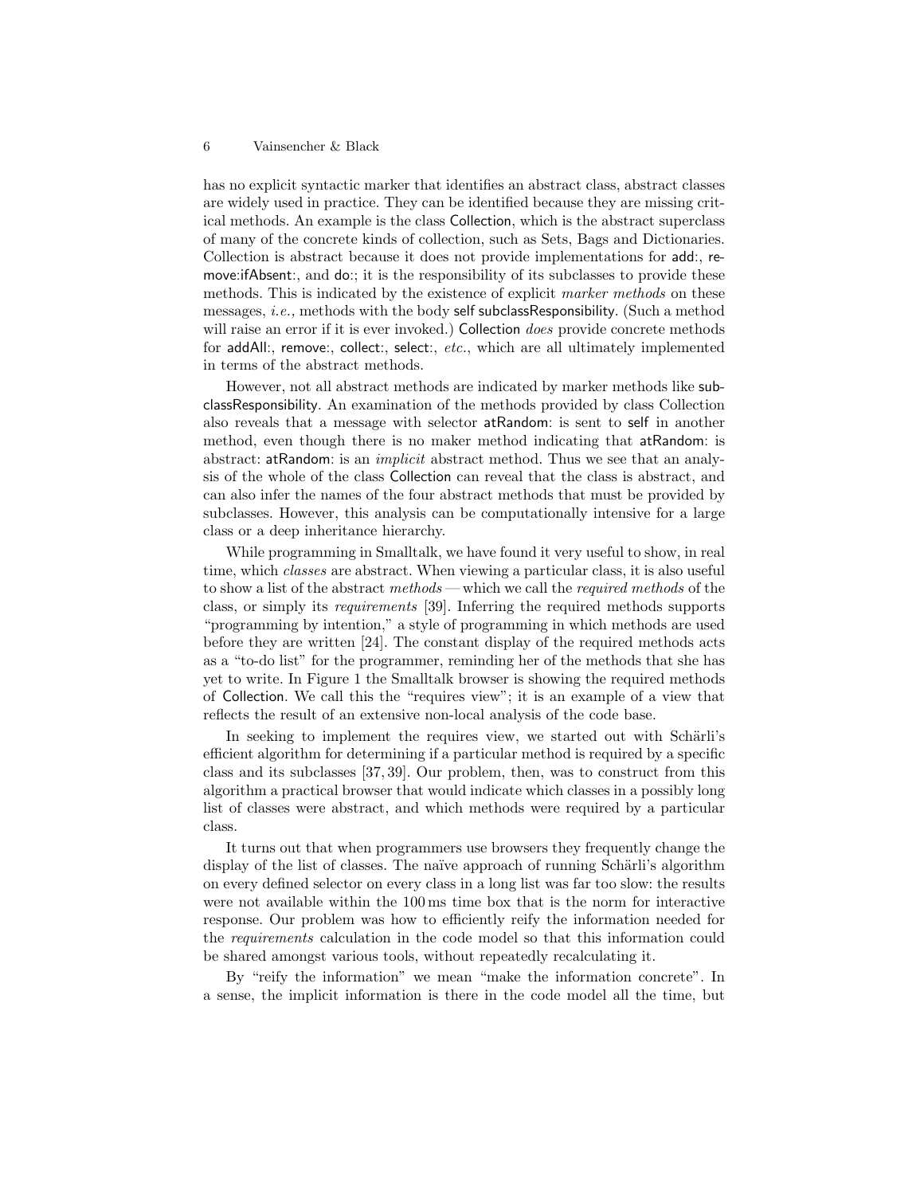has no explicit syntactic marker that identifies an abstract class, abstract classes are widely used in practice. They can be identified because they are missing critical methods. An example is the class Collection, which is the abstract superclass of many of the concrete kinds of collection, such as Sets, Bags and Dictionaries. Collection is abstract because it does not provide implementations for add:, remove:ifAbsent:, and do:; it is the responsibility of its subclasses to provide these methods. This is indicated by the existence of explicit *marker methods* on these messages, *i.e.,* methods with the body self subclassResponsibility. (Such a method will raise an error if it is ever invoked.) Collection *does* provide concrete methods for addAll:, remove:, collect:, select:, *etc.*, which are all ultimately implemented in terms of the abstract methods.

However, not all abstract methods are indicated by marker methods like subclassResponsibility. An examination of the methods provided by class Collection also reveals that a message with selector atRandom: is sent to self in another method, even though there is no maker method indicating that atRandom: is abstract: atRandom: is an *implicit* abstract method. Thus we see that an analysis of the whole of the class Collection can reveal that the class is abstract, and can also infer the names of the four abstract methods that must be provided by subclasses. However, this analysis can be computationally intensive for a large class or a deep inheritance hierarchy.

While programming in Smalltalk, we have found it very useful to show, in real time, which *classes* are abstract. When viewing a particular class, it is also useful to show a list of the abstract *methods* — which we call the *required methods* of the class, or simply its *requirements* [39]. Inferring the required methods supports "programming by intention," a style of programming in which methods are used before they are written [24]. The constant display of the required methods acts as a "to-do list" for the programmer, reminding her of the methods that she has yet to write. In Figure 1 the Smalltalk browser is showing the required methods of Collection. We call this the "requires view"; it is an example of a view that reflects the result of an extensive non-local analysis of the code base.

In seeking to implement the requires view, we started out with Schärli's efficient algorithm for determining if a particular method is required by a specific class and its subclasses [37, 39]. Our problem, then, was to construct from this algorithm a practical browser that would indicate which classes in a possibly long list of classes were abstract, and which methods were required by a particular class.

It turns out that when programmers use browsers they frequently change the display of the list of classes. The naïve approach of running Schärli's algorithm on every defined selector on every class in a long list was far too slow: the results were not available within the 100 ms time box that is the norm for interactive response. Our problem was how to efficiently reify the information needed for the *requirements* calculation in the code model so that this information could be shared amongst various tools, without repeatedly recalculating it.

By "reify the information" we mean "make the information concrete". In a sense, the implicit information is there in the code model all the time, but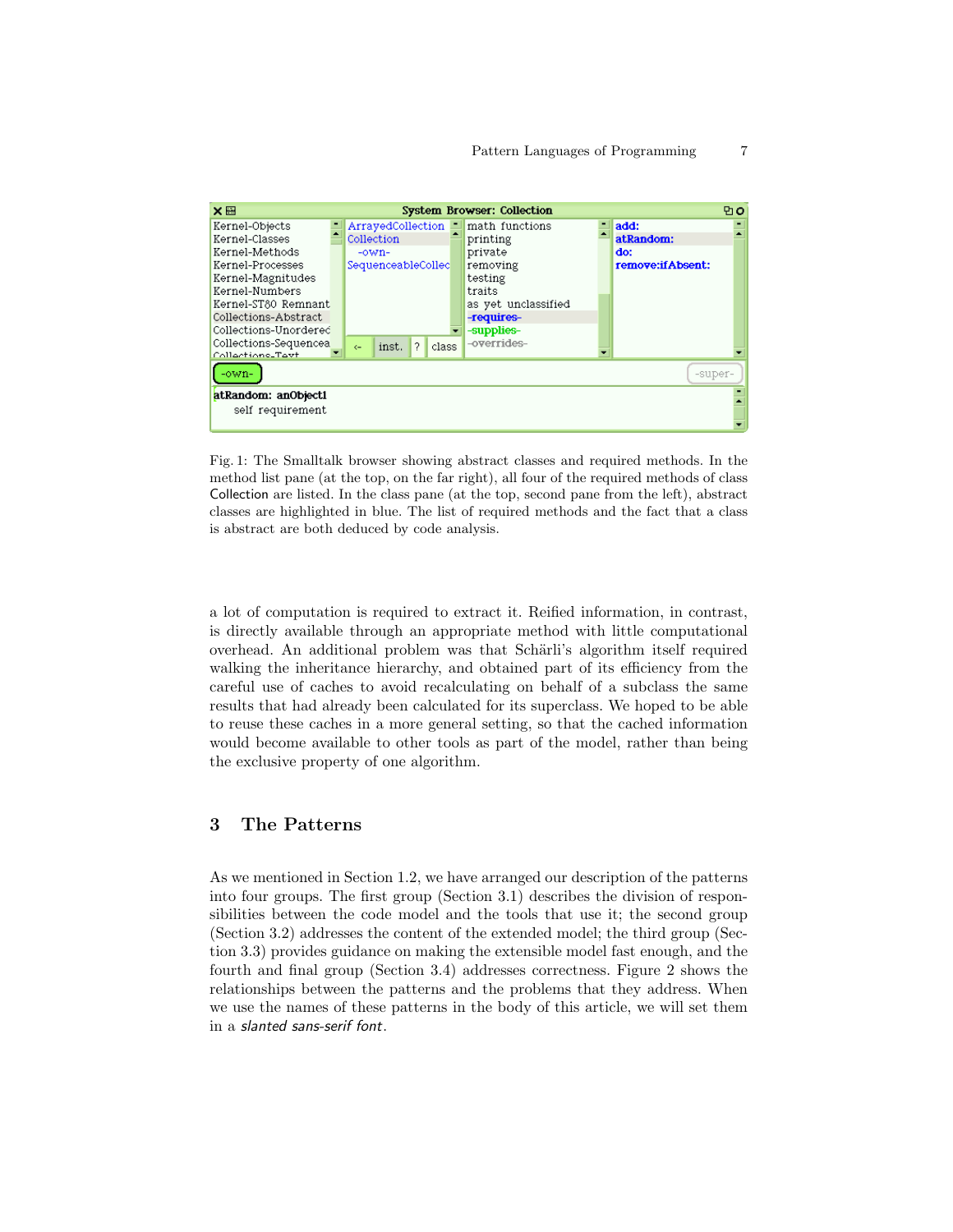Fig. 1: The Smalltalk browser showing abstract classes and required methods. In the method list pane (at the top, on the far right), all four of the required methods of class Collection are listed. In the class pane (at the top, second pane from the left), abstract classes are highlighted in blue. The list of required methods and the fact that a class is abstract are both deduced by code analysis.

a lot of computation is required to extract it. Reified information, in contrast, is directly available through an appropriate method with little computational overhead. An additional problem was that Schärli's algorithm itself required walking the inheritance hierarchy, and obtained part of its efficiency from the careful use of caches to avoid recalculating on behalf of a subclass the same results that had already been calculated for its superclass. We hoped to be able to reuse these caches in a more general setting, so that the cached information would become available to other tools as part of the model, rather than being the exclusive property of one algorithm.

## 3 The Patterns

As we mentioned in Section 1.2, we have arranged our description of the patterns into four groups. The first group (Section 3.1) describes the division of responsibilities between the code model and the tools that use it; the second group (Section 3.2) addresses the content of the extended model; the third group (Section 3.3) provides guidance on making the extensible model fast enough, and the fourth and final group (Section 3.4) addresses correctness. Figure 2 shows the relationships between the patterns and the problems that they address. When we use the names of these patterns in the body of this article, we will set them in a *slanted sans-serif font*.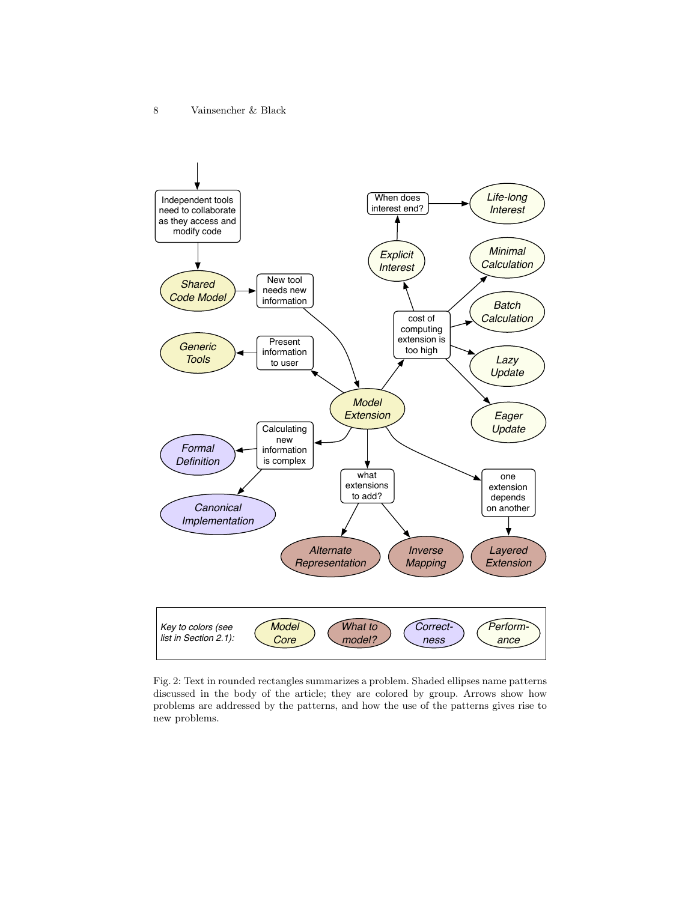Fig. 2: Text in rounded rectangles summarizes a problem. Shaded ellipses name patterns discussed in the body of the article; they are colored by group. Arrows show how problems are addressed by the patterns, and how the use of the patterns gives rise to new problems.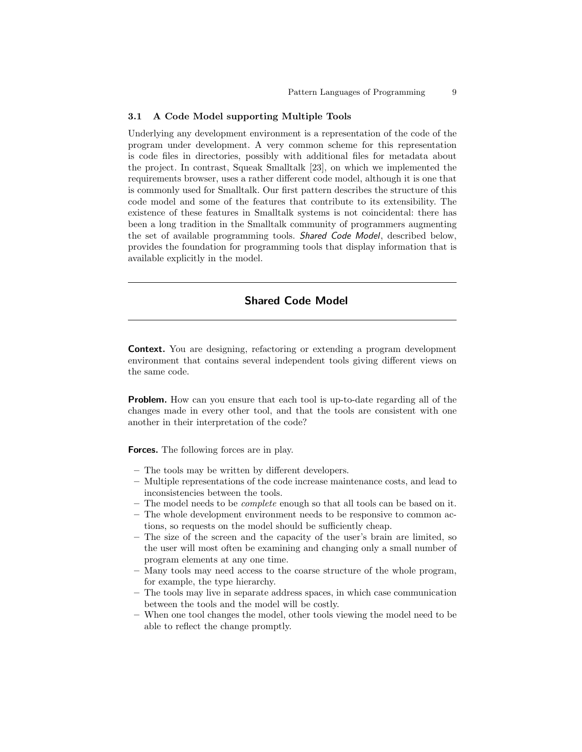### 3.1 A Code Model supporting Multiple Tools

Underlying any development environment is a representation of the code of the program under development. A very common scheme for this representation is code files in directories, possibly with additional files for metadata about the project. In contrast, Squeak Smalltalk [23], on which we implemented the requirements browser, uses a rather different code model, although it is one that is commonly used for Smalltalk. Our first pattern describes the structure of this code model and some of the features that contribute to its extensibility. The existence of these features in Smalltalk systems is not coincidental: there has been a long tradition in the Smalltalk community of programmers augmenting the set of available programming tools. *Shared Code Model*, described below, provides the foundation for programming tools that display information that is available explicitly in the model.

---

## Shared Code Model

---

**Context.** You are designing, refactoring or extending a program development environment that contains several independent tools giving different views on the same code.

**Problem.** How can you ensure that each tool is up-to-date regarding all of the changes made in every other tool, and that the tools are consistent with one another in their interpretation of the code?

**Forces.** The following forces are in play.

- The tools may be written by different developers.
- Multiple representations of the code increase maintenance costs, and lead to inconsistencies between the tools.
- The model needs to be *complete* enough so that all tools can be based on it.
- The whole development environment needs to be responsive to common actions, so requests on the model should be sufficiently cheap.
- The size of the screen and the capacity of the user's brain are limited, so the user will most often be examining and changing only a small number of program elements at any one time.
- Many tools may need access to the coarse structure of the whole program, for example, the type hierarchy.
- The tools may live in separate address spaces, in which case communication between the tools and the model will be costly.
- When one tool changes the model, other tools viewing the model need to be able to reflect the change promptly.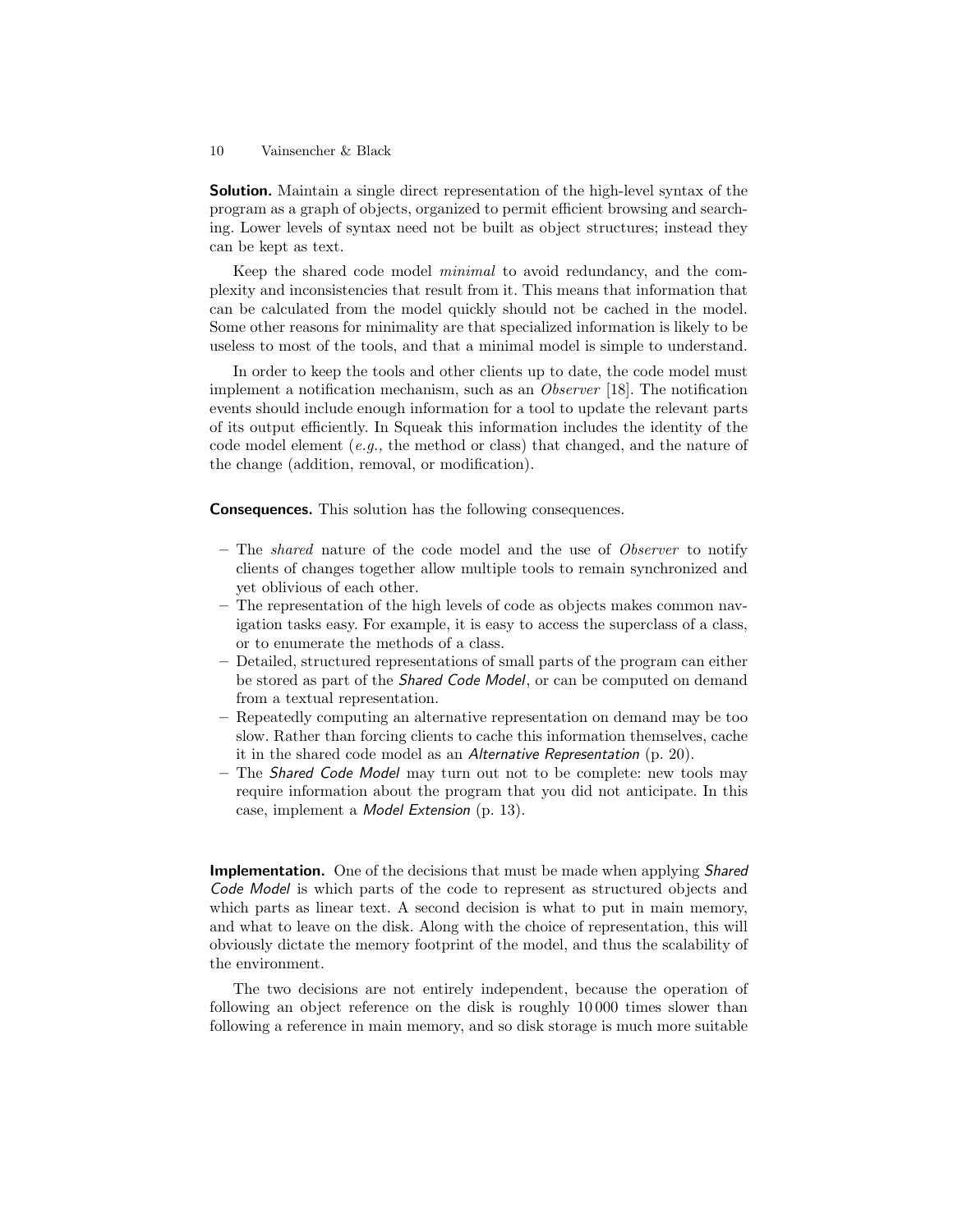**Solution.** Maintain a single direct representation of the high-level syntax of the program as a graph of objects, organized to permit efficient browsing and searching. Lower levels of syntax need not be built as object structures; instead they can be kept as text.

Keep the shared code model *minimal* to avoid redundancy, and the complexity and inconsistencies that result from it. This means that information that can be calculated from the model quickly should not be cached in the model. Some other reasons for minimality are that specialized information is likely to be useless to most of the tools, and that a minimal model is simple to understand.

In order to keep the tools and other clients up to date, the code model must implement a notification mechanism, such as an *Observer* [18]. The notification events should include enough information for a tool to update the relevant parts of its output efficiently. In Squeak this information includes the identity of the code model element (*e.g.,* the method or class) that changed, and the nature of the change (addition, removal, or modification).

**Consequences.** This solution has the following consequences.

- The *shared* nature of the code model and the use of *Observer* to notify clients of changes together allow multiple tools to remain synchronized and yet oblivious of each other.
- The representation of the high levels of code as objects makes common navigation tasks easy. For example, it is easy to access the superclass of a class, or to enumerate the methods of a class.
- Detailed, structured representations of small parts of the program can either be stored as part of the *Shared Code Model*, or can be computed on demand from a textual representation.
- Repeatedly computing an alternative representation on demand may be too slow. Rather than forcing clients to cache this information themselves, cache it in the shared code model as an *Alternative Representation* (p. 20).
- The *Shared Code Model* may turn out not to be complete: new tools may require information about the program that you did not anticipate. In this case, implement a *Model Extension* (p. 13).

**Implementation.** One of the decisions that must be made when applying *Shared Code Model* is which parts of the code to represent as structured objects and which parts as linear text. A second decision is what to put in main memory, and what to leave on the disk. Along with the choice of representation, this will obviously dictate the memory footprint of the model, and thus the scalability of the environment.

The two decisions are not entirely independent, because the operation of following an object reference on the disk is roughly 10 000 times slower than following a reference in main memory, and so disk storage is much more suitable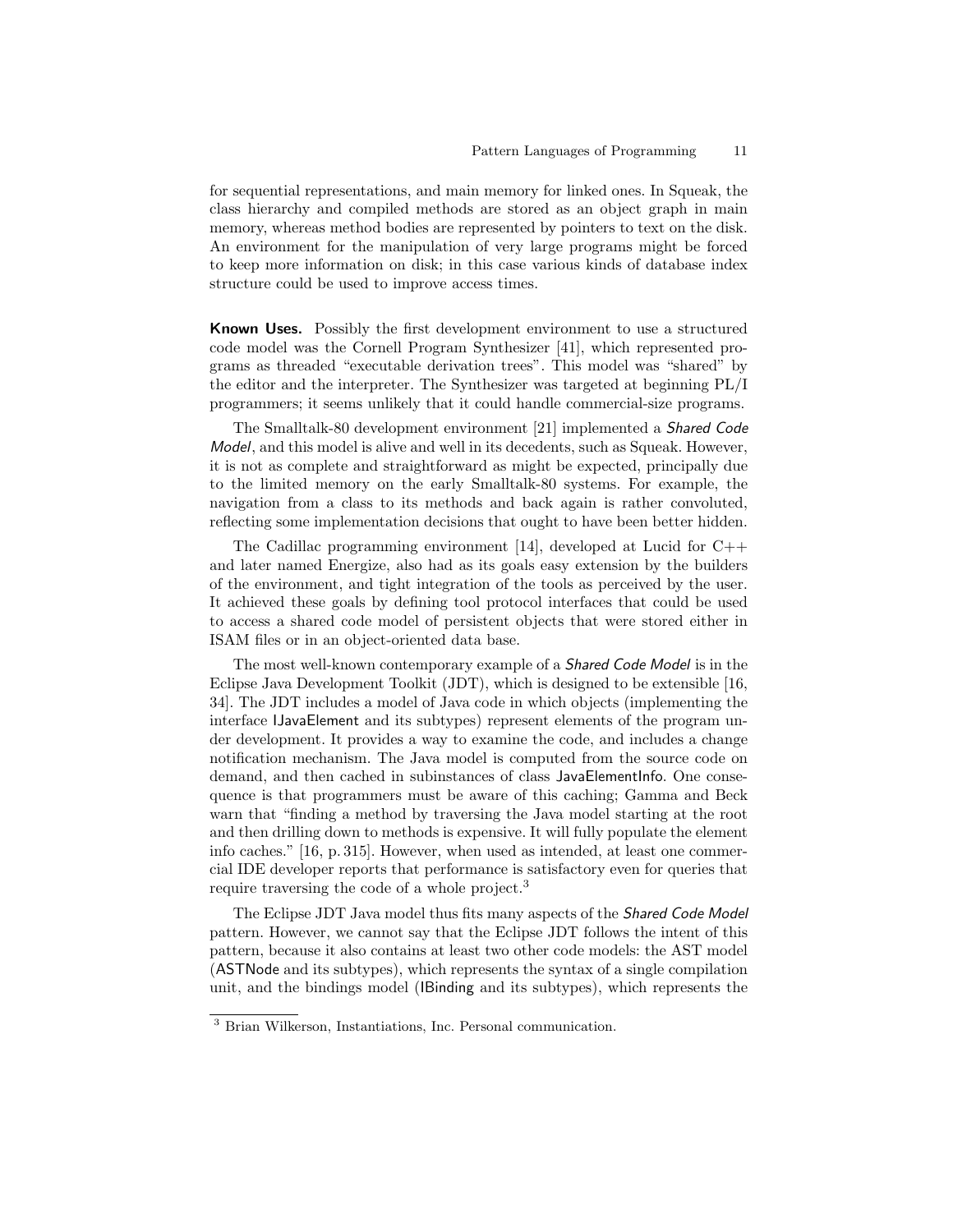for sequential representations, and main memory for linked ones. In Squeak, the class hierarchy and compiled methods are stored as an object graph in main memory, whereas method bodies are represented by pointers to text on the disk. An environment for the manipulation of very large programs might be forced to keep more information on disk; in this case various kinds of database index structure could be used to improve access times.

**Known Uses.** Possibly the first development environment to use a structured code model was the Cornell Program Synthesizer [41], which represented programs as threaded "executable derivation trees". This model was "shared" by the editor and the interpreter. The Synthesizer was targeted at beginning PL/I programmers; it seems unlikely that it could handle commercial-size programs.

The Smalltalk-80 development environment [21] implemented a *Shared Code Model*, and this model is alive and well in its decedents, such as Squeak. However, it is not as complete and straightforward as might be expected, principally due to the limited memory on the early Smalltalk-80 systems. For example, the navigation from a class to its methods and back again is rather convoluted, reflecting some implementation decisions that ought to have been better hidden.

The Cadillac programming environment [14], developed at Lucid for C++ and later named Energize, also had as its goals easy extension by the builders of the environment, and tight integration of the tools as perceived by the user. It achieved these goals by defining tool protocol interfaces that could be used to access a shared code model of persistent objects that were stored either in ISAM files or in an object-oriented data base.

The most well-known contemporary example of a *Shared Code Model* is in the Eclipse Java Development Toolkit (JDT), which is designed to be extensible [16, 34]. The JDT includes a model of Java code in which objects (implementing the interface IJavaElement and its subtypes) represent elements of the program under development. It provides a way to examine the code, and includes a change notification mechanism. The Java model is computed from the source code on demand, and then cached in subinstances of class JavaElementInfo. One consequence is that programmers must be aware of this caching; Gamma and Beck warn that "finding a method by traversing the Java model starting at the root and then drilling down to methods is expensive. It will fully populate the element info caches." [16, p. 315]. However, when used as intended, at least one commercial IDE developer reports that performance is satisfactory even for queries that require traversing the code of a whole project.[3]

The Eclipse JDT Java model thus fits many aspects of the *Shared Code Model* pattern. However, we cannot say that the Eclipse JDT follows the intent of this pattern, because it also contains at least two other code models: the AST model (ASTNode and its subtypes), which represents the syntax of a single compilation unit, and the bindings model (IBinding and its subtypes), which represents the

[3] Brian Wilkerson, Instantiations, Inc. Personal communication.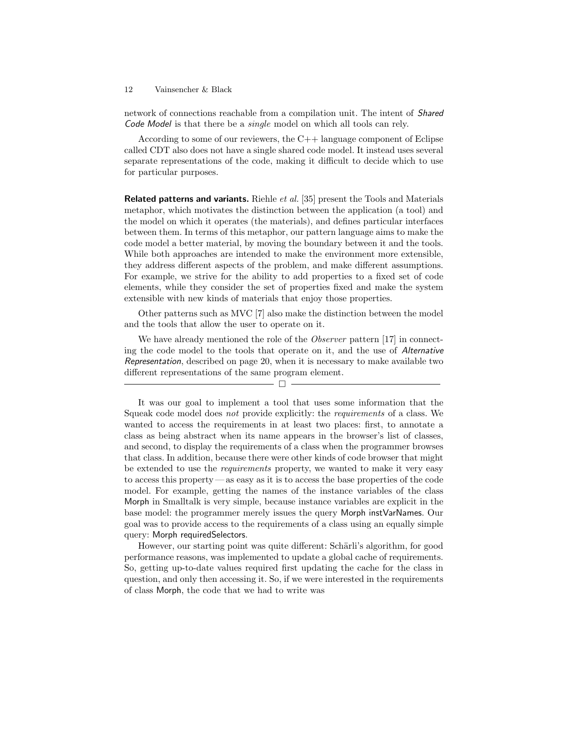network of connections reachable from a compilation unit. The intent of *Shared Code Model* is that there be a *single* model on which all tools can rely.

According to some of our reviewers, the C++ language component of Eclipse called CDT also does not have a single shared code model. It instead uses several separate representations of the code, making it difficult to decide which to use for particular purposes.

**Related patterns and variants.** Riehle *et al.* [35] present the Tools and Materials metaphor, which motivates the distinction between the application (a tool) and the model on which it operates (the materials), and defines particular interfaces between them. In terms of this metaphor, our pattern language aims to make the code model a better material, by moving the boundary between it and the tools. While both approaches are intended to make the environment more extensible, they address different aspects of the problem, and make different assumptions. For example, we strive for the ability to add properties to a fixed set of code elements, while they consider the set of properties fixed and make the system extensible with new kinds of materials that enjoy those properties.

Other patterns such as MVC [7] also make the distinction between the model and the tools that allow the user to operate on it.

We have already mentioned the role of the *Observer* pattern [17] in connecting the code model to the tools that operate on it, and the use of *Alternative Representation*, described on page 20, when it is necessary to make available two different representations of the same program element.

□

It was our goal to implement a tool that uses some information that the Squeak code model does *not* provide explicitly: the *requirements* of a class. We wanted to access the requirements in at least two places: first, to annotate a class as being abstract when its name appears in the browser's list of classes, and second, to display the requirements of a class when the programmer browses that class. In addition, because there were other kinds of code browser that might be extended to use the *requirements* property, we wanted to make it very easy to access this property — as easy as it is to access the base properties of the code model. For example, getting the names of the instance variables of the class Morph in Smalltalk is very simple, because instance variables are explicit in the base model: the programmer merely issues the query Morph instVarNames. Our goal was to provide access to the requirements of a class using an equally simple query: Morph requiredSelectors.

However, our starting point was quite different: Schärli's algorithm, for good performance reasons, was implemented to update a global cache of requirements. So, getting up-to-date values required first updating the cache for the class in question, and only then accessing it. So, if we were interested in the requirements of class Morph, the code that we had to write was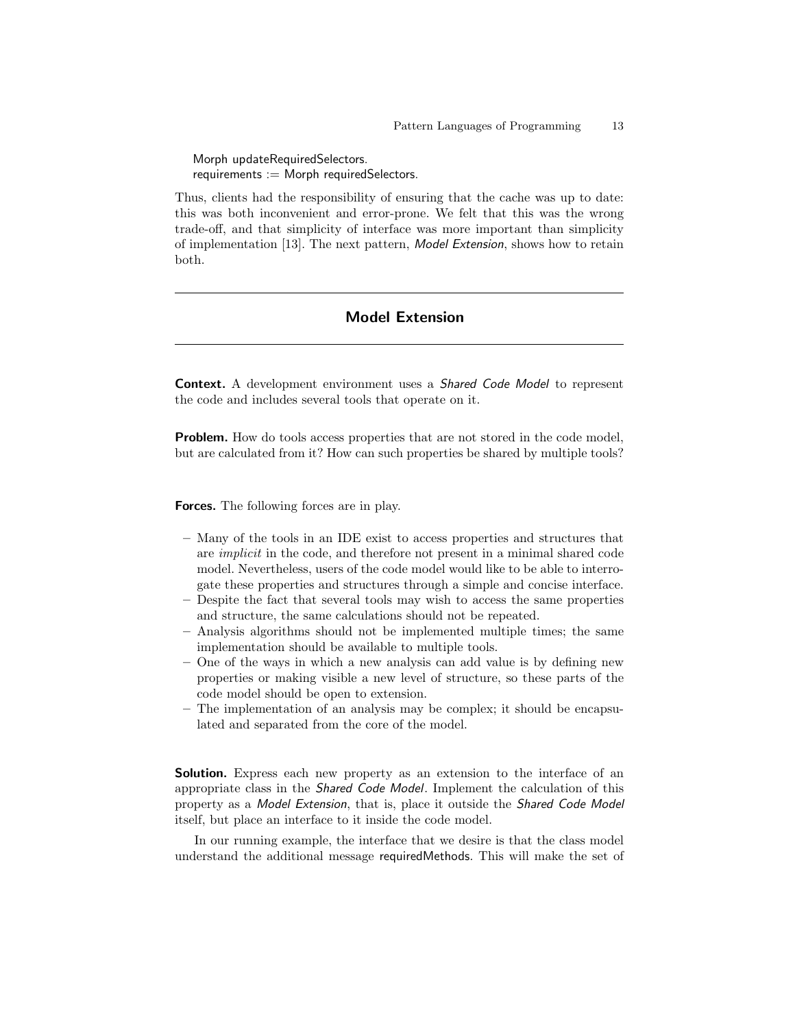```
Morph updateRequiredSelectors.
requirements := Morph requiredSelectors.
```

Thus, clients had the responsibility of ensuring that the cache was up to date: this was both inconvenient and error-prone. We felt that this was the wrong trade-off, and that simplicity of interface was more important than simplicity of implementation [13]. The next pattern, *Model Extension*, shows how to retain both.

---

## Model Extension

---

**Context.** A development environment uses a *Shared Code Model* to represent the code and includes several tools that operate on it.

**Problem.** How do tools access properties that are not stored in the code model, but are calculated from it? How can such properties be shared by multiple tools?

**Forces.** The following forces are in play.

- Many of the tools in an IDE exist to access properties and structures that are *implicit* in the code, and therefore not present in a minimal shared code model. Nevertheless, users of the code model would like to be able to interrogate these properties and structures through a simple and concise interface.
- Despite the fact that several tools may wish to access the same properties and structure, the same calculations should not be repeated.
- Analysis algorithms should not be implemented multiple times; the same implementation should be available to multiple tools.
- One of the ways in which a new analysis can add value is by defining new properties or making visible a new level of structure, so these parts of the code model should be open to extension.
- The implementation of an analysis may be complex; it should be encapsulated and separated from the core of the model.

**Solution.** Express each new property as an extension to the interface of an appropriate class in the *Shared Code Model*. Implement the calculation of this property as a *Model Extension*, that is, place it outside the *Shared Code Model* itself, but place an interface to it inside the code model.

In our running example, the interface that we desire is that the class model understand the additional message requiredMethods. This will make the set of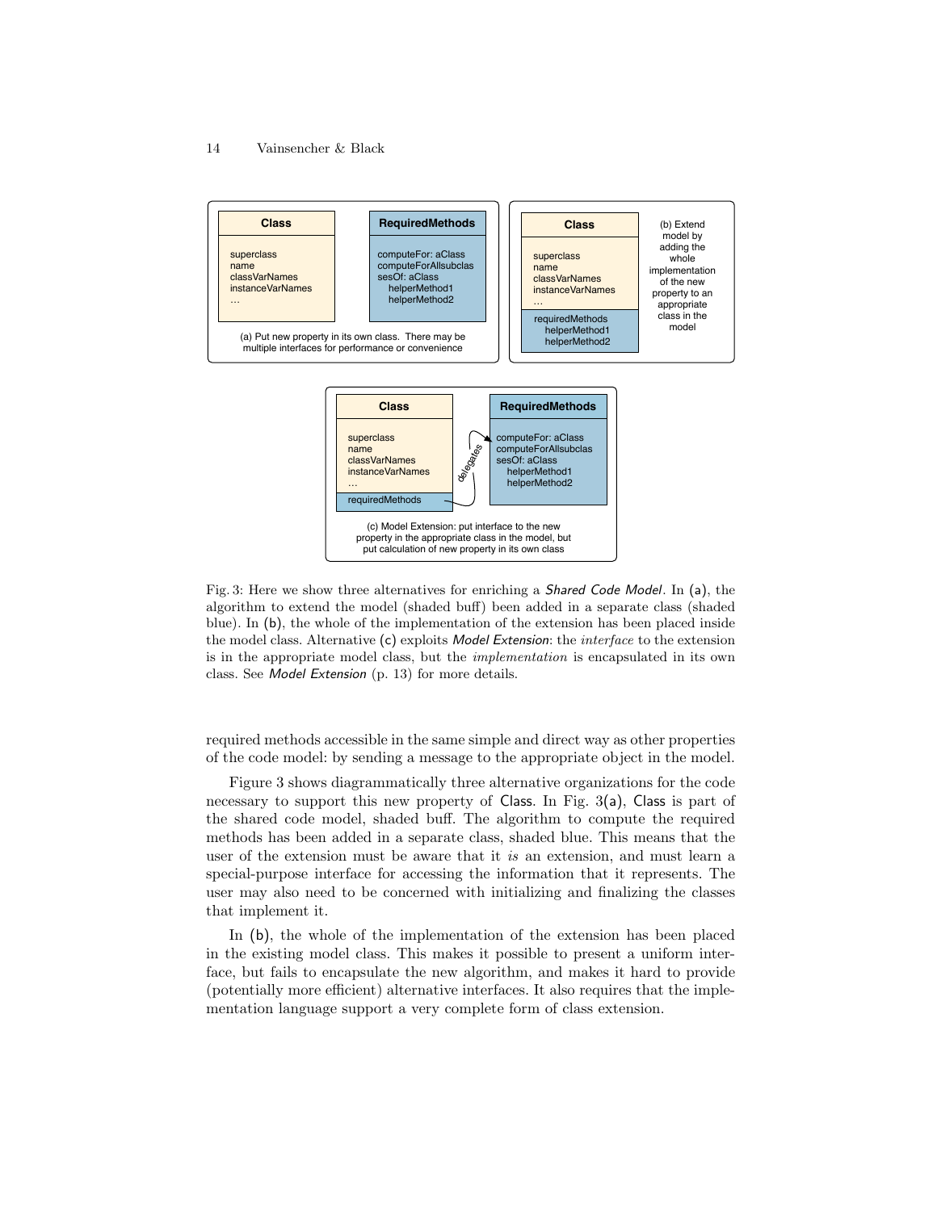Fig. 3: Here we show three alternatives for enriching a *Shared Code Model*. In (a), the algorithm to extend the model (shaded buff) been added in a separate class (shaded blue). In (b), the whole of the implementation of the extension has been placed inside the model class. Alternative (c) exploits *Model Extension*: the *interface* to the extension is in the appropriate model class, but the *implementation* is encapsulated in its own class. See *Model Extension* (p. 13) for more details.

required methods accessible in the same simple and direct way as other properties of the code model: by sending a message to the appropriate object in the model.

Figure 3 shows diagrammatically three alternative organizations for the code necessary to support this new property of Class. In Fig. 3(a), Class is part of the shared code model, shaded buff. The algorithm to compute the required methods has been added in a separate class, shaded blue. This means that the user of the extension must be aware that it *is* an extension, and must learn a special-purpose interface for accessing the information that it represents. The user may also need to be concerned with initializing and finalizing the classes that implement it.

In (b), the whole of the implementation of the extension has been placed in the existing model class. This makes it possible to present a uniform interface, but fails to encapsulate the new algorithm, and makes it hard to provide (potentially more efficient) alternative interfaces. It also requires that the implementation language support a very complete form of class extension.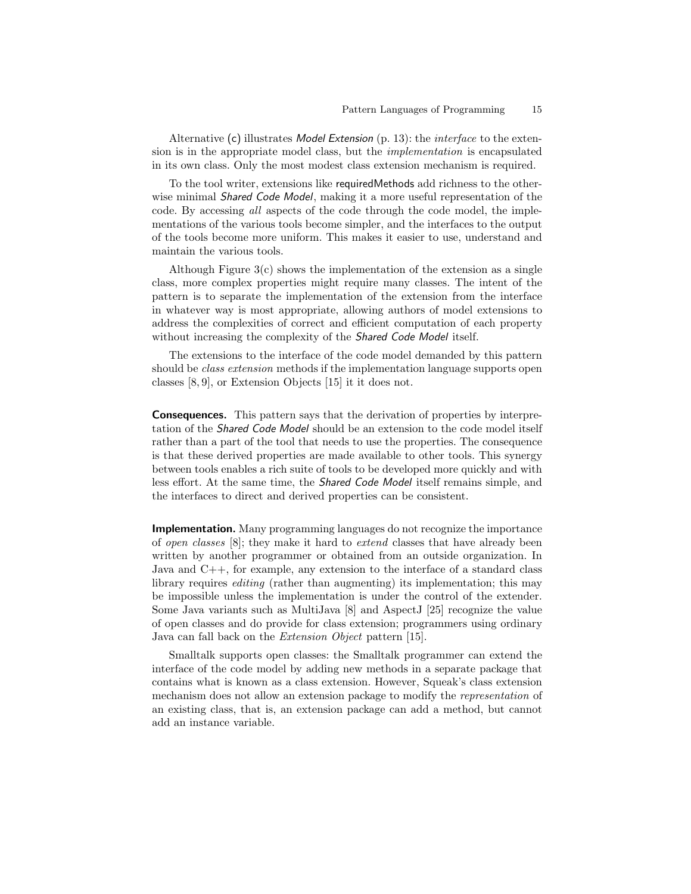Alternative (c) illustrates *Model Extension* (p. 13): the *interface* to the extension is in the appropriate model class, but the *implementation* is encapsulated in its own class. Only the most modest class extension mechanism is required.

To the tool writer, extensions like requiredMethods add richness to the otherwise minimal *Shared Code Model*, making it a more useful representation of the code. By accessing *all* aspects of the code through the code model, the implementations of the various tools become simpler, and the interfaces to the output of the tools become more uniform. This makes it easier to use, understand and maintain the various tools.

Although Figure 3(c) shows the implementation of the extension as a single class, more complex properties might require many classes. The intent of the pattern is to separate the implementation of the extension from the interface in whatever way is most appropriate, allowing authors of model extensions to address the complexities of correct and efficient computation of each property without increasing the complexity of the *Shared Code Model* itself.

The extensions to the interface of the code model demanded by this pattern should be *class extension* methods if the implementation language supports open classes [8, 9], or Extension Objects [15] it it does not.

**Consequences.** This pattern says that the derivation of properties by interpretation of the *Shared Code Model* should be an extension to the code model itself rather than a part of the tool that needs to use the properties. The consequence is that these derived properties are made available to other tools. This synergy between tools enables a rich suite of tools to be developed more quickly and with less effort. At the same time, the *Shared Code Model* itself remains simple, and the interfaces to direct and derived properties can be consistent.

**Implementation.** Many programming languages do not recognize the importance of *open classes* [8]; they make it hard to *extend* classes that have already been written by another programmer or obtained from an outside organization. In Java and C++, for example, any extension to the interface of a standard class library requires *editing* (rather than augmenting) its implementation; this may be impossible unless the implementation is under the control of the extender. Some Java variants such as MultiJava [8] and AspectJ [25] recognize the value of open classes and do provide for class extension; programmers using ordinary Java can fall back on the *Extension Object* pattern [15].

Smalltalk supports open classes: the Smalltalk programmer can extend the interface of the code model by adding new methods in a separate package that contains what is known as a class extension. However, Squeak's class extension mechanism does not allow an extension package to modify the *representation* of an existing class, that is, an extension package can add a method, but cannot add an instance variable.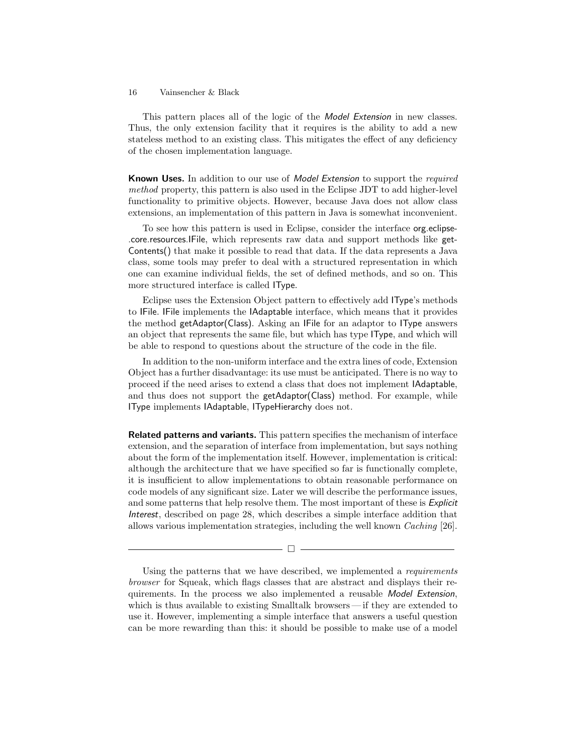This pattern places all of the logic of the *Model Extension* in new classes. Thus, the only extension facility that it requires is the ability to add a new stateless method to an existing class. This mitigates the effect of any deficiency of the chosen implementation language.

**Known Uses.** In addition to our use of *Model Extension* to support the *required method* property, this pattern is also used in the Eclipse JDT to add higher-level functionality to primitive objects. However, because Java does not allow class extensions, an implementation of this pattern in Java is somewhat inconvenient.

To see how this pattern is used in Eclipse, consider the interface org.eclipse.core.resources.IFile, which represents raw data and support methods like getContents() that make it possible to read that data. If the data represents a Java class, some tools may prefer to deal with a structured representation in which one can examine individual fields, the set of defined methods, and so on. This more structured interface is called IType.

Eclipse uses the Extension Object pattern to effectively add IType's methods to IFile. IFile implements the IAdaptable interface, which means that it provides the method getAdaptor(Class). Asking an IFile for an adaptor to IType answers an object that represents the same file, but which has type IType, and which will be able to respond to questions about the structure of the code in the file.

In addition to the non-uniform interface and the extra lines of code, Extension Object has a further disadvantage: its use must be anticipated. There is no way to proceed if the need arises to extend a class that does not implement IAdaptable, and thus does not support the getAdaptor(Class) method. For example, while IType implements IAdaptable, ITypeHierarchy does not.

**Related patterns and variants.** This pattern specifies the mechanism of interface extension, and the separation of interface from implementation, but says nothing about the form of the implementation itself. However, implementation is critical: although the architecture that we have specified so far is functionally complete, it is insufficient to allow implementations to obtain reasonable performance on code models of any significant size. Later we will describe the performance issues, and some patterns that help resolve them. The most important of these is *Explicit Interest*, described on page 28, which describes a simple interface addition that allows various implementation strategies, including the well known *Caching* [26].

---

Using the patterns that we have described, we implemented a *requirements browser* for Squeak, which flags classes that are abstract and displays their requirements. In the process we also implemented a reusable *Model Extension*, which is thus available to existing Smalltalk browsers — if they are extended to use it. However, implementing a simple interface that answers a useful question can be more rewarding than this: it should be possible to make use of a model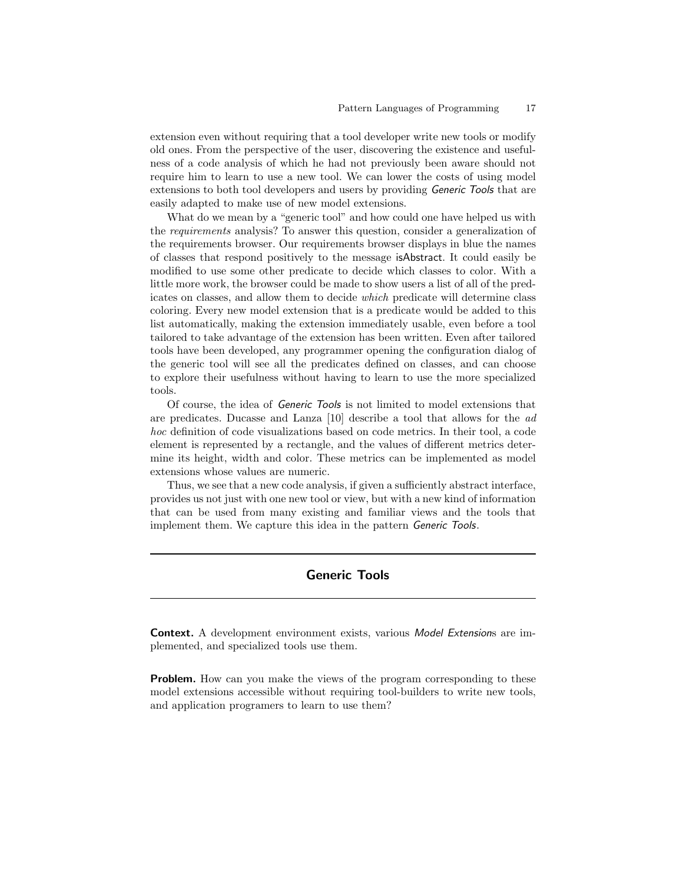extension even without requiring that a tool developer write new tools or modify old ones. From the perspective of the user, discovering the existence and usefulness of a code analysis of which he had not previously been aware should not require him to learn to use a new tool. We can lower the costs of using model extensions to both tool developers and users by providing *Generic Tools* that are easily adapted to make use of new model extensions.

What do we mean by a "generic tool" and how could one have helped us with the *requirements* analysis? To answer this question, consider a generalization of the requirements browser. Our requirements browser displays in blue the names of classes that respond positively to the message isAbstract. It could easily be modified to use some other predicate to decide which classes to color. With a little more work, the browser could be made to show users a list of all of the predicates on classes, and allow them to decide *which* predicate will determine class coloring. Every new model extension that is a predicate would be added to this list automatically, making the extension immediately usable, even before a tool tailored to take advantage of the extension has been written. Even after tailored tools have been developed, any programmer opening the configuration dialog of the generic tool will see all the predicates defined on classes, and can choose to explore their usefulness without having to learn to use the more specialized tools.

Of course, the idea of *Generic Tools* is not limited to model extensions that are predicates. Ducasse and Lanza [10] describe a tool that allows for the *ad hoc* definition of code visualizations based on code metrics. In their tool, a code element is represented by a rectangle, and the values of different metrics determine its height, width and color. These metrics can be implemented as model extensions whose values are numeric.

Thus, we see that a new code analysis, if given a sufficiently abstract interface, provides us not just with one new tool or view, but with a new kind of information that can be used from many existing and familiar views and the tools that implement them. We capture this idea in the pattern *Generic Tools*.

---

## Generic Tools

---

**Context.** A development environment exists, various *Model Extension*s are implemented, and specialized tools use them.

**Problem.** How can you make the views of the program corresponding to these model extensions accessible without requiring tool-builders to write new tools, and application programers to learn to use them?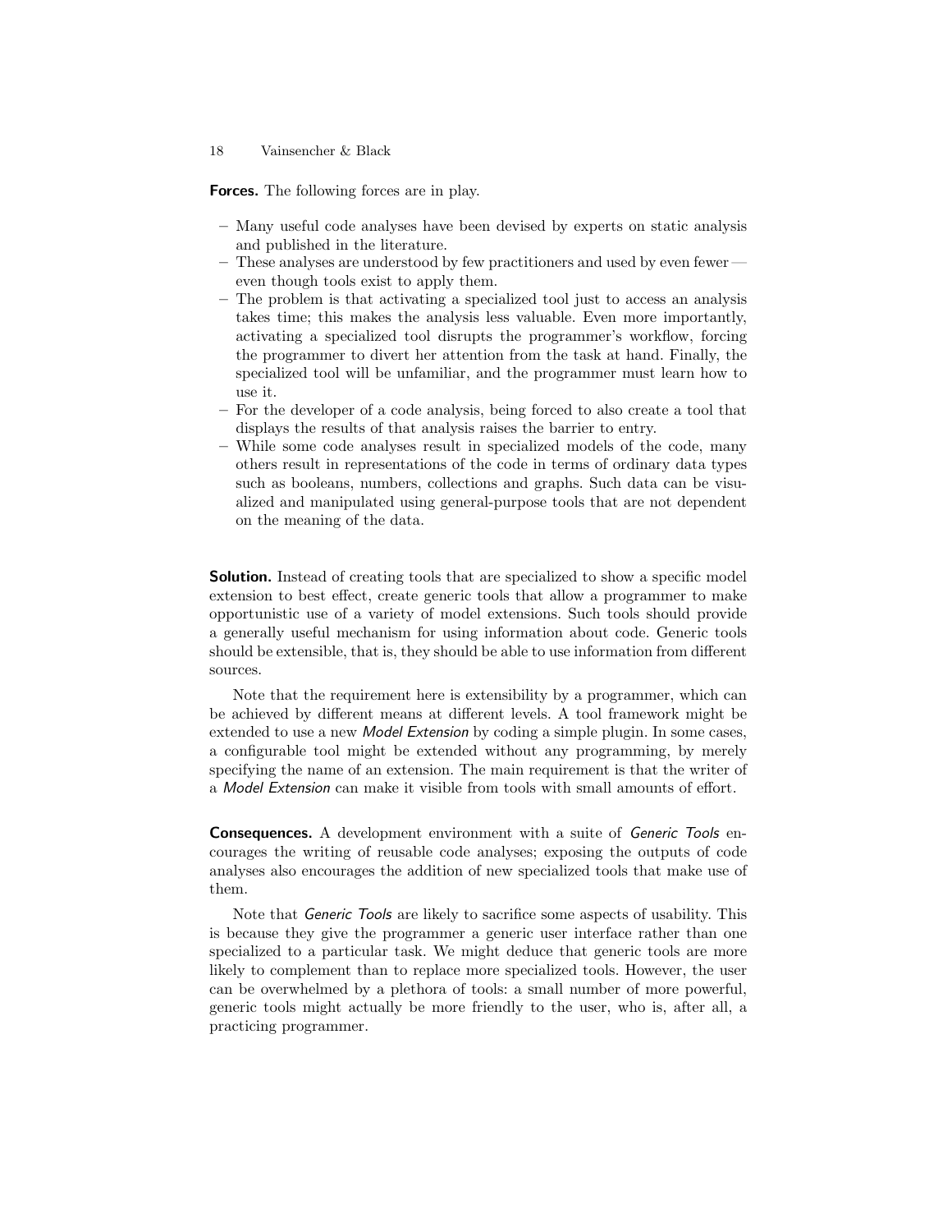**Forces.** The following forces are in play.

- Many useful code analyses have been devised by experts on static analysis and published in the literature.
- These analyses are understood by few practitioners and used by even fewer — even though tools exist to apply them.
- The problem is that activating a specialized tool just to access an analysis takes time; this makes the analysis less valuable. Even more importantly, activating a specialized tool disrupts the programmer's workflow, forcing the programmer to divert her attention from the task at hand. Finally, the specialized tool will be unfamiliar, and the programmer must learn how to use it.
- For the developer of a code analysis, being forced to also create a tool that displays the results of that analysis raises the barrier to entry.
- While some code analyses result in specialized models of the code, many others result in representations of the code in terms of ordinary data types such as booleans, numbers, collections and graphs. Such data can be visualized and manipulated using general-purpose tools that are not dependent on the meaning of the data.

**Solution.** Instead of creating tools that are specialized to show a specific model extension to best effect, create generic tools that allow a programmer to make opportunistic use of a variety of model extensions. Such tools should provide a generally useful mechanism for using information about code. Generic tools should be extensible, that is, they should be able to use information from different sources.

Note that the requirement here is extensibility by a programmer, which can be achieved by different means at different levels. A tool framework might be extended to use a new *Model Extension* by coding a simple plugin. In some cases, a configurable tool might be extended without any programming, by merely specifying the name of an extension. The main requirement is that the writer of a *Model Extension* can make it visible from tools with small amounts of effort.

**Consequences.** A development environment with a suite of *Generic Tools* encourages the writing of reusable code analyses; exposing the outputs of code analyses also encourages the addition of new specialized tools that make use of them.

Note that *Generic Tools* are likely to sacrifice some aspects of usability. This is because they give the programmer a generic user interface rather than one specialized to a particular task. We might deduce that generic tools are more likely to complement than to replace more specialized tools. However, the user can be overwhelmed by a plethora of tools: a small number of more powerful, generic tools might actually be more friendly to the user, who is, after all, a practicing programmer.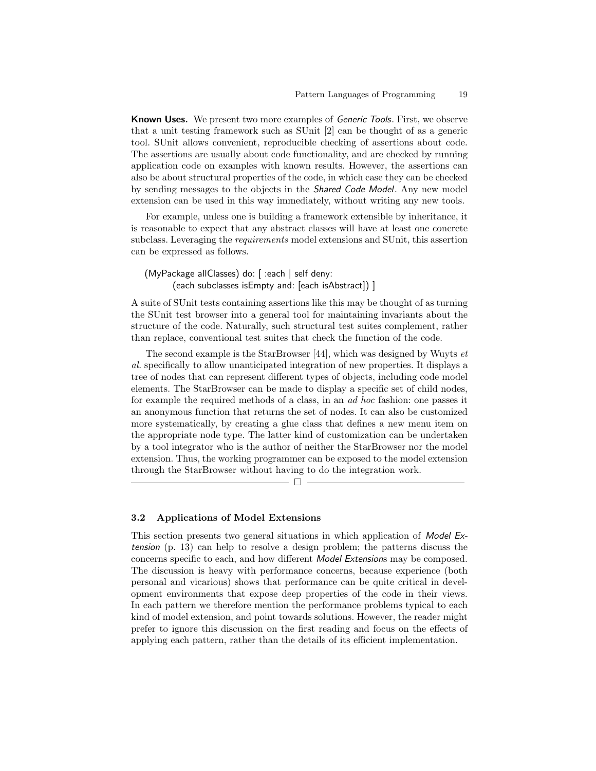**Known Uses.** We present two more examples of *Generic Tools*. First, we observe that a unit testing framework such as SUnit [2] can be thought of as a generic tool. SUnit allows convenient, reproducible checking of assertions about code. The assertions are usually about code functionality, and are checked by running application code on examples with known results. However, the assertions can also be about structural properties of the code, in which case they can be checked by sending messages to the objects in the *Shared Code Model*. Any new model extension can be used in this way immediately, without writing any new tools.

For example, unless one is building a framework extensible by inheritance, it is reasonable to expect that any abstract classes will have at least one concrete subclass. Leveraging the *requirements* model extensions and SUnit, this assertion can be expressed as follows.

```
(MyPackage allClasses) do: [ :each | self deny:
        (each subclasses isEmpty and: [each isAbstract]) ]
```

A suite of SUnit tests containing assertions like this may be thought of as turning the SUnit test browser into a general tool for maintaining invariants about the structure of the code. Naturally, such structural test suites complement, rather than replace, conventional test suites that check the function of the code.

The second example is the StarBrowser [44], which was designed by Wuyts *et al.* specifically to allow unanticipated integration of new properties. It displays a tree of nodes that can represent different types of objects, including code model elements. The StarBrowser can be made to display a specific set of child nodes, for example the required methods of a class, in an *ad hoc* fashion: one passes it an anonymous function that returns the set of nodes. It can also be customized more systematically, by creating a glue class that defines a new menu item on the appropriate node type. The latter kind of customization can be undertaken by a tool integrator who is the author of neither the StarBrowser nor the model extension. Thus, the working programmer can be exposed to the model extension through the StarBrowser without having to do the integration work.

□

### 3.2 Applications of Model Extensions

This section presents two general situations in which application of *Model Extension* (p. 13) can help to resolve a design problem; the patterns discuss the concerns specific to each, and how different *Model Extensions* may be composed. The discussion is heavy with performance concerns, because experience (both personal and vicarious) shows that performance can be quite critical in development environments that expose deep properties of the code in their views. In each pattern we therefore mention the performance problems typical to each kind of model extension, and point towards solutions. However, the reader might prefer to ignore this discussion on the first reading and focus on the effects of applying each pattern, rather than the details of its efficient implementation.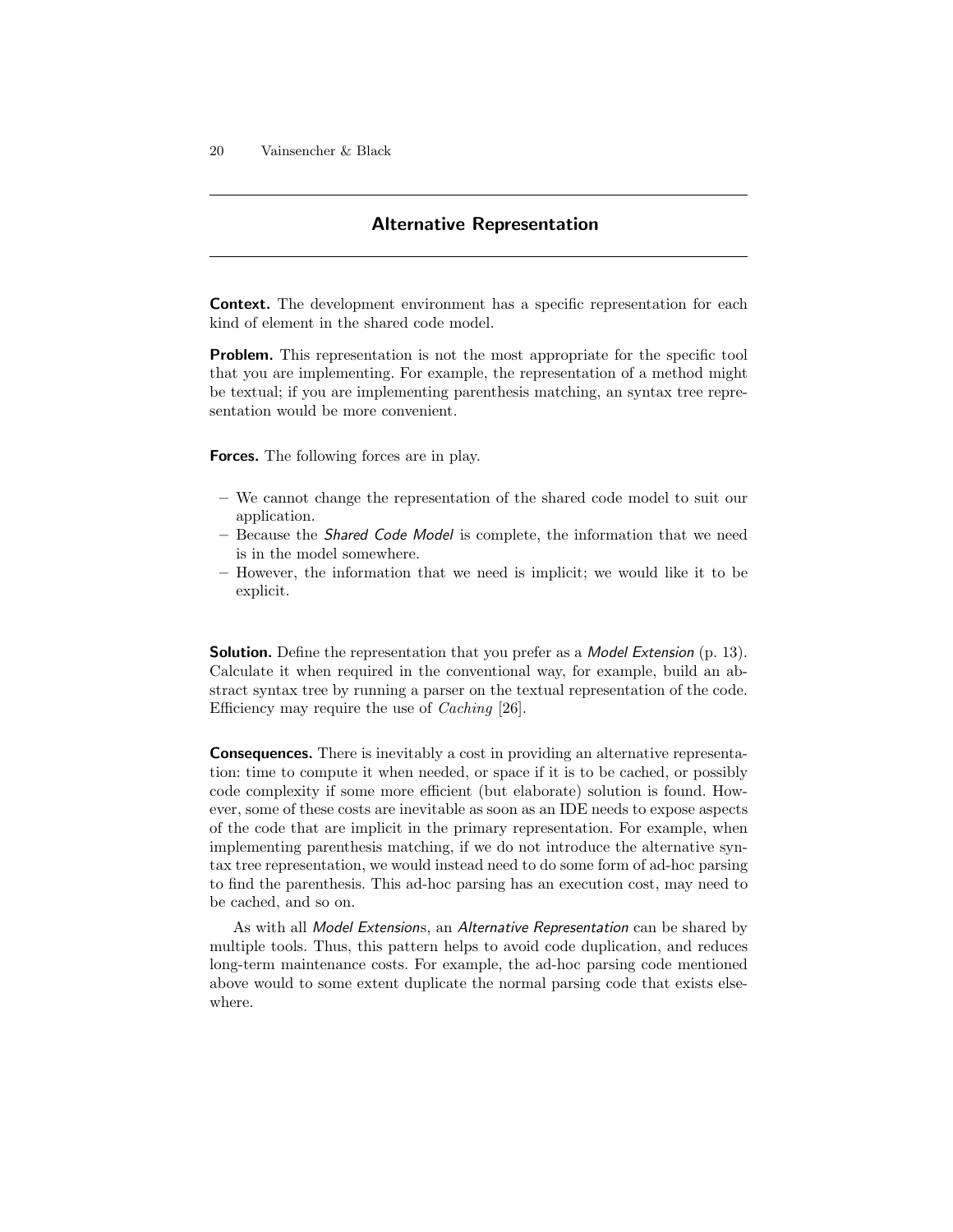## Alternative Representation

**Context.** The development environment has a specific representation for each kind of element in the shared code model.

**Problem.** This representation is not the most appropriate for the specific tool that you are implementing. For example, the representation of a method might be textual; if you are implementing parenthesis matching, an syntax tree representation would be more convenient.

**Forces.** The following forces are in play.

- We cannot change the representation of the shared code model to suit our application.
- Because the *Shared Code Model* is complete, the information that we need is in the model somewhere.
- However, the information that we need is implicit; we would like it to be explicit.

**Solution.** Define the representation that you prefer as a *Model Extension* (p. 13). Calculate it when required in the conventional way, for example, build an abstract syntax tree by running a parser on the textual representation of the code. Efficiency may require the use of *Caching* [26].

**Consequences.** There is inevitably a cost in providing an alternative representation: time to compute it when needed, or space if it is to be cached, or possibly code complexity if some more efficient (but elaborate) solution is found. However, some of these costs are inevitable as soon as an IDE needs to expose aspects of the code that are implicit in the primary representation. For example, when implementing parenthesis matching, if we do not introduce the alternative syntax tree representation, we would instead need to do some form of ad-hoc parsing to find the parenthesis. This ad-hoc parsing has an execution cost, may need to be cached, and so on.

As with all *Model Extension*s, an *Alternative Representation* can be shared by multiple tools. Thus, this pattern helps to avoid code duplication, and reduces long-term maintenance costs. For example, the ad-hoc parsing code mentioned above would to some extent duplicate the normal parsing code that exists elsewhere.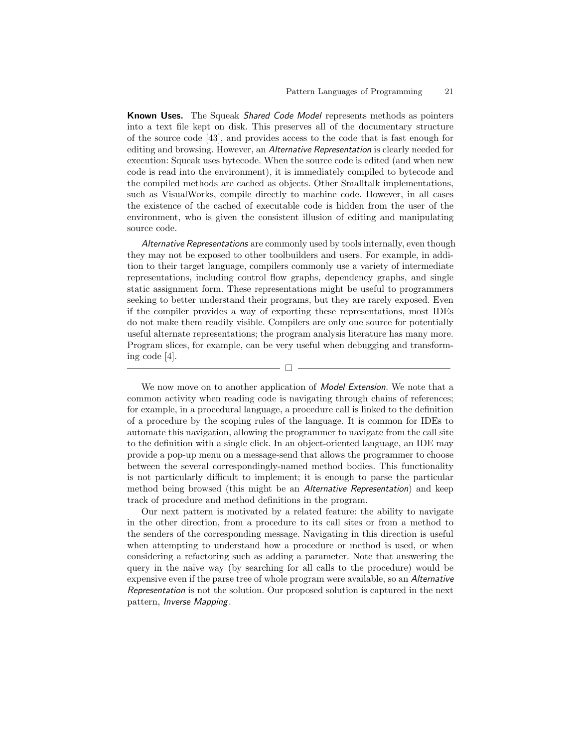**Known Uses.** The Squeak *Shared Code Model* represents methods as pointers into a text file kept on disk. This preserves all of the documentary structure of the source code [43], and provides access to the code that is fast enough for editing and browsing. However, an *Alternative Representation* is clearly needed for execution: Squeak uses bytecode. When the source code is edited (and when new code is read into the environment), it is immediately compiled to bytecode and the compiled methods are cached as objects. Other Smalltalk implementations, such as VisualWorks, compile directly to machine code. However, in all cases the existence of the cached of executable code is hidden from the user of the environment, who is given the consistent illusion of editing and manipulating source code.

*Alternative Representations* are commonly used by tools internally, even though they may not be exposed to other toolbuilders and users. For example, in addition to their target language, compilers commonly use a variety of intermediate representations, including control flow graphs, dependency graphs, and single static assignment form. These representations might be useful to programmers seeking to better understand their programs, but they are rarely exposed. Even if the compiler provides a way of exporting these representations, most IDEs do not make them readily visible. Compilers are only one source for potentially useful alternate representations; the program analysis literature has many more. Program slices, for example, can be very useful when debugging and transforming code [4].

□

We now move on to another application of *Model Extension*. We note that a common activity when reading code is navigating through chains of references; for example, in a procedural language, a procedure call is linked to the definition of a procedure by the scoping rules of the language. It is common for IDEs to automate this navigation, allowing the programmer to navigate from the call site to the definition with a single click. In an object-oriented language, an IDE may provide a pop-up menu on a message-send that allows the programmer to choose between the several correspondingly-named method bodies. This functionality is not particularly difficult to implement; it is enough to parse the particular method being browsed (this might be an *Alternative Representation*) and keep track of procedure and method definitions in the program.

Our next pattern is motivated by a related feature: the ability to navigate in the other direction, from a procedure to its call sites or from a method to the senders of the corresponding message. Navigating in this direction is useful when attempting to understand how a procedure or method is used, or when considering a refactoring such as adding a parameter. Note that answering the query in the naïve way (by searching for all calls to the procedure) would be expensive even if the parse tree of whole program were available, so an *Alternative Representation* is not the solution. Our proposed solution is captured in the next pattern, *Inverse Mapping*.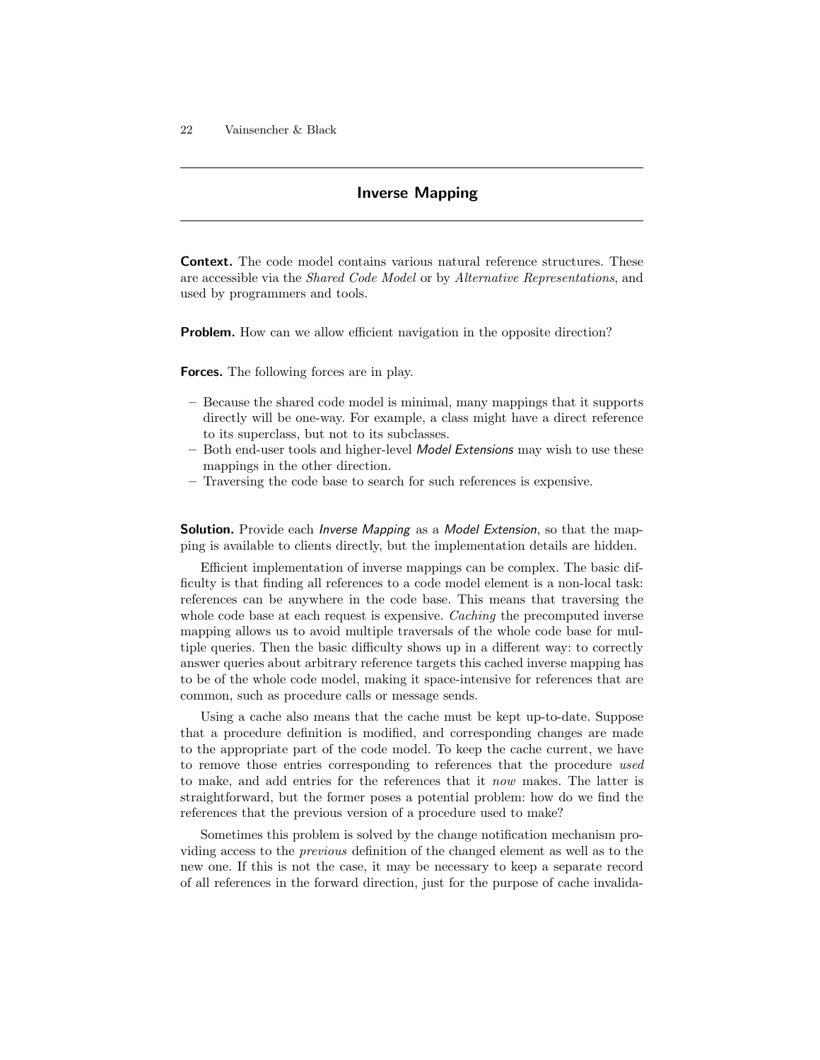## Inverse Mapping

**Context.** The code model contains various natural reference structures. These are accessible via the *Shared Code Model* or by *Alternative Representations*, and used by programmers and tools.

**Problem.** How can we allow efficient navigation in the opposite direction?

**Forces.** The following forces are in play.

- Because the shared code model is minimal, many mappings that it supports directly will be one-way. For example, a class might have a direct reference to its superclass, but not to its subclasses.
- Both end-user tools and higher-level *Model Extensions* may wish to use these mappings in the other direction.
- Traversing the code base to search for such references is expensive.

**Solution.** Provide each *Inverse Mapping* as a *Model Extension*, so that the mapping is available to clients directly, but the implementation details are hidden.

Efficient implementation of inverse mappings can be complex. The basic difficulty is that finding all references to a code model element is a non-local task: references can be anywhere in the code base. This means that traversing the whole code base at each request is expensive. *Caching* the precomputed inverse mapping allows us to avoid multiple traversals of the whole code base for multiple queries. Then the basic difficulty shows up in a different way: to correctly answer queries about arbitrary reference targets this cached inverse mapping has to be of the whole code model, making it space-intensive for references that are common, such as procedure calls or message sends.

Using a cache also means that the cache must be kept up-to-date. Suppose that a procedure definition is modified, and corresponding changes are made to the appropriate part of the code model. To keep the cache current, we have to remove those entries corresponding to references that the procedure *used* to make, and add entries for the references that it *now* makes. The latter is straightforward, but the former poses a potential problem: how do we find the references that the previous version of a procedure used to make?

Sometimes this problem is solved by the change notification mechanism providing access to the *previous* definition of the changed element as well as to the new one. If this is not the case, it may be necessary to keep a separate record of all references in the forward direction, just for the purpose of cache invalida-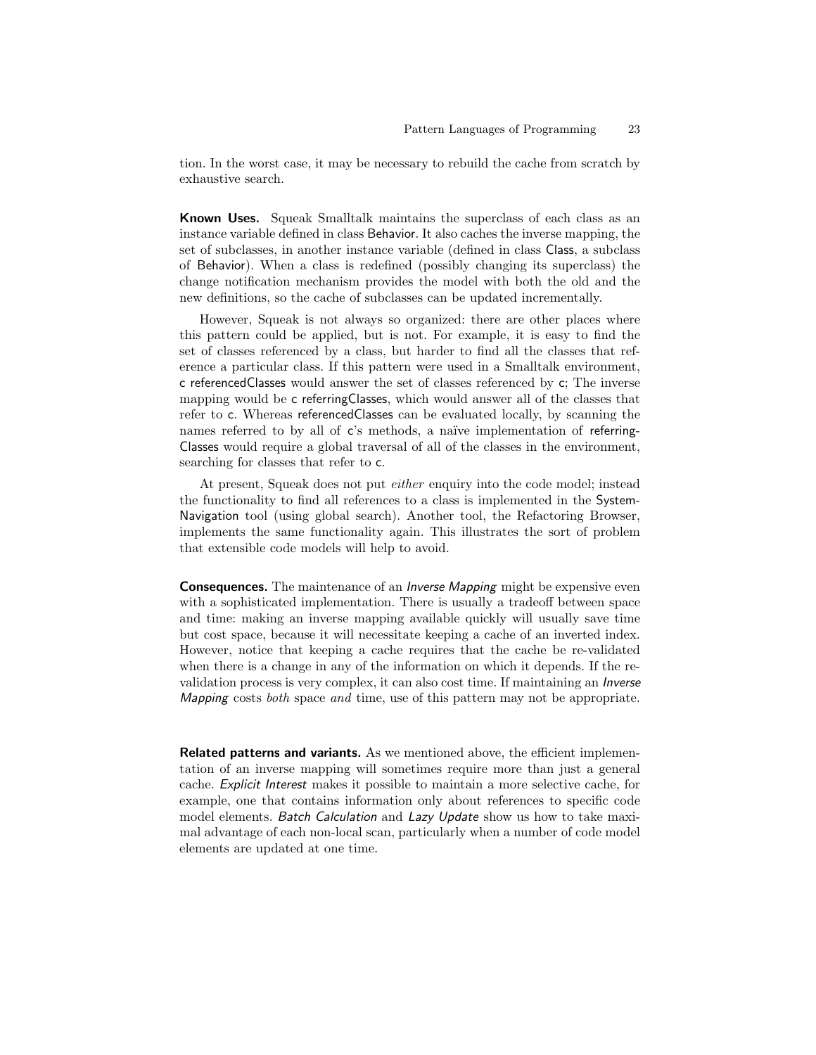tion. In the worst case, it may be necessary to rebuild the cache from scratch by exhaustive search.

**Known Uses.** Squeak Smalltalk maintains the superclass of each class as an instance variable defined in class Behavior. It also caches the inverse mapping, the set of subclasses, in another instance variable (defined in class Class, a subclass of Behavior). When a class is redefined (possibly changing its superclass) the change notification mechanism provides the model with both the old and the new definitions, so the cache of subclasses can be updated incrementally.

However, Squeak is not always so organized: there are other places where this pattern could be applied, but is not. For example, it is easy to find the set of classes referenced by a class, but harder to find all the classes that reference a particular class. If this pattern were used in a Smalltalk environment, c referencedClasses would answer the set of classes referenced by c; The inverse mapping would be c referringClasses, which would answer all of the classes that refer to c. Whereas referencedClasses can be evaluated locally, by scanning the names referred to by all of c's methods, a naïve implementation of referringClasses would require a global traversal of all of the classes in the environment, searching for classes that refer to c.

At present, Squeak does not put *either* enquiry into the code model; instead the functionality to find all references to a class is implemented in the SystemNavigation tool (using global search). Another tool, the Refactoring Browser, implements the same functionality again. This illustrates the sort of problem that extensible code models will help to avoid.

**Consequences.** The maintenance of an *Inverse Mapping* might be expensive even with a sophisticated implementation. There is usually a tradeoff between space and time: making an inverse mapping available quickly will usually save time but cost space, because it will necessitate keeping a cache of an inverted index. However, notice that keeping a cache requires that the cache be re-validated when there is a change in any of the information on which it depends. If the revalidation process is very complex, it can also cost time. If maintaining an *Inverse Mapping* costs *both* space *and* time, use of this pattern may not be appropriate.

**Related patterns and variants.** As we mentioned above, the efficient implementation of an inverse mapping will sometimes require more than just a general cache. *Explicit Interest* makes it possible to maintain a more selective cache, for example, one that contains information only about references to specific code model elements. *Batch Calculation* and *Lazy Update* show us how to take maximal advantage of each non-local scan, particularly when a number of code model elements are updated at one time.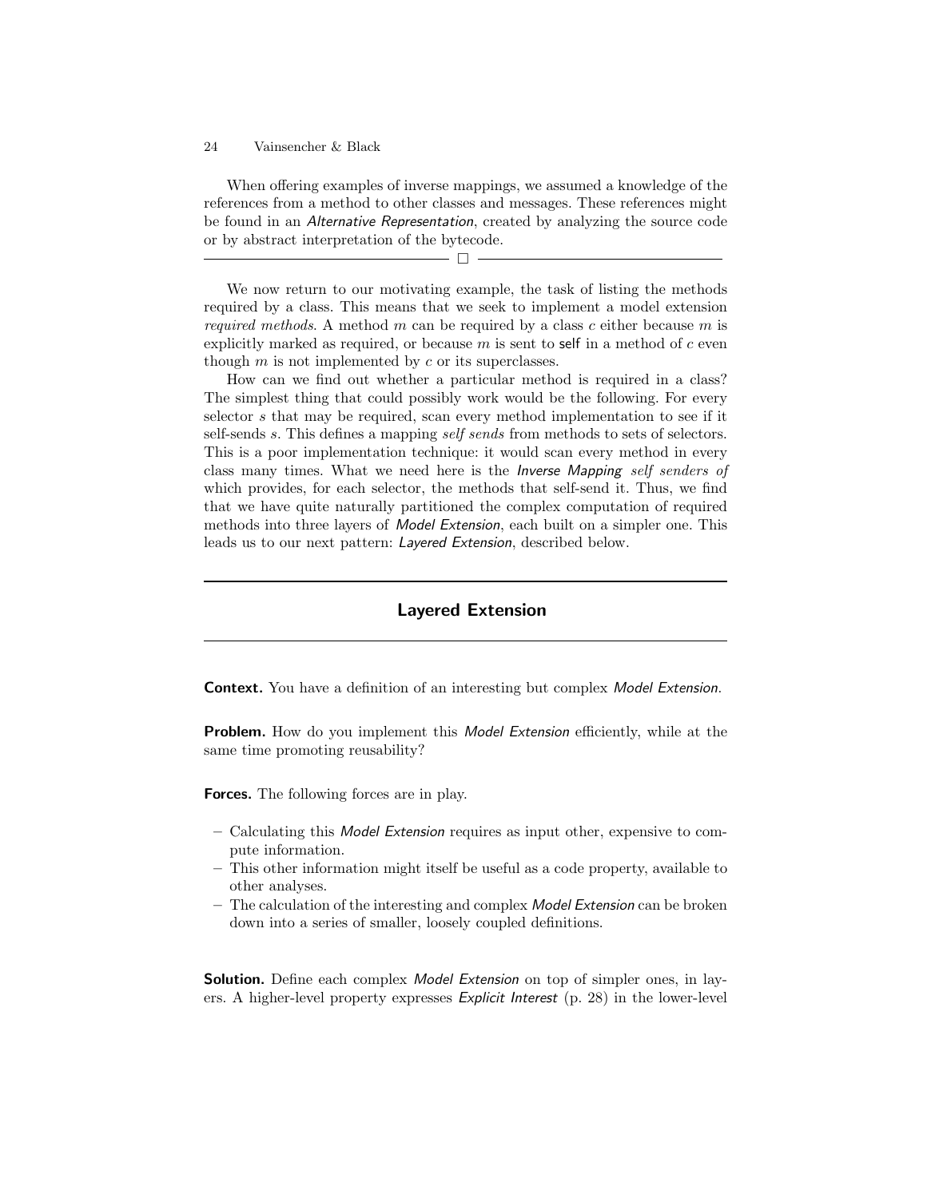When offering examples of inverse mappings, we assumed a knowledge of the references from a method to other classes and messages. These references might be found in an *Alternative Representation*, created by analyzing the source code or by abstract interpretation of the bytecode.

□

We now return to our motivating example, the task of listing the methods required by a class. This means that we seek to implement a model extension *required methods*. A method $m$ can be required by a class $c$ either because $m$ is explicitly marked as required, or because $m$ is sent to self in a method of $c$ even though $m$ is not implemented by $c$ or its superclasses.

How can we find out whether a particular method is required in a class? The simplest thing that could possibly work would be the following. For every selector $s$ that may be required, scan every method implementation to see if it self-sends $s$. This defines a mapping *self sends* from methods to sets of selectors. This is a poor implementation technique: it would scan every method in every class many times. What we need here is the *Inverse Mapping self senders of* which provides, for each selector, the methods that self-send it. Thus, we find that we have quite naturally partitioned the complex computation of required methods into three layers of *Model Extension*, each built on a simpler one. This leads us to our next pattern: *Layered Extension*, described below.

## Layered Extension

**Context.** You have a definition of an interesting but complex *Model Extension*.

**Problem.** How do you implement this *Model Extension* efficiently, while at the same time promoting reusability?

**Forces.** The following forces are in play.

- Calculating this *Model Extension* requires as input other, expensive to compute information.
- This other information might itself be useful as a code property, available to other analyses.
- The calculation of the interesting and complex *Model Extension* can be broken down into a series of smaller, loosely coupled definitions.

**Solution.** Define each complex *Model Extension* on top of simpler ones, in layers. A higher-level property expresses *Explicit Interest* (p. 28) in the lower-level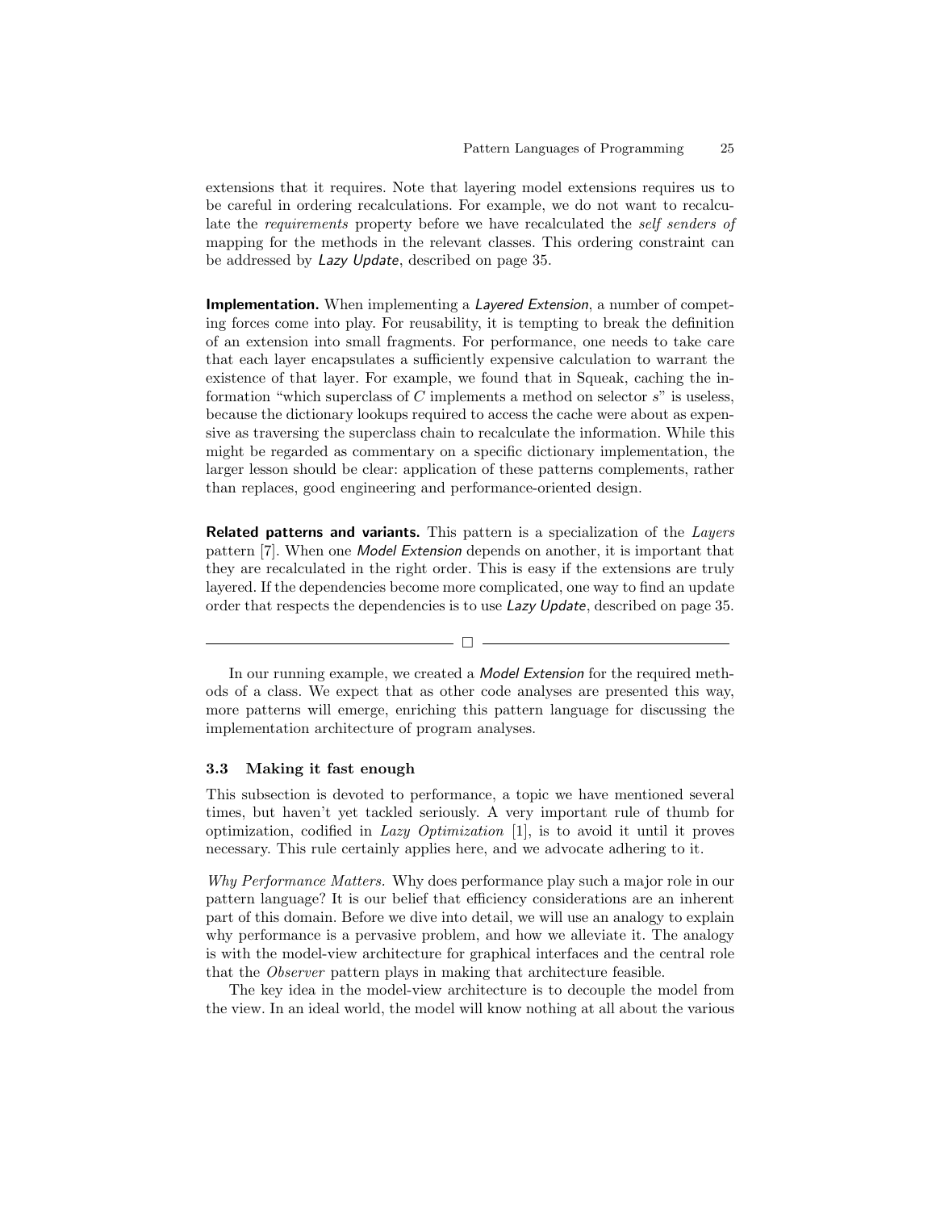extensions that it requires. Note that layering model extensions requires us to be careful in ordering recalculations. For example, we do not want to recalculate the *requirements* property before we have recalculated the *self senders of* mapping for the methods in the relevant classes. This ordering constraint can be addressed by *Lazy Update*, described on page 35.

**Implementation.** When implementing a *Layered Extension*, a number of competing forces come into play. For reusability, it is tempting to break the definition of an extension into small fragments. For performance, one needs to take care that each layer encapsulates a sufficiently expensive calculation to warrant the existence of that layer. For example, we found that in Squeak, caching the information "which superclass of $C$ implements a method on selector $s$" is useless, because the dictionary lookups required to access the cache were about as expensive as traversing the superclass chain to recalculate the information. While this might be regarded as commentary on a specific dictionary implementation, the larger lesson should be clear: application of these patterns complements, rather than replaces, good engineering and performance-oriented design.

**Related patterns and variants.** This pattern is a specialization of the *Layers* pattern [7]. When one *Model Extension* depends on another, it is important that they are recalculated in the right order. This is easy if the extensions are truly layered. If the dependencies become more complicated, one way to find an update order that respects the dependencies is to use *Lazy Update*, described on page 35.

---

In our running example, we created a *Model Extension* for the required methods of a class. We expect that as other code analyses are presented this way, more patterns will emerge, enriching this pattern language for discussing the implementation architecture of program analyses.

### 3.3 Making it fast enough

This subsection is devoted to performance, a topic we have mentioned several times, but haven't yet tackled seriously. A very important rule of thumb for optimization, codified in *Lazy Optimization* [1], is to avoid it until it proves necessary. This rule certainly applies here, and we advocate adhering to it.

*Why Performance Matters.* Why does performance play such a major role in our pattern language? It is our belief that efficiency considerations are an inherent part of this domain. Before we dive into detail, we will use an analogy to explain why performance is a pervasive problem, and how we alleviate it. The analogy is with the model-view architecture for graphical interfaces and the central role that the *Observer* pattern plays in making that architecture feasible.

The key idea in the model-view architecture is to decouple the model from the view. In an ideal world, the model will know nothing at all about the various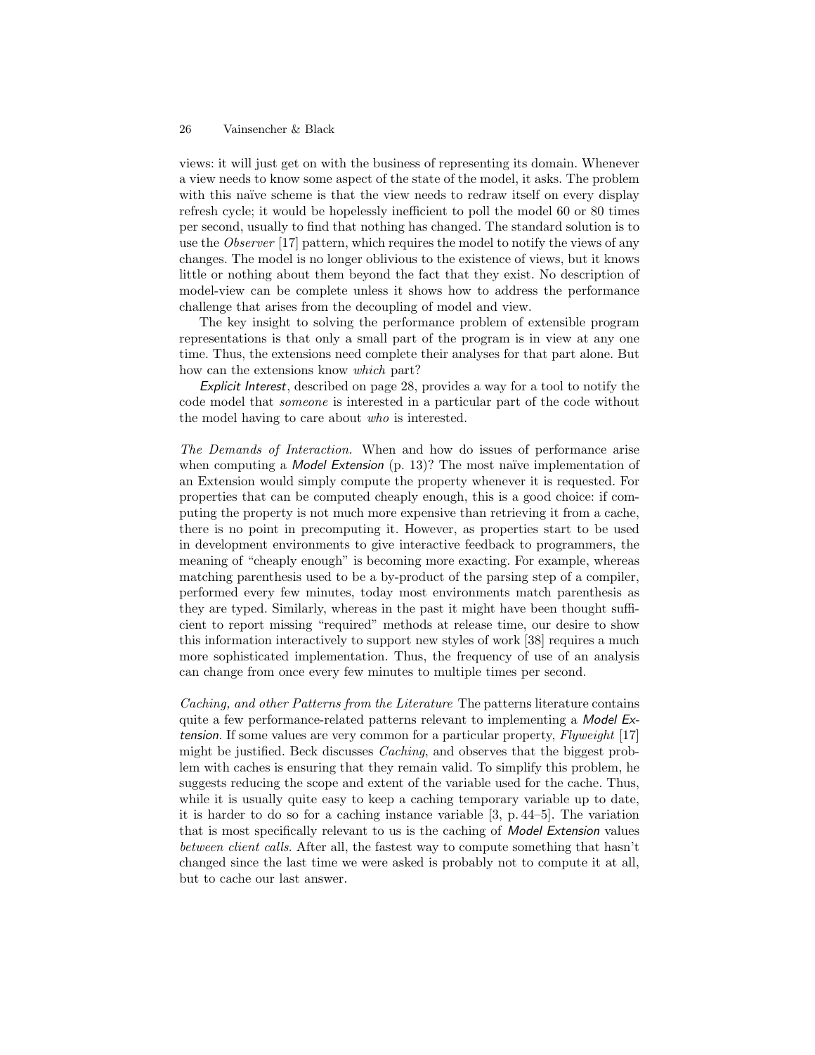views: it will just get on with the business of representing its domain. Whenever a view needs to know some aspect of the state of the model, it asks. The problem with this naïve scheme is that the view needs to redraw itself on every display refresh cycle; it would be hopelessly inefficient to poll the model 60 or 80 times per second, usually to find that nothing has changed. The standard solution is to use the *Observer* [17] pattern, which requires the model to notify the views of any changes. The model is no longer oblivious to the existence of views, but it knows little or nothing about them beyond the fact that they exist. No description of model-view can be complete unless it shows how to address the performance challenge that arises from the decoupling of model and view.

The key insight to solving the performance problem of extensible program representations is that only a small part of the program is in view at any one time. Thus, the extensions need complete their analyses for that part alone. But how can the extensions know *which* part?

*Explicit Interest*, described on page 28, provides a way for a tool to notify the code model that *someone* is interested in a particular part of the code without the model having to care about *who* is interested.

*The Demands of Interaction.* When and how do issues of performance arise when computing a *Model Extension* (p. 13)? The most naïve implementation of an Extension would simply compute the property whenever it is requested. For properties that can be computed cheaply enough, this is a good choice: if computing the property is not much more expensive than retrieving it from a cache, there is no point in precomputing it. However, as properties start to be used in development environments to give interactive feedback to programmers, the meaning of "cheaply enough" is becoming more exacting. For example, whereas matching parenthesis used to be a by-product of the parsing step of a compiler, performed every few minutes, today most environments match parenthesis as they are typed. Similarly, whereas in the past it might have been thought sufficient to report missing "required" methods at release time, our desire to show this information interactively to support new styles of work [38] requires a much more sophisticated implementation. Thus, the frequency of use of an analysis can change from once every few minutes to multiple times per second.

*Caching, and other Patterns from the Literature* The patterns literature contains quite a few performance-related patterns relevant to implementing a *Model Extension*. If some values are very common for a particular property, *Flyweight* [17] might be justified. Beck discusses *Caching*, and observes that the biggest problem with caches is ensuring that they remain valid. To simplify this problem, he suggests reducing the scope and extent of the variable used for the cache. Thus, while it is usually quite easy to keep a caching temporary variable up to date, it is harder to do so for a caching instance variable [3, p. 44–5]. The variation that is most specifically relevant to us is the caching of *Model Extension* values *between client calls*. After all, the fastest way to compute something that hasn't changed since the last time we were asked is probably not to compute it at all, but to cache our last answer.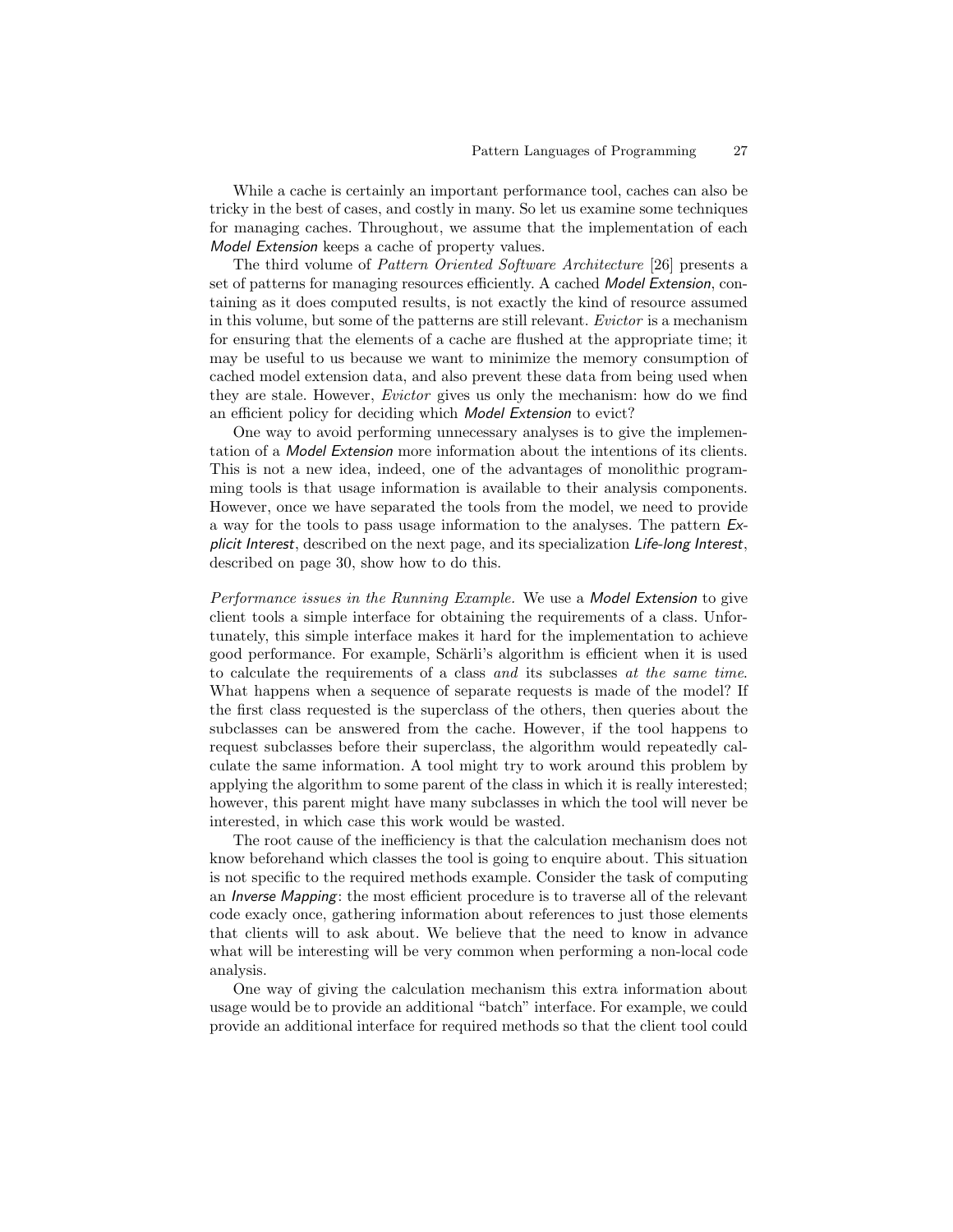While a cache is certainly an important performance tool, caches can also be tricky in the best of cases, and costly in many. So let us examine some techniques for managing caches. Throughout, we assume that the implementation of each *Model Extension* keeps a cache of property values.

The third volume of *Pattern Oriented Software Architecture* [26] presents a set of patterns for managing resources efficiently. A cached *Model Extension*, containing as it does computed results, is not exactly the kind of resource assumed in this volume, but some of the patterns are still relevant. *Evictor* is a mechanism for ensuring that the elements of a cache are flushed at the appropriate time; it may be useful to us because we want to minimize the memory consumption of cached model extension data, and also prevent these data from being used when they are stale. However, *Evictor* gives us only the mechanism: how do we find an efficient policy for deciding which *Model Extension* to evict?

One way to avoid performing unnecessary analyses is to give the implementation of a *Model Extension* more information about the intentions of its clients. This is not a new idea, indeed, one of the advantages of monolithic programming tools is that usage information is available to their analysis components. However, once we have separated the tools from the model, we need to provide a way for the tools to pass usage information to the analyses. The pattern *Explicit Interest*, described on the next page, and its specialization *Life-long Interest*, described on page 30, show how to do this.

*Performance issues in the Running Example.* We use a *Model Extension* to give client tools a simple interface for obtaining the requirements of a class. Unfortunately, this simple interface makes it hard for the implementation to achieve good performance. For example, Schärli's algorithm is efficient when it is used to calculate the requirements of a class *and* its subclasses *at the same time*. What happens when a sequence of separate requests is made of the model? If the first class requested is the superclass of the others, then queries about the subclasses can be answered from the cache. However, if the tool happens to request subclasses before their superclass, the algorithm would repeatedly calculate the same information. A tool might try to work around this problem by applying the algorithm to some parent of the class in which it is really interested; however, this parent might have many subclasses in which the tool will never be interested, in which case this work would be wasted.

The root cause of the inefficiency is that the calculation mechanism does not know beforehand which classes the tool is going to enquire about. This situation is not specific to the required methods example. Consider the task of computing an *Inverse Mapping*: the most efficient procedure is to traverse all of the relevant code exacly once, gathering information about references to just those elements that clients will to ask about. We believe that the need to know in advance what will be interesting will be very common when performing a non-local code analysis.

One way of giving the calculation mechanism this extra information about usage would be to provide an additional "batch" interface. For example, we could provide an additional interface for required methods so that the client tool could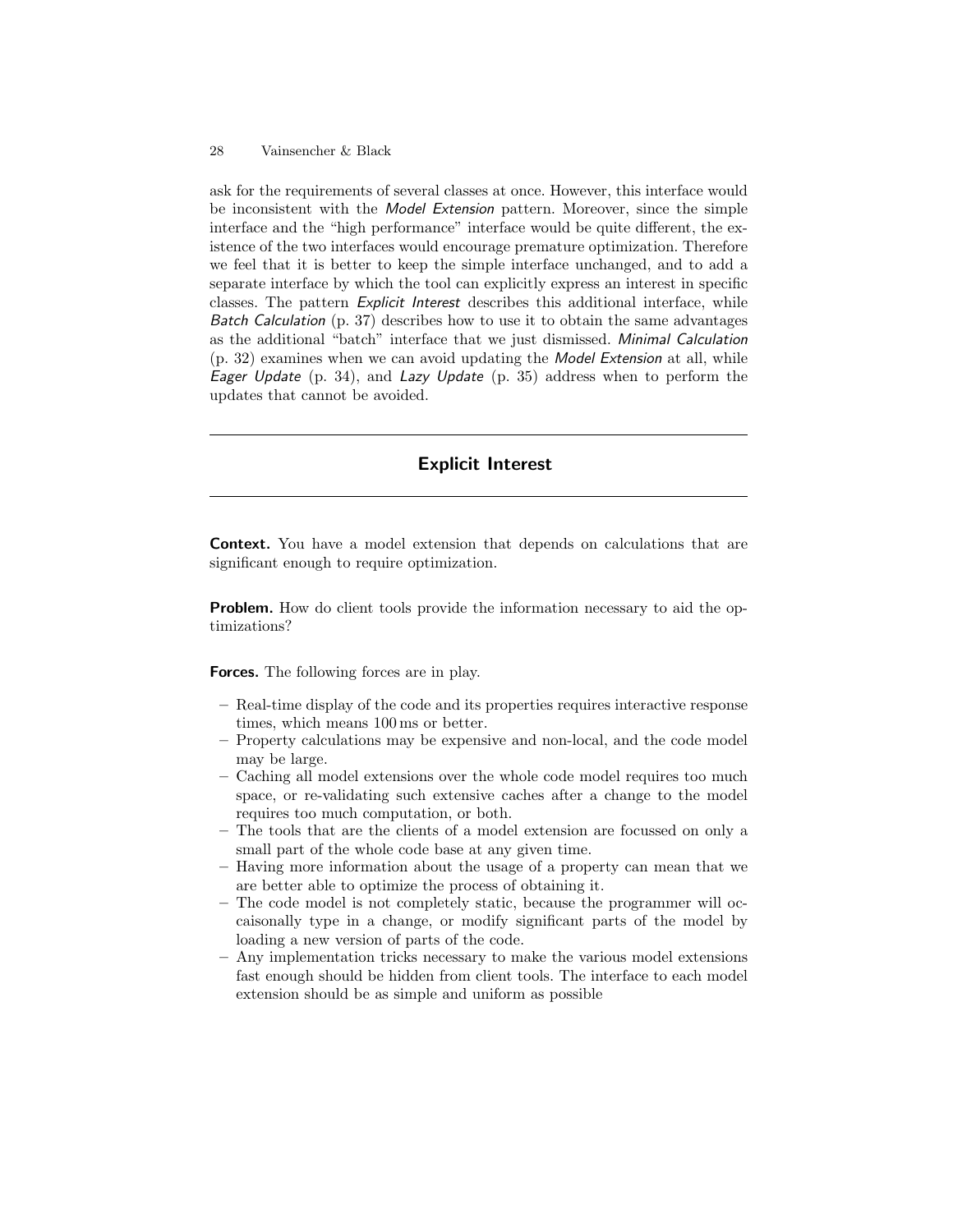ask for the requirements of several classes at once. However, this interface would be inconsistent with the *Model Extension* pattern. Moreover, since the simple interface and the "high performance" interface would be quite different, the existence of the two interfaces would encourage premature optimization. Therefore we feel that it is better to keep the simple interface unchanged, and to add a separate interface by which the tool can explicitly express an interest in specific classes. The pattern *Explicit Interest* describes this additional interface, while *Batch Calculation* (p. 37) describes how to use it to obtain the same advantages as the additional "batch" interface that we just dismissed. *Minimal Calculation* (p. 32) examines when we can avoid updating the *Model Extension* at all, while *Eager Update* (p. 34), and *Lazy Update* (p. 35) address when to perform the updates that cannot be avoided.

---

## Explicit Interest

---

**Context.** You have a model extension that depends on calculations that are significant enough to require optimization.

**Problem.** How do client tools provide the information necessary to aid the optimizations?

**Forces.** The following forces are in play.

- Real-time display of the code and its properties requires interactive response times, which means 100 ms or better.
- Property calculations may be expensive and non-local, and the code model may be large.
- Caching all model extensions over the whole code model requires too much space, or re-validating such extensive caches after a change to the model requires too much computation, or both.
- The tools that are the clients of a model extension are focussed on only a small part of the whole code base at any given time.
- Having more information about the usage of a property can mean that we are better able to optimize the process of obtaining it.
- The code model is not completely static, because the programmer will occaisonally type in a change, or modify significant parts of the model by loading a new version of parts of the code.
- Any implementation tricks necessary to make the various model extensions fast enough should be hidden from client tools. The interface to each model extension should be as simple and uniform as possible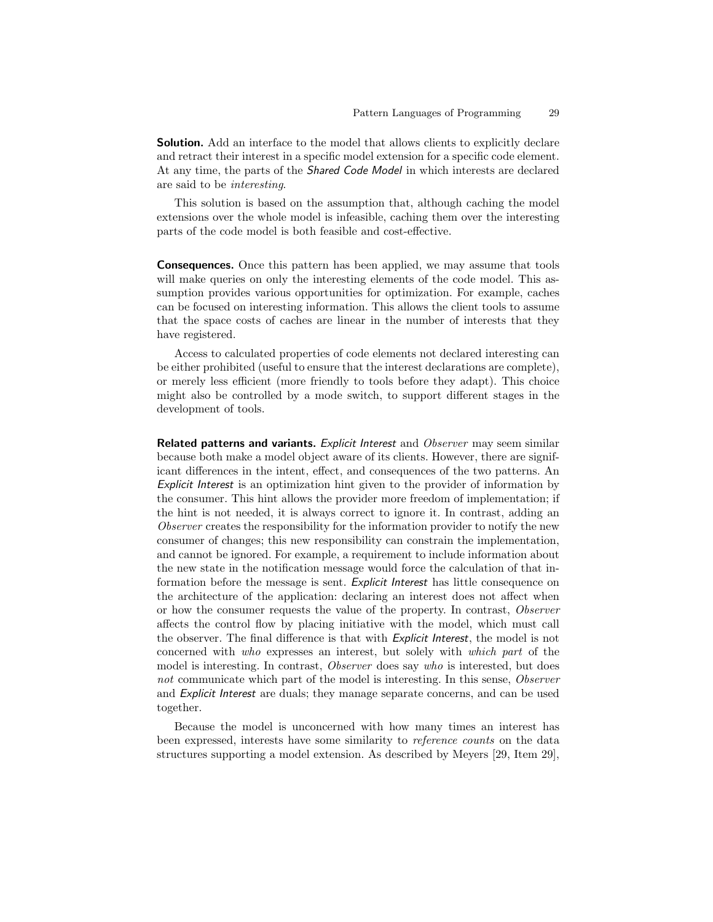**Solution.** Add an interface to the model that allows clients to explicitly declare and retract their interest in a specific model extension for a specific code element. At any time, the parts of the *Shared Code Model* in which interests are declared are said to be *interesting*.

This solution is based on the assumption that, although caching the model extensions over the whole model is infeasible, caching them over the interesting parts of the code model is both feasible and cost-effective.

**Consequences.** Once this pattern has been applied, we may assume that tools will make queries on only the interesting elements of the code model. This assumption provides various opportunities for optimization. For example, caches can be focused on interesting information. This allows the client tools to assume that the space costs of caches are linear in the number of interests that they have registered.

Access to calculated properties of code elements not declared interesting can be either prohibited (useful to ensure that the interest declarations are complete), or merely less efficient (more friendly to tools before they adapt). This choice might also be controlled by a mode switch, to support different stages in the development of tools.

**Related patterns and variants.** *Explicit Interest* and *Observer* may seem similar because both make a model object aware of its clients. However, there are significant differences in the intent, effect, and consequences of the two patterns. An *Explicit Interest* is an optimization hint given to the provider of information by the consumer. This hint allows the provider more freedom of implementation; if the hint is not needed, it is always correct to ignore it. In contrast, adding an *Observer* creates the responsibility for the information provider to notify the new consumer of changes; this new responsibility can constrain the implementation, and cannot be ignored. For example, a requirement to include information about the new state in the notification message would force the calculation of that information before the message is sent. *Explicit Interest* has little consequence on the architecture of the application: declaring an interest does not affect when or how the consumer requests the value of the property. In contrast, *Observer* affects the control flow by placing initiative with the model, which must call the observer. The final difference is that with *Explicit Interest*, the model is not concerned with *who* expresses an interest, but solely with *which part* of the model is interesting. In contrast, *Observer* does say *who* is interested, but does *not* communicate which part of the model is interesting. In this sense, *Observer* and *Explicit Interest* are duals; they manage separate concerns, and can be used together.

Because the model is unconcerned with how many times an interest has been expressed, interests have some similarity to *reference counts* on the data structures supporting a model extension. As described by Meyers [29, Item 29],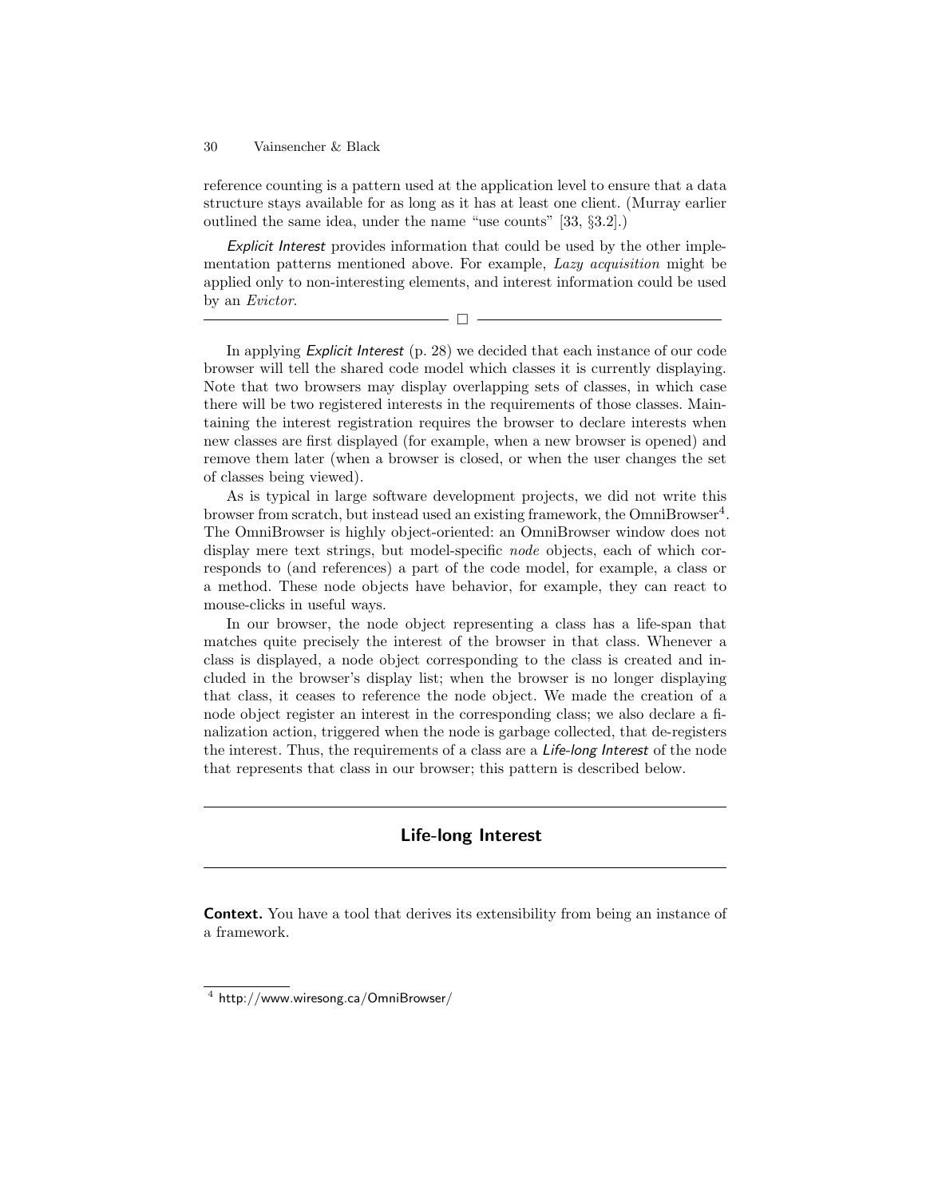reference counting is a pattern used at the application level to ensure that a data structure stays available for as long as it has at least one client. (Murray earlier outlined the same idea, under the name "use counts" [33, §3.2].)

*Explicit Interest* provides information that could be used by the other implementation patterns mentioned above. For example, *Lazy acquisition* might be applied only to non-interesting elements, and interest information could be used by an *Evictor*.

□

In applying *Explicit Interest* (p. 28) we decided that each instance of our code browser will tell the shared code model which classes it is currently displaying. Note that two browsers may display overlapping sets of classes, in which case there will be two registered interests in the requirements of those classes. Maintaining the interest registration requires the browser to declare interests when new classes are first displayed (for example, when a new browser is opened) and remove them later (when a browser is closed, or when the user changes the set of classes being viewed).

As is typical in large software development projects, we did not write this browser from scratch, but instead used an existing framework, the OmniBrowser[4]. The OmniBrowser is highly object-oriented: an OmniBrowser window does not display mere text strings, but model-specific *node* objects, each of which corresponds to (and references) a part of the code model, for example, a class or a method. These node objects have behavior, for example, they can react to mouse-clicks in useful ways.

In our browser, the node object representing a class has a life-span that matches quite precisely the interest of the browser in that class. Whenever a class is displayed, a node object corresponding to the class is created and included in the browser's display list; when the browser is no longer displaying that class, it ceases to reference the node object. We made the creation of a node object register an interest in the corresponding class; we also declare a finalization action, triggered when the node is garbage collected, that de-registers the interest. Thus, the requirements of a class are a *Life-long Interest* of the node that represents that class in our browser; this pattern is described below.

## Life-long Interest

**Context.** You have a tool that derives its extensibility from being an instance of a framework.

[4] http://www.wiresong.ca/OmniBrowser/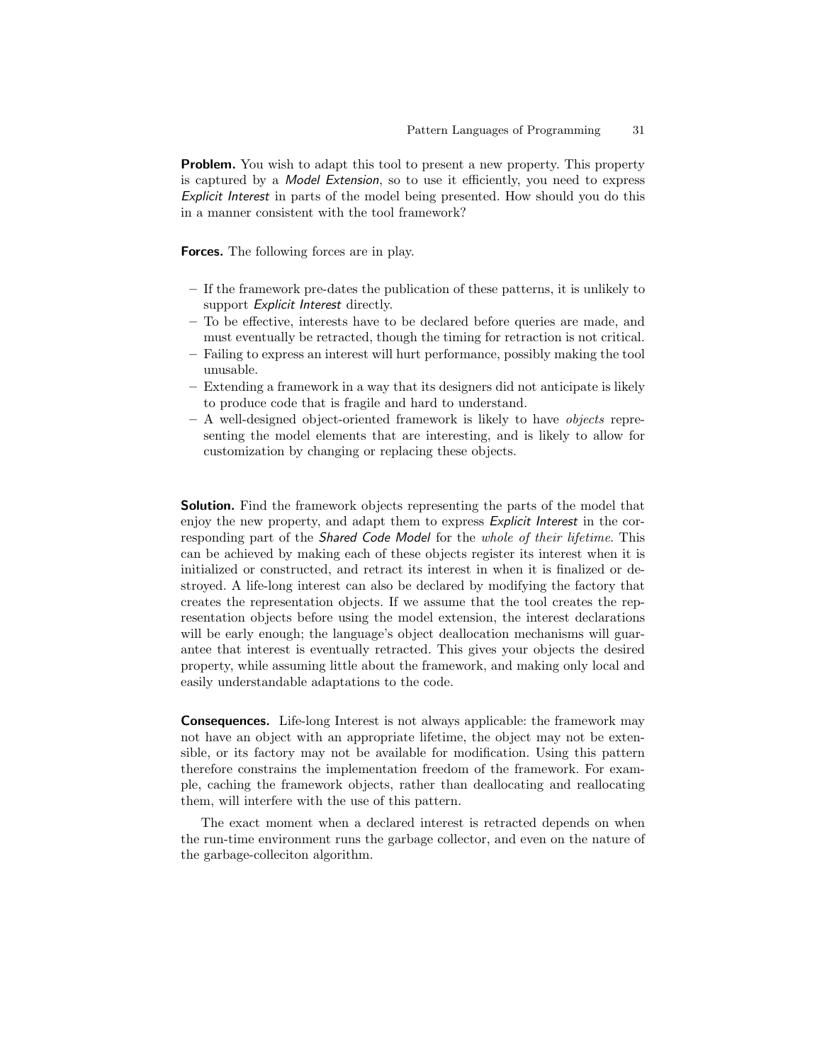**Problem.** You wish to adapt this tool to present a new property. This property is captured by a *Model Extension*, so to use it efficiently, you need to express *Explicit Interest* in parts of the model being presented. How should you do this in a manner consistent with the tool framework?

**Forces.** The following forces are in play.

- If the framework pre-dates the publication of these patterns, it is unlikely to support *Explicit Interest* directly.
- To be effective, interests have to be declared before queries are made, and must eventually be retracted, though the timing for retraction is not critical.
- Failing to express an interest will hurt performance, possibly making the tool unusable.
- Extending a framework in a way that its designers did not anticipate is likely to produce code that is fragile and hard to understand.
- A well-designed object-oriented framework is likely to have *objects* representing the model elements that are interesting, and is likely to allow for customization by changing or replacing these objects.

**Solution.** Find the framework objects representing the parts of the model that enjoy the new property, and adapt them to express *Explicit Interest* in the corresponding part of the *Shared Code Model* for the *whole of their lifetime*. This can be achieved by making each of these objects register its interest when it is initialized or constructed, and retract its interest in when it is finalized or destroyed. A life-long interest can also be declared by modifying the factory that creates the representation objects. If we assume that the tool creates the representation objects before using the model extension, the interest declarations will be early enough; the language's object deallocation mechanisms will guarantee that interest is eventually retracted. This gives your objects the desired property, while assuming little about the framework, and making only local and easily understandable adaptations to the code.

**Consequences.** Life-long Interest is not always applicable: the framework may not have an object with an appropriate lifetime, the object may not be extensible, or its factory may not be available for modification. Using this pattern therefore constrains the implementation freedom of the framework. For example, caching the framework objects, rather than deallocating and reallocating them, will interfere with the use of this pattern.

The exact moment when a declared interest is retracted depends on when the run-time environment runs the garbage collector, and even on the nature of the garbage-colleciton algorithm.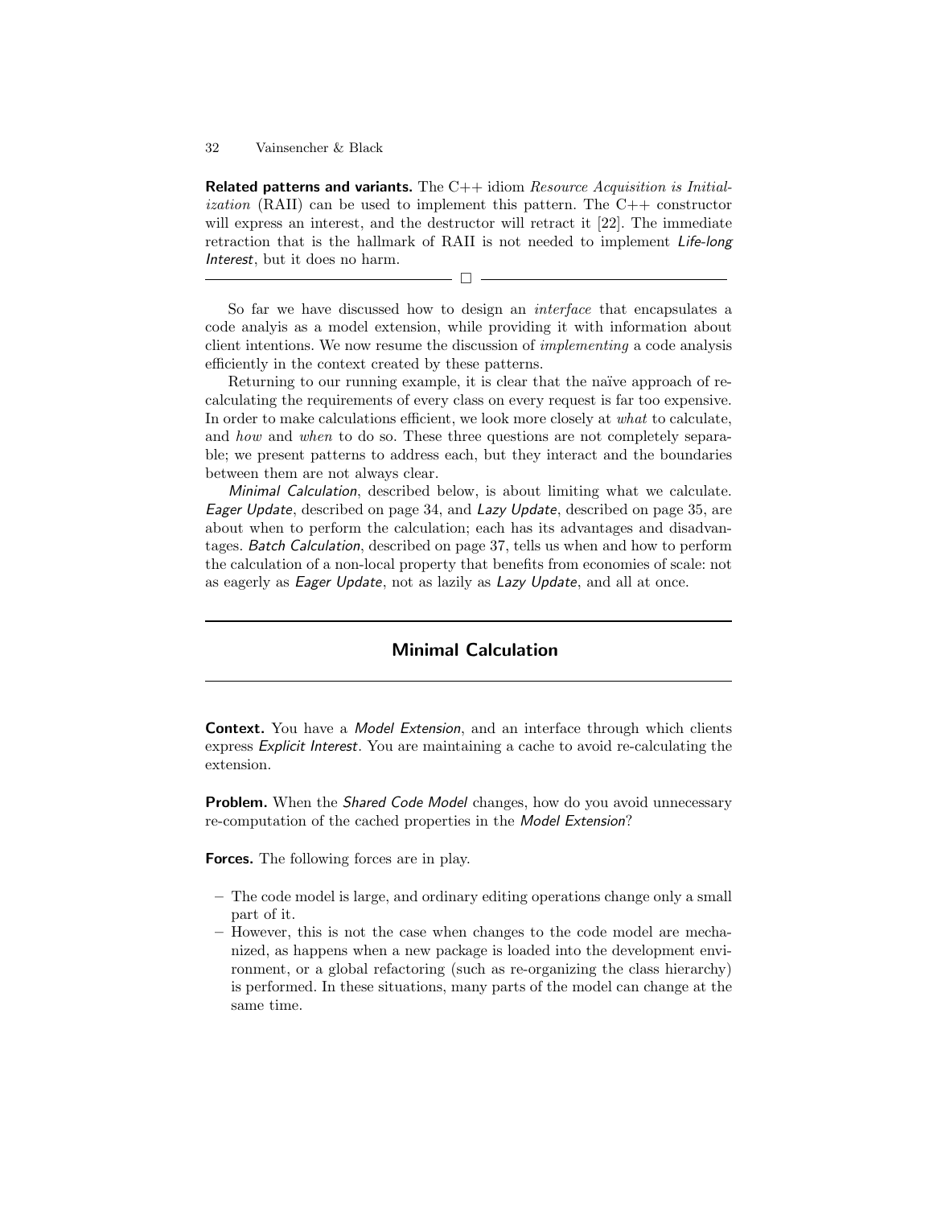**Related patterns and variants.** The C++ idiom *Resource Acquisition is Initialization* (RAII) can be used to implement this pattern. The C++ constructor will express an interest, and the destructor will retract it [22]. The immediate retraction that is the hallmark of RAII is not needed to implement *Life-long Interest*, but it does no harm.

□

So far we have discussed how to design an *interface* that encapsulates a code analyis as a model extension, while providing it with information about client intentions. We now resume the discussion of *implementing* a code analysis efficiently in the context created by these patterns.

Returning to our running example, it is clear that the naïve approach of re-calculating the requirements of every class on every request is far too expensive. In order to make calculations efficient, we look more closely at *what* to calculate, and *how* and *when* to do so. These three questions are not completely separable; we present patterns to address each, but they interact and the boundaries between them are not always clear.

*Minimal Calculation*, described below, is about limiting what we calculate. *Eager Update*, described on page 34, and *Lazy Update*, described on page 35, are about when to perform the calculation; each has its advantages and disadvantages. *Batch Calculation*, described on page 37, tells us when and how to perform the calculation of a non-local property that benefits from economies of scale: not as eagerly as *Eager Update*, not as lazily as *Lazy Update*, and all at once.

## Minimal Calculation

**Context.** You have a *Model Extension*, and an interface through which clients express *Explicit Interest*. You are maintaining a cache to avoid re-calculating the extension.

**Problem.** When the *Shared Code Model* changes, how do you avoid unnecessary re-computation of the cached properties in the *Model Extension*?

**Forces.** The following forces are in play.

- The code model is large, and ordinary editing operations change only a small part of it.
- However, this is not the case when changes to the code model are mechanized, as happens when a new package is loaded into the development environment, or a global refactoring (such as re-organizing the class hierarchy) is performed. In these situations, many parts of the model can change at the same time.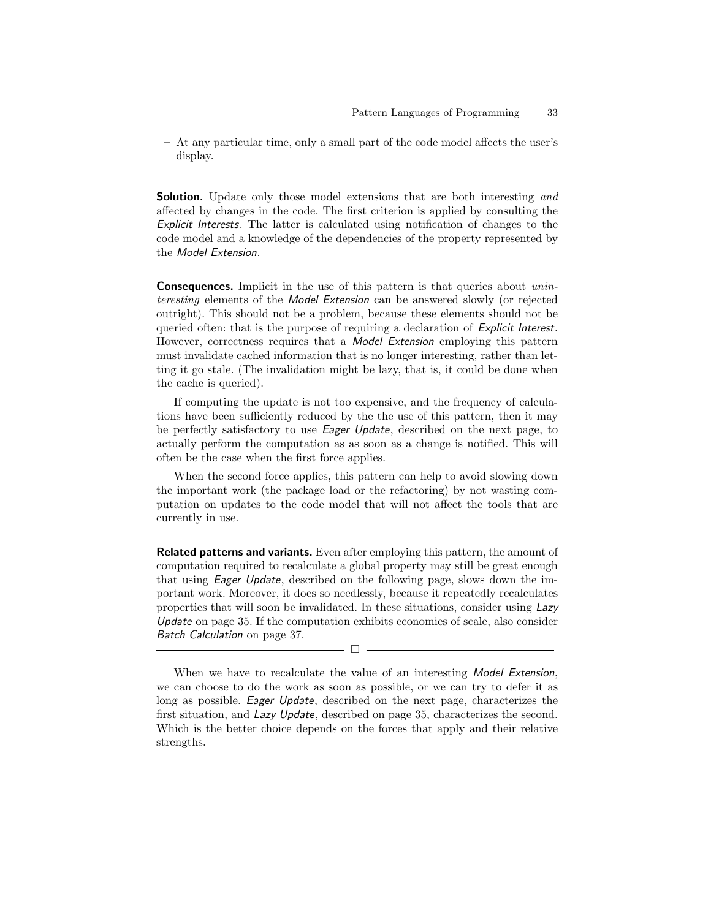– At any particular time, only a small part of the code model affects the user's display.

**Solution.** Update only those model extensions that are both interesting *and* affected by changes in the code. The first criterion is applied by consulting the *Explicit Interests*. The latter is calculated using notification of changes to the code model and a knowledge of the dependencies of the property represented by the *Model Extension*.

**Consequences.** Implicit in the use of this pattern is that queries about *uninteresting* elements of the *Model Extension* can be answered slowly (or rejected outright). This should not be a problem, because these elements should not be queried often: that is the purpose of requiring a declaration of *Explicit Interest*. However, correctness requires that a *Model Extension* employing this pattern must invalidate cached information that is no longer interesting, rather than letting it go stale. (The invalidation might be lazy, that is, it could be done when the cache is queried).

If computing the update is not too expensive, and the frequency of calculations have been sufficiently reduced by the the use of this pattern, then it may be perfectly satisfactory to use *Eager Update*, described on the next page, to actually perform the computation as as soon as a change is notified. This will often be the case when the first force applies.

When the second force applies, this pattern can help to avoid slowing down the important work (the package load or the refactoring) by not wasting computation on updates to the code model that will not affect the tools that are currently in use.

**Related patterns and variants.** Even after employing this pattern, the amount of computation required to recalculate a global property may still be great enough that using *Eager Update*, described on the following page, slows down the important work. Moreover, it does so needlessly, because it repeatedly recalculates properties that will soon be invalidated. In these situations, consider using *Lazy Update* on page 35. If the computation exhibits economies of scale, also consider *Batch Calculation* on page 37.

□

When we have to recalculate the value of an interesting *Model Extension*, we can choose to do the work as soon as possible, or we can try to defer it as long as possible. *Eager Update*, described on the next page, characterizes the first situation, and *Lazy Update*, described on page 35, characterizes the second. Which is the better choice depends on the forces that apply and their relative strengths.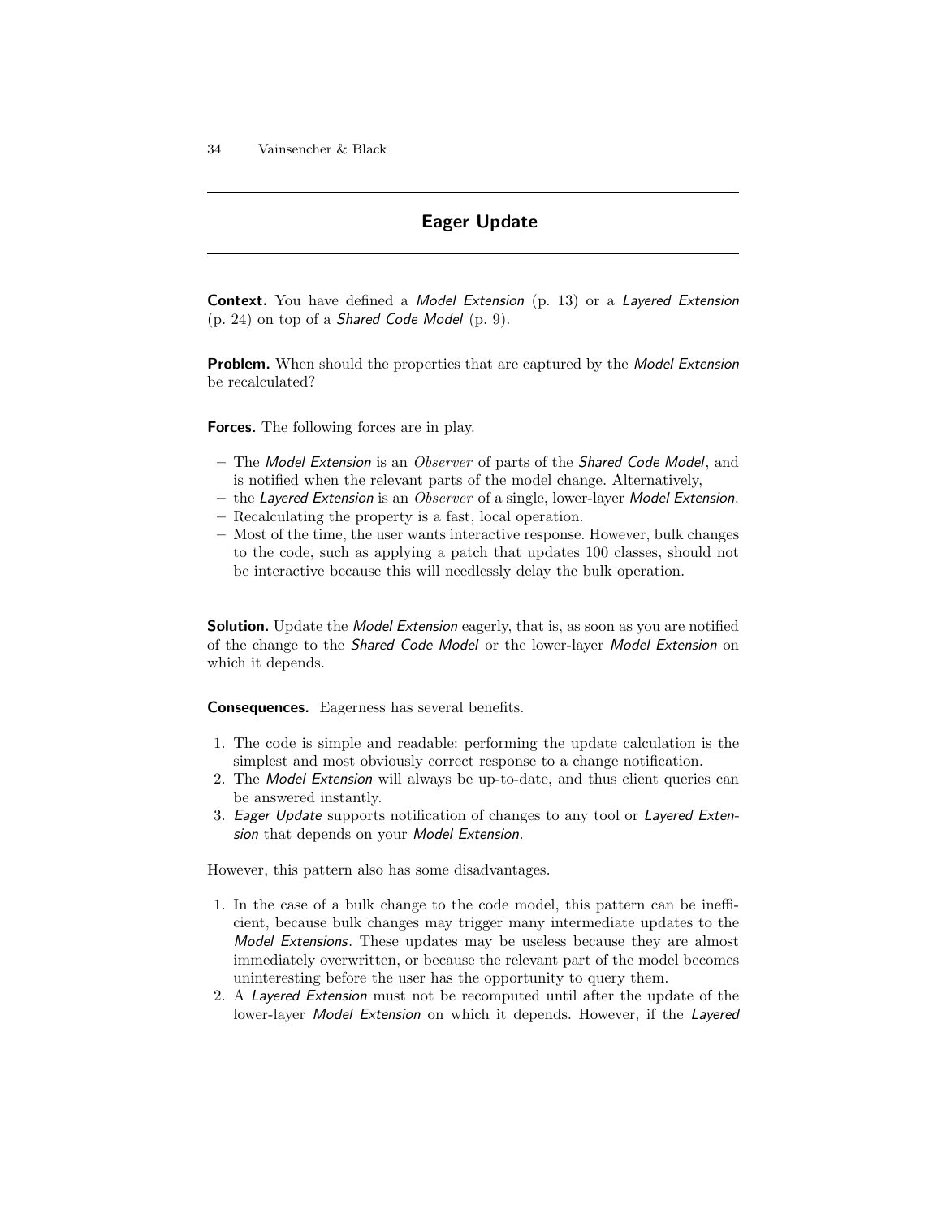## Eager Update

**Context.** You have defined a *Model Extension* (p. 13) or a *Layered Extension* (p. 24) on top of a *Shared Code Model* (p. 9).

**Problem.** When should the properties that are captured by the *Model Extension* be recalculated?

**Forces.** The following forces are in play.

- The *Model Extension* is an *Observer* of parts of the *Shared Code Model*, and is notified when the relevant parts of the model change. Alternatively,
- the *Layered Extension* is an *Observer* of a single, lower-layer *Model Extension*.
- Recalculating the property is a fast, local operation.
- Most of the time, the user wants interactive response. However, bulk changes to the code, such as applying a patch that updates 100 classes, should not be interactive because this will needlessly delay the bulk operation.

**Solution.** Update the *Model Extension* eagerly, that is, as soon as you are notified of the change to the *Shared Code Model* or the lower-layer *Model Extension* on which it depends.

**Consequences.** Eagerness has several benefits.

1. The code is simple and readable: performing the update calculation is the simplest and most obviously correct response to a change notification.
2. The *Model Extension* will always be up-to-date, and thus client queries can be answered instantly.
3. *Eager Update* supports notification of changes to any tool or *Layered Extension* that depends on your *Model Extension*.

However, this pattern also has some disadvantages.

1. In the case of a bulk change to the code model, this pattern can be inefficient, because bulk changes may trigger many intermediate updates to the *Model Extensions*. These updates may be useless because they are almost immediately overwritten, or because the relevant part of the model becomes uninteresting before the user has the opportunity to query them.
2. A *Layered Extension* must not be recomputed until after the update of the lower-layer *Model Extension* on which it depends. However, if the *Layered*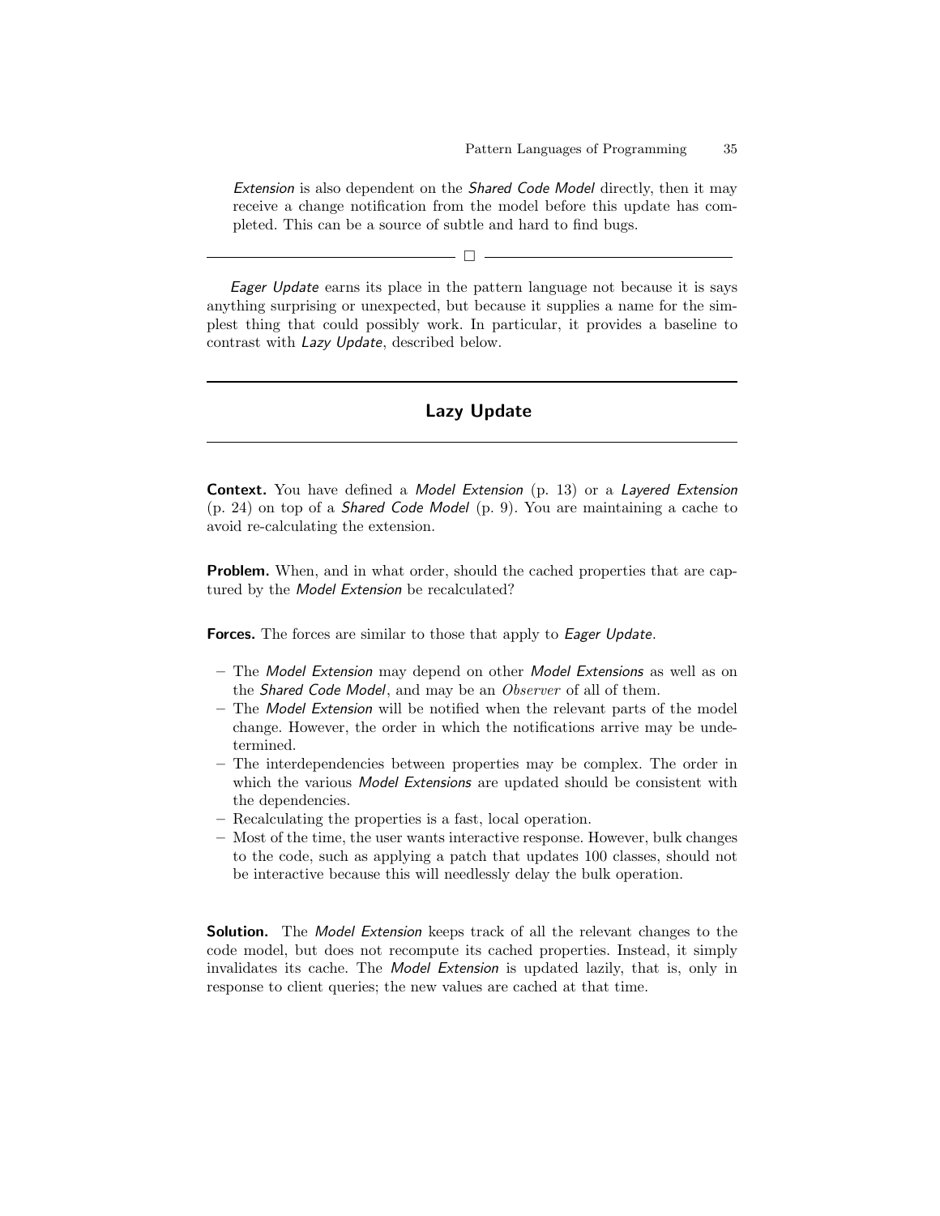*Extension* is also dependent on the *Shared Code Model* directly, then it may receive a change notification from the model before this update has completed. This can be a source of subtle and hard to find bugs.

---

*Eager Update* earns its place in the pattern language not because it is says anything surprising or unexpected, but because it supplies a name for the simplest thing that could possibly work. In particular, it provides a baseline to contrast with *Lazy Update*, described below.

## Lazy Update

**Context.** You have defined a *Model Extension* (p. 13) or a *Layered Extension* (p. 24) on top of a *Shared Code Model* (p. 9). You are maintaining a cache to avoid re-calculating the extension.

**Problem.** When, and in what order, should the cached properties that are captured by the *Model Extension* be recalculated?

**Forces.** The forces are similar to those that apply to *Eager Update*.

- The *Model Extension* may depend on other *Model Extensions* as well as on the *Shared Code Model*, and may be an *Observer* of all of them.
- The *Model Extension* will be notified when the relevant parts of the model change. However, the order in which the notifications arrive may be undetermined.
- The interdependencies between properties may be complex. The order in which the various *Model Extensions* are updated should be consistent with the dependencies.
- Recalculating the properties is a fast, local operation.
- Most of the time, the user wants interactive response. However, bulk changes to the code, such as applying a patch that updates 100 classes, should not be interactive because this will needlessly delay the bulk operation.

**Solution.** The *Model Extension* keeps track of all the relevant changes to the code model, but does not recompute its cached properties. Instead, it simply invalidates its cache. The *Model Extension* is updated lazily, that is, only in response to client queries; the new values are cached at that time.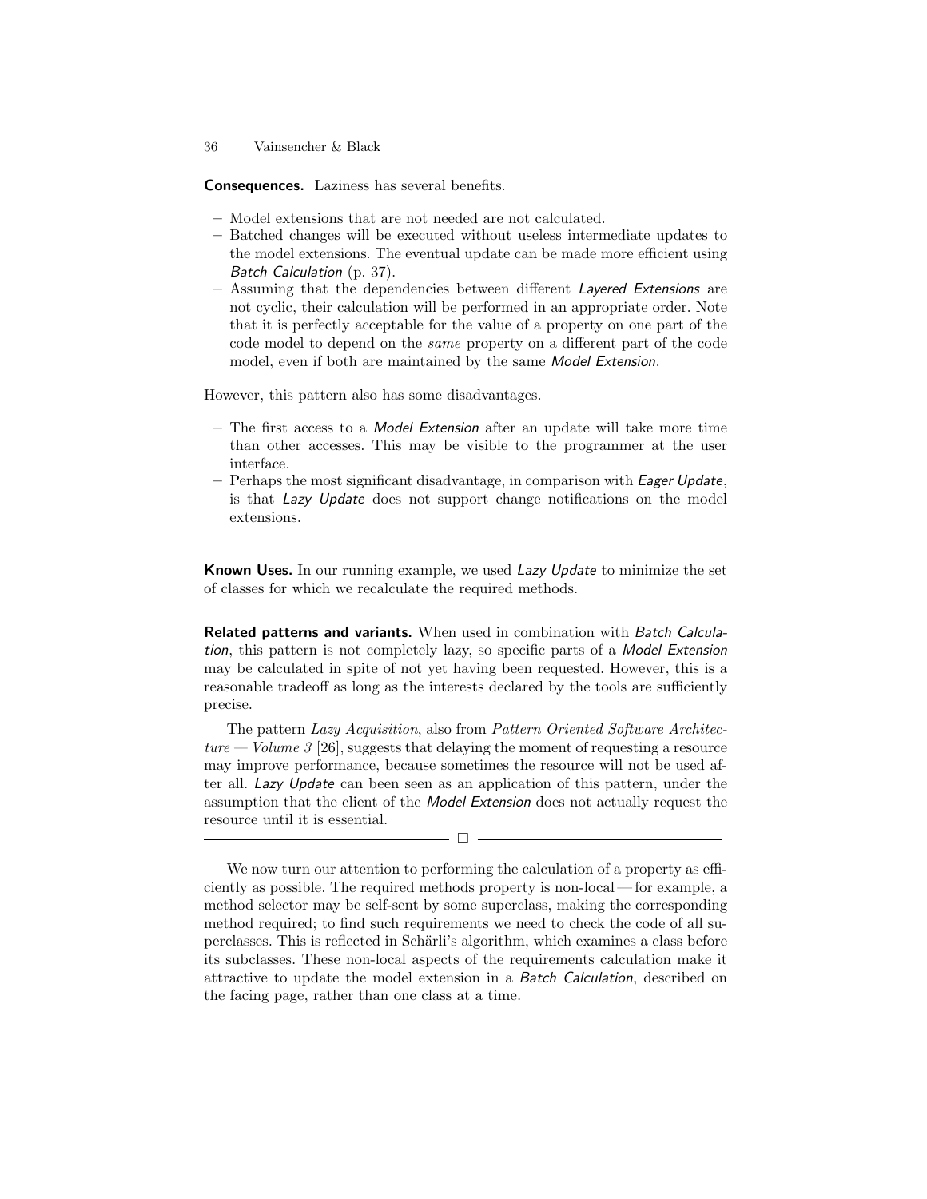**Consequences.** Laziness has several benefits.

- Model extensions that are not needed are not calculated.
- Batched changes will be executed without useless intermediate updates to the model extensions. The eventual update can be made more efficient using *Batch Calculation* (p. 37).
- Assuming that the dependencies between different *Layered Extensions* are not cyclic, their calculation will be performed in an appropriate order. Note that it is perfectly acceptable for the value of a property on one part of the code model to depend on the *same* property on a different part of the code model, even if both are maintained by the same *Model Extension*.

However, this pattern also has some disadvantages.

- The first access to a *Model Extension* after an update will take more time than other accesses. This may be visible to the programmer at the user interface.
- Perhaps the most significant disadvantage, in comparison with *Eager Update*, is that *Lazy Update* does not support change notifications on the model extensions.

**Known Uses.** In our running example, we used *Lazy Update* to minimize the set of classes for which we recalculate the required methods.

**Related patterns and variants.** When used in combination with *Batch Calculation*, this pattern is not completely lazy, so specific parts of a *Model Extension* may be calculated in spite of not yet having been requested. However, this is a reasonable tradeoff as long as the interests declared by the tools are sufficiently precise.

The pattern *Lazy Acquisition*, also from *Pattern Oriented Software Architecture — Volume 3* [26], suggests that delaying the moment of requesting a resource may improve performance, because sometimes the resource will not be used after all. *Lazy Update* can been seen as an application of this pattern, under the assumption that the client of the *Model Extension* does not actually request the resource until it is essential.

□

We now turn our attention to performing the calculation of a property as efficiently as possible. The required methods property is non-local — for example, a method selector may be self-sent by some superclass, making the corresponding method required; to find such requirements we need to check the code of all superclasses. This is reflected in Schärli's algorithm, which examines a class before its subclasses. These non-local aspects of the requirements calculation make it attractive to update the model extension in a *Batch Calculation*, described on the facing page, rather than one class at a time.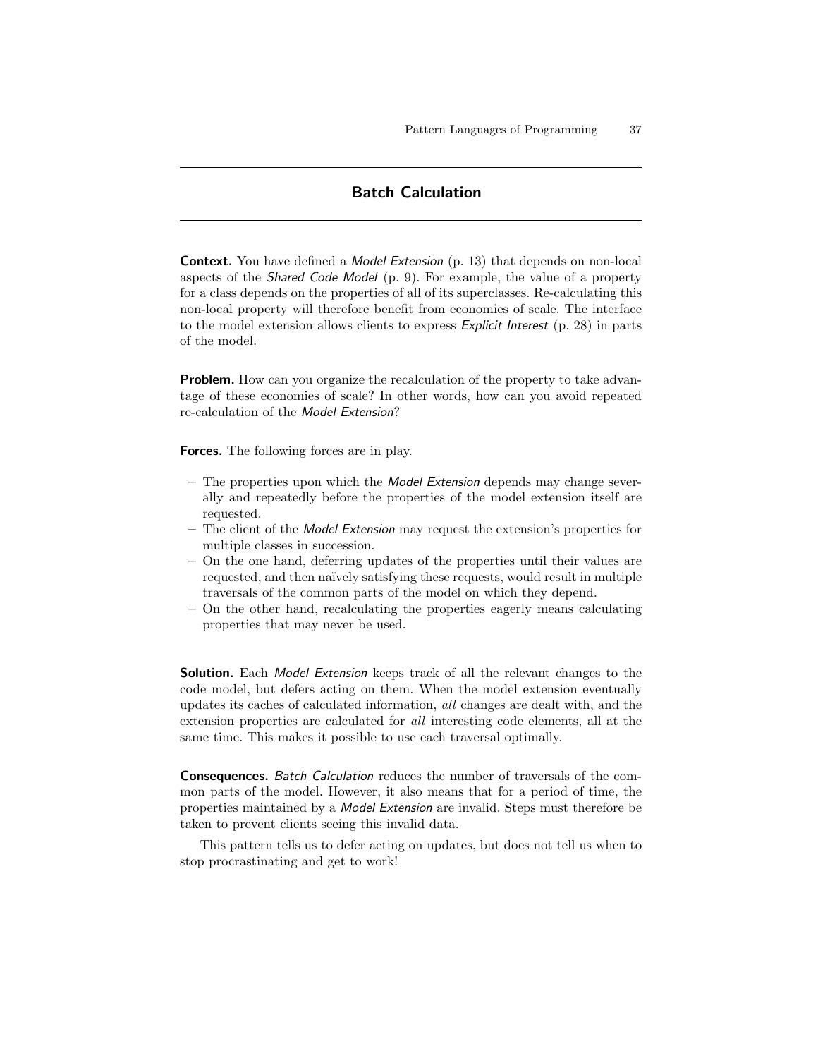## Batch Calculation

**Context.** You have defined a *Model Extension* (p. 13) that depends on non-local aspects of the *Shared Code Model* (p. 9). For example, the value of a property for a class depends on the properties of all of its superclasses. Re-calculating this non-local property will therefore benefit from economies of scale. The interface to the model extension allows clients to express *Explicit Interest* (p. 28) in parts of the model.

**Problem.** How can you organize the recalculation of the property to take advantage of these economies of scale? In other words, how can you avoid repeated re-calculation of the *Model Extension*?

**Forces.** The following forces are in play.

- The properties upon which the *Model Extension* depends may change severally and repeatedly before the properties of the model extension itself are requested.
- The client of the *Model Extension* may request the extension's properties for multiple classes in succession.
- On the one hand, deferring updates of the properties until their values are requested, and then naïvely satisfying these requests, would result in multiple traversals of the common parts of the model on which they depend.
- On the other hand, recalculating the properties eagerly means calculating properties that may never be used.

**Solution.** Each *Model Extension* keeps track of all the relevant changes to the code model, but defers acting on them. When the model extension eventually updates its caches of calculated information, *all* changes are dealt with, and the extension properties are calculated for *all* interesting code elements, all at the same time. This makes it possible to use each traversal optimally.

**Consequences.** *Batch Calculation* reduces the number of traversals of the common parts of the model. However, it also means that for a period of time, the properties maintained by a *Model Extension* are invalid. Steps must therefore be taken to prevent clients seeing this invalid data.

This pattern tells us to defer acting on updates, but does not tell us when to stop procrastinating and get to work!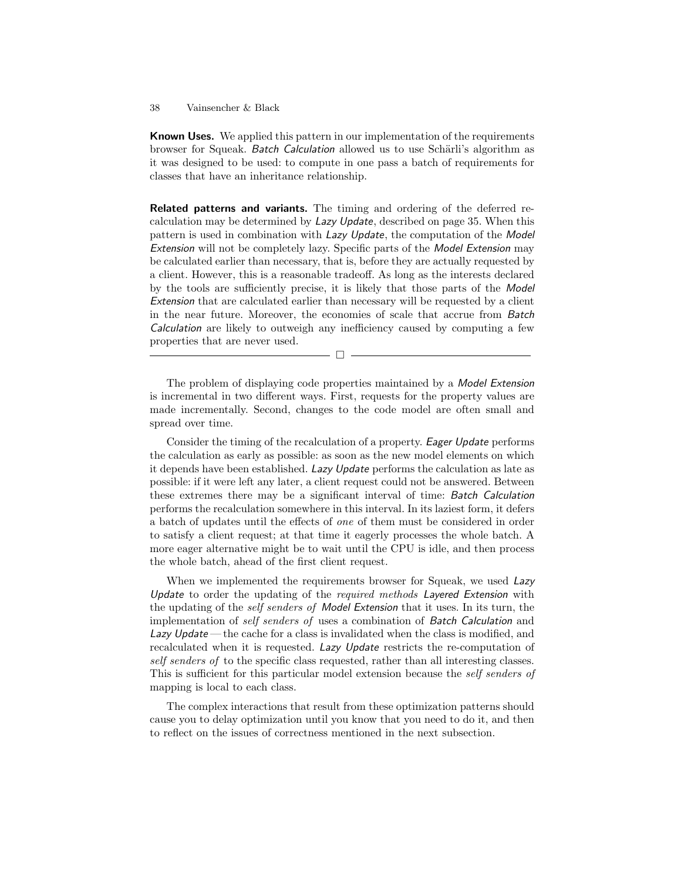**Known Uses.** We applied this pattern in our implementation of the requirements browser for Squeak. *Batch Calculation* allowed us to use Schärli's algorithm as it was designed to be used: to compute in one pass a batch of requirements for classes that have an inheritance relationship.

**Related patterns and variants.** The timing and ordering of the deferred recalculation may be determined by *Lazy Update*, described on page 35. When this pattern is used in combination with *Lazy Update*, the computation of the *Model Extension* will not be completely lazy. Specific parts of the *Model Extension* may be calculated earlier than necessary, that is, before they are actually requested by a client. However, this is a reasonable tradeoff. As long as the interests declared by the tools are sufficiently precise, it is likely that those parts of the *Model Extension* that are calculated earlier than necessary will be requested by a client in the near future. Moreover, the economies of scale that accrue from *Batch Calculation* are likely to outweigh any inefficiency caused by computing a few properties that are never used.

---

The problem of displaying code properties maintained by a *Model Extension* is incremental in two different ways. First, requests for the property values are made incrementally. Second, changes to the code model are often small and spread over time.

Consider the timing of the recalculation of a property. *Eager Update* performs the calculation as early as possible: as soon as the new model elements on which it depends have been established. *Lazy Update* performs the calculation as late as possible: if it were left any later, a client request could not be answered. Between these extremes there may be a significant interval of time: *Batch Calculation* performs the recalculation somewhere in this interval. In its laziest form, it defers a batch of updates until the effects of *one* of them must be considered in order to satisfy a client request; at that time it eagerly processes the whole batch. A more eager alternative might be to wait until the CPU is idle, and then process the whole batch, ahead of the first client request.

When we implemented the requirements browser for Squeak, we used *Lazy Update* to order the updating of the *required methods* *Layered Extension* with the updating of the *self senders of* *Model Extension* that it uses. In its turn, the implementation of *self senders of* uses a combination of *Batch Calculation* and *Lazy Update* — the cache for a class is invalidated when the class is modified, and recalculated when it is requested. *Lazy Update* restricts the re-computation of *self senders of* to the specific class requested, rather than all interesting classes. This is sufficient for this particular model extension because the *self senders of* mapping is local to each class.

The complex interactions that result from these optimization patterns should cause you to delay optimization until you know that you need to do it, and then to reflect on the issues of correctness mentioned in the next subsection.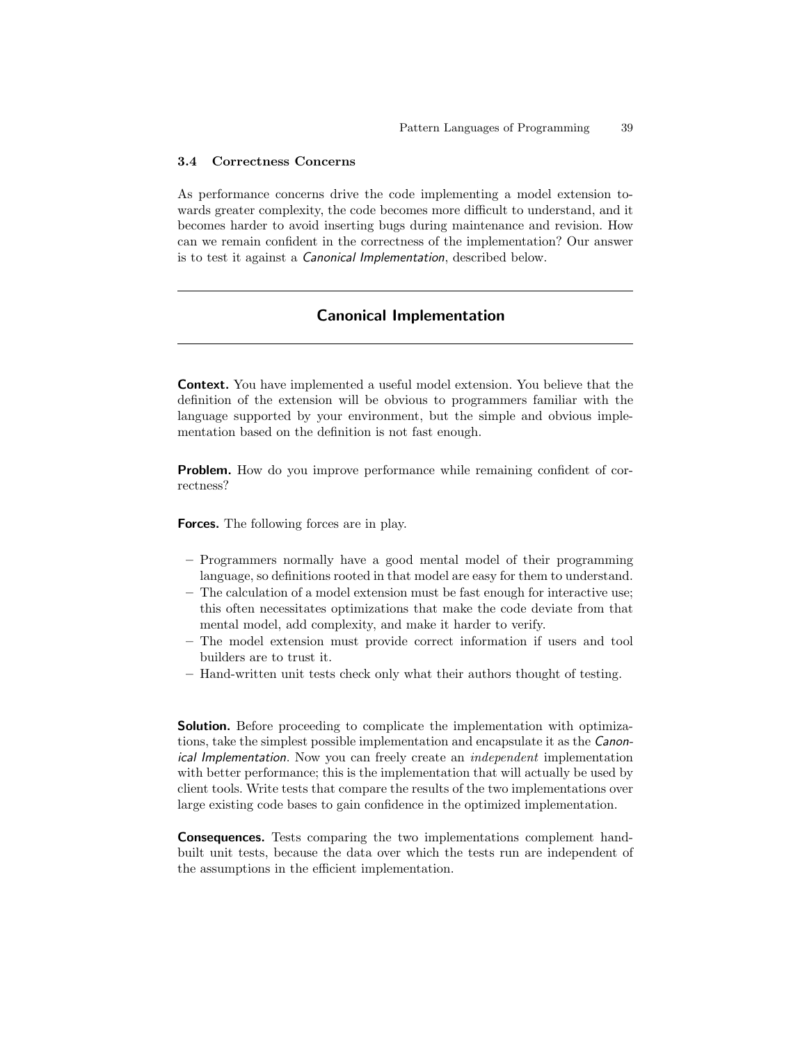### 3.4 Correctness Concerns

As performance concerns drive the code implementing a model extension towards greater complexity, the code becomes more difficult to understand, and it becomes harder to avoid inserting bugs during maintenance and revision. How can we remain confident in the correctness of the implementation? Our answer is to test it against a *Canonical Implementation*, described below.

---

## Canonical Implementation

---

**Context.** You have implemented a useful model extension. You believe that the definition of the extension will be obvious to programmers familiar with the language supported by your environment, but the simple and obvious implementation based on the definition is not fast enough.

**Problem.** How do you improve performance while remaining confident of correctness?

**Forces.** The following forces are in play.

- Programmers normally have a good mental model of their programming language, so definitions rooted in that model are easy for them to understand.
- The calculation of a model extension must be fast enough for interactive use; this often necessitates optimizations that make the code deviate from that mental model, add complexity, and make it harder to verify.
- The model extension must provide correct information if users and tool builders are to trust it.
- Hand-written unit tests check only what their authors thought of testing.

**Solution.** Before proceeding to complicate the implementation with optimizations, take the simplest possible implementation and encapsulate it as the *Canonical Implementation*. Now you can freely create an *independent* implementation with better performance; this is the implementation that will actually be used by client tools. Write tests that compare the results of the two implementations over large existing code bases to gain confidence in the optimized implementation.

**Consequences.** Tests comparing the two implementations complement hand-built unit tests, because the data over which the tests run are independent of the assumptions in the efficient implementation.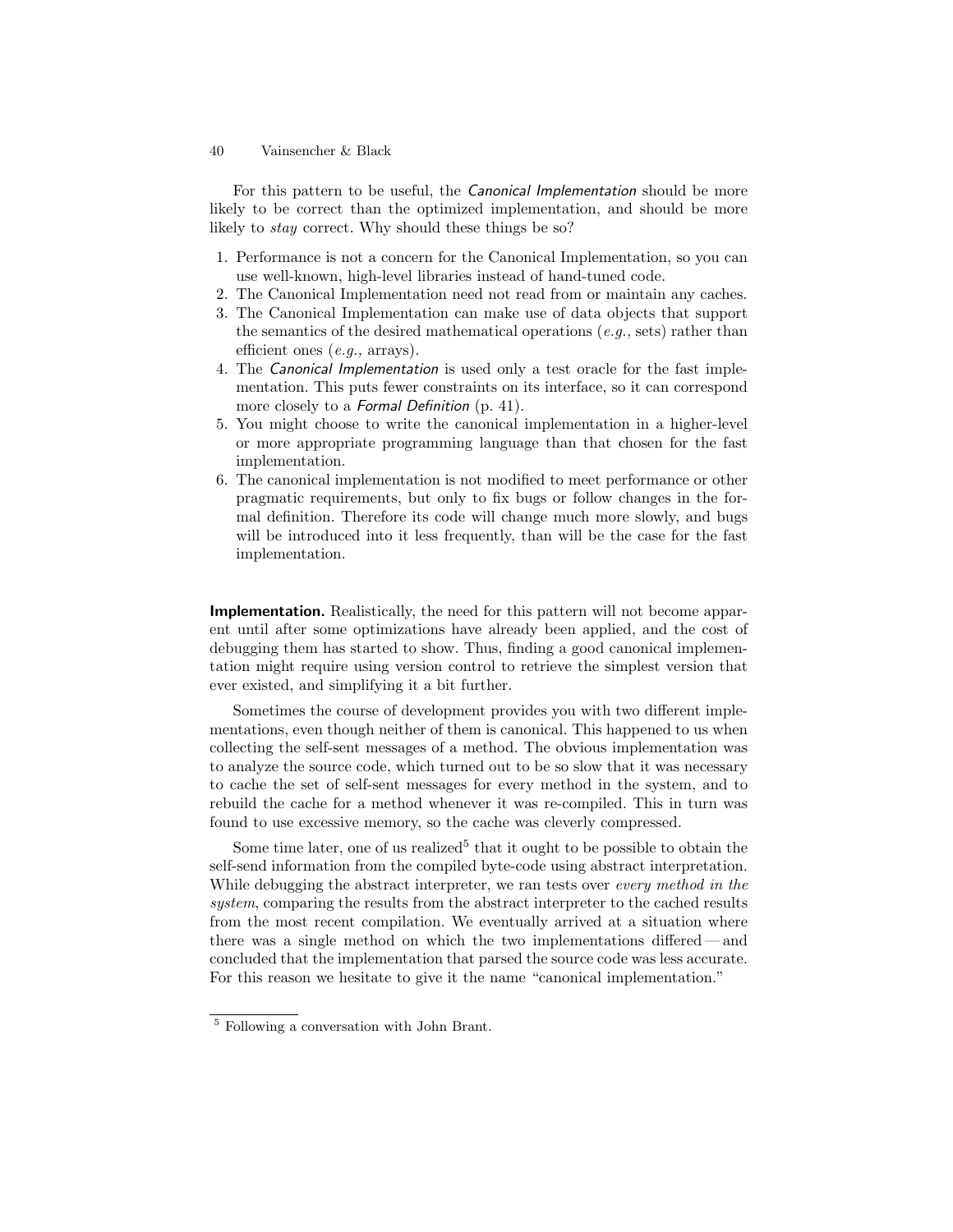For this pattern to be useful, the *Canonical Implementation* should be more likely to be correct than the optimized implementation, and should be more likely to *stay* correct. Why should these things be so?

1. Performance is not a concern for the Canonical Implementation, so you can use well-known, high-level libraries instead of hand-tuned code.
2. The Canonical Implementation need not read from or maintain any caches.
3. The Canonical Implementation can make use of data objects that support the semantics of the desired mathematical operations (*e.g.,* sets) rather than efficient ones (*e.g.,* arrays).
4. The *Canonical Implementation* is used only a test oracle for the fast implementation. This puts fewer constraints on its interface, so it can correspond more closely to a *Formal Definition* (p. 41).
5. You might choose to write the canonical implementation in a higher-level or more appropriate programming language than that chosen for the fast implementation.
6. The canonical implementation is not modified to meet performance or other pragmatic requirements, but only to fix bugs or follow changes in the formal definition. Therefore its code will change much more slowly, and bugs will be introduced into it less frequently, than will be the case for the fast implementation.

**Implementation.** Realistically, the need for this pattern will not become apparent until after some optimizations have already been applied, and the cost of debugging them has started to show. Thus, finding a good canonical implementation might require using version control to retrieve the simplest version that ever existed, and simplifying it a bit further.

Sometimes the course of development provides you with two different implementations, even though neither of them is canonical. This happened to us when collecting the self-sent messages of a method. The obvious implementation was to analyze the source code, which turned out to be so slow that it was necessary to cache the set of self-sent messages for every method in the system, and to rebuild the cache for a method whenever it was re-compiled. This in turn was found to use excessive memory, so the cache was cleverly compressed.

Some time later, one of us realized[5] that it ought to be possible to obtain the self-send information from the compiled byte-code using abstract interpretation. While debugging the abstract interpreter, we ran tests over *every method in the system*, comparing the results from the abstract interpreter to the cached results from the most recent compilation. We eventually arrived at a situation where there was a single method on which the two implementations differed — and concluded that the implementation that parsed the source code was less accurate. For this reason we hesitate to give it the name "canonical implementation."

[5] Following a conversation with John Brant.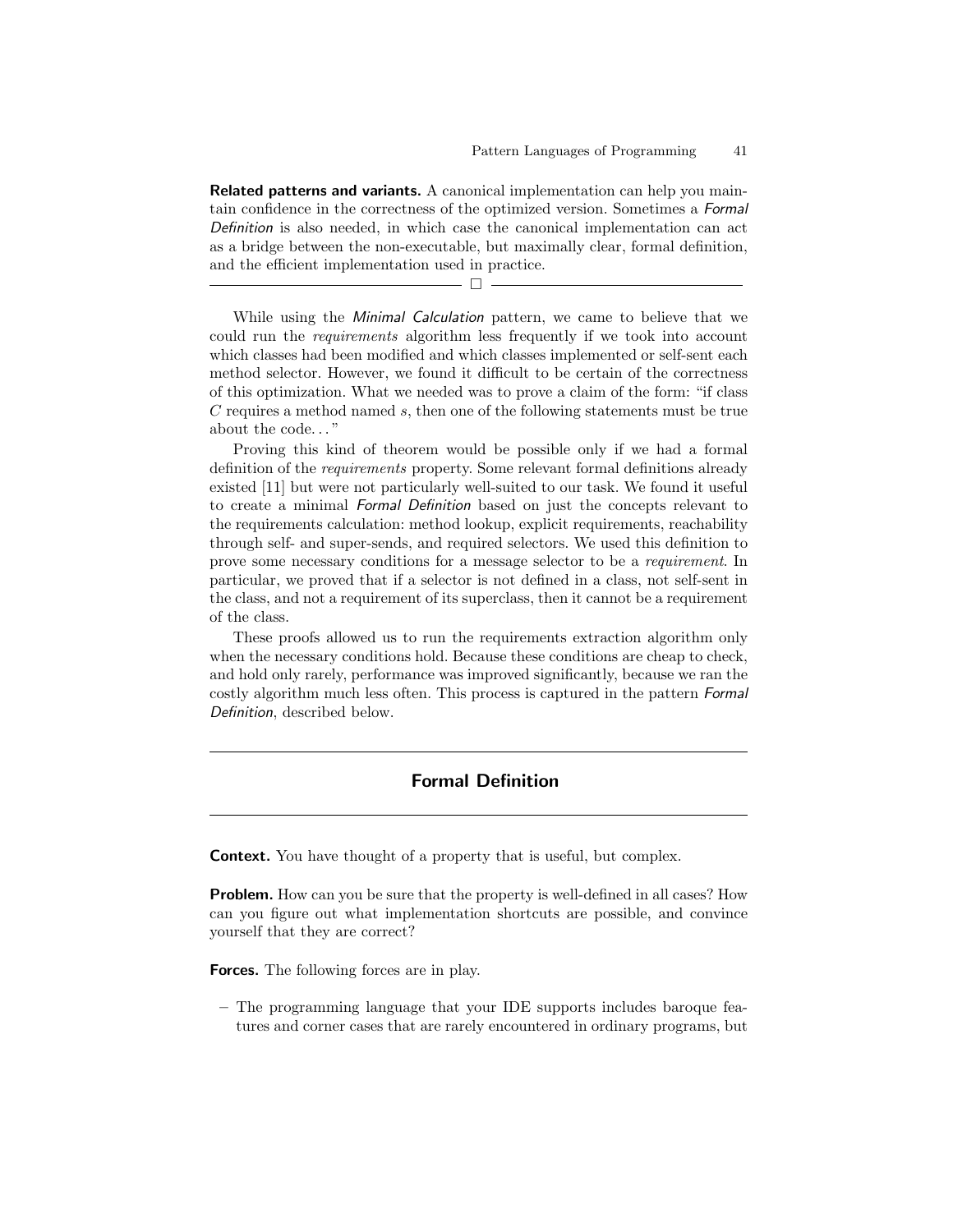**Related patterns and variants.** A canonical implementation can help you maintain confidence in the correctness of the optimized version. Sometimes a *Formal Definition* is also needed, in which case the canonical implementation can act as a bridge between the non-executable, but maximally clear, formal definition, and the efficient implementation used in practice.

□

While using the *Minimal Calculation* pattern, we came to believe that we could run the *requirements* algorithm less frequently if we took into account which classes had been modified and which classes implemented or self-sent each method selector. However, we found it difficult to be certain of the correctness of this optimization. What we needed was to prove a claim of the form: "if class $C$ requires a method named $s$, then one of the following statements must be true about the code..."

Proving this kind of theorem would be possible only if we had a formal definition of the *requirements* property. Some relevant formal definitions already existed [11] but were not particularly well-suited to our task. We found it useful to create a minimal *Formal Definition* based on just the concepts relevant to the requirements calculation: method lookup, explicit requirements, reachability through self- and super-sends, and required selectors. We used this definition to prove some necessary conditions for a message selector to be a *requirement*. In particular, we proved that if a selector is not defined in a class, not self-sent in the class, and not a requirement of its superclass, then it cannot be a requirement of the class.

These proofs allowed us to run the requirements extraction algorithm only when the necessary conditions hold. Because these conditions are cheap to check, and hold only rarely, performance was improved significantly, because we ran the costly algorithm much less often. This process is captured in the pattern *Formal Definition*, described below.

## Formal Definition

**Context.** You have thought of a property that is useful, but complex.

**Problem.** How can you be sure that the property is well-defined in all cases? How can you figure out what implementation shortcuts are possible, and convince yourself that they are correct?

**Forces.** The following forces are in play.

– The programming language that your IDE supports includes baroque features and corner cases that are rarely encountered in ordinary programs, but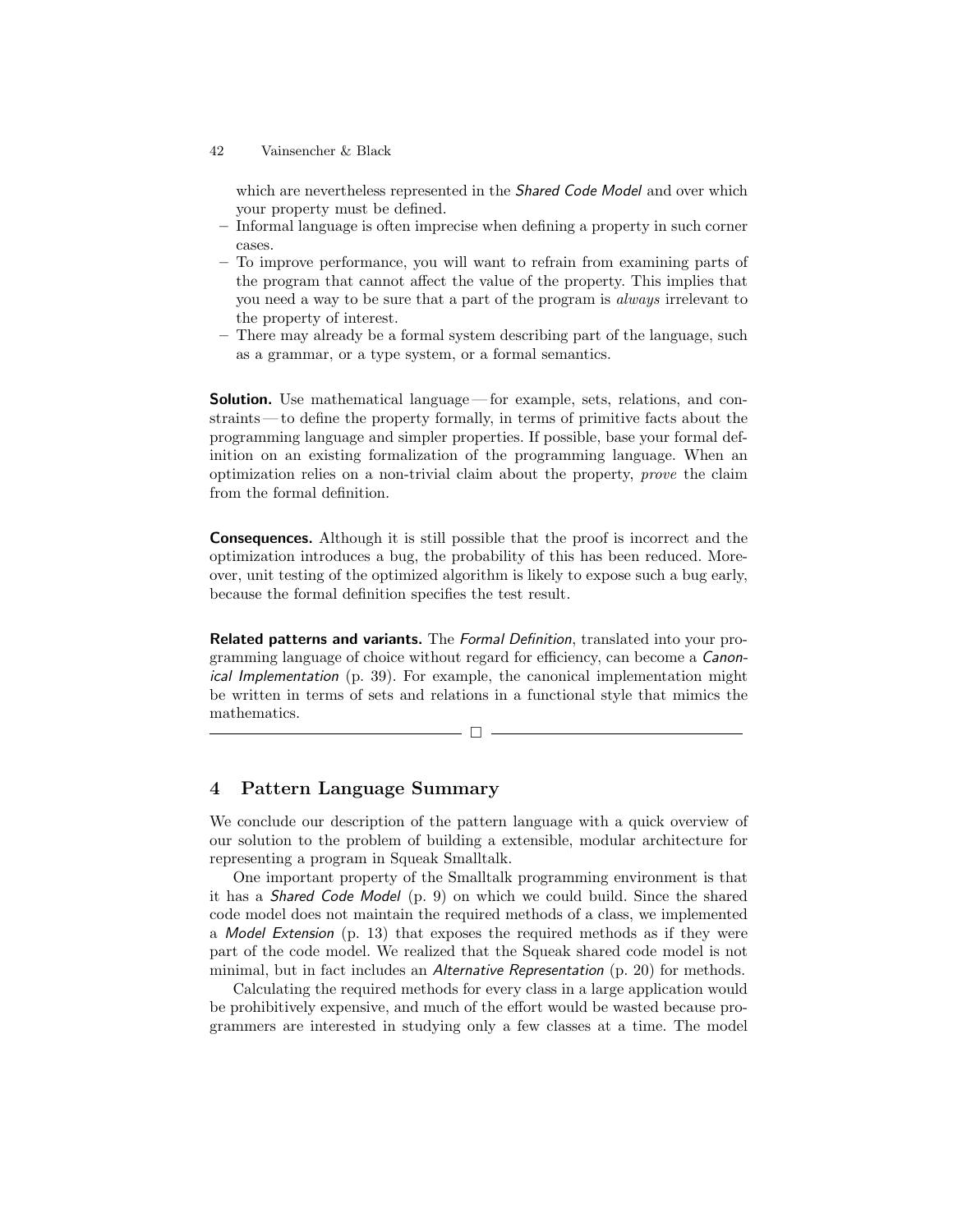which are nevertheless represented in the *Shared Code Model* and over which your property must be defined.

- Informal language is often imprecise when defining a property in such corner cases.
- To improve performance, you will want to refrain from examining parts of the program that cannot affect the value of the property. This implies that you need a way to be sure that a part of the program is *always* irrelevant to the property of interest.
- There may already be a formal system describing part of the language, such as a grammar, or a type system, or a formal semantics.

**Solution.** Use mathematical language — for example, sets, relations, and constraints — to define the property formally, in terms of primitive facts about the programming language and simpler properties. If possible, base your formal definition on an existing formalization of the programming language. When an optimization relies on a non-trivial claim about the property, *prove* the claim from the formal definition.

**Consequences.** Although it is still possible that the proof is incorrect and the optimization introduces a bug, the probability of this has been reduced. Moreover, unit testing of the optimized algorithm is likely to expose such a bug early, because the formal definition specifies the test result.

**Related patterns and variants.** The *Formal Definition*, translated into your programming language of choice without regard for efficiency, can become a *Canonical Implementation* (p. 39). For example, the canonical implementation might be written in terms of sets and relations in a functional style that mimics the mathematics.

□

## 4 Pattern Language Summary

We conclude our description of the pattern language with a quick overview of our solution to the problem of building a extensible, modular architecture for representing a program in Squeak Smalltalk.

One important property of the Smalltalk programming environment is that it has a *Shared Code Model* (p. 9) on which we could build. Since the shared code model does not maintain the required methods of a class, we implemented a *Model Extension* (p. 13) that exposes the required methods as if they were part of the code model. We realized that the Squeak shared code model is not minimal, but in fact includes an *Alternative Representation* (p. 20) for methods.

Calculating the required methods for every class in a large application would be prohibitively expensive, and much of the effort would be wasted because programmers are interested in studying only a few classes at a time. The model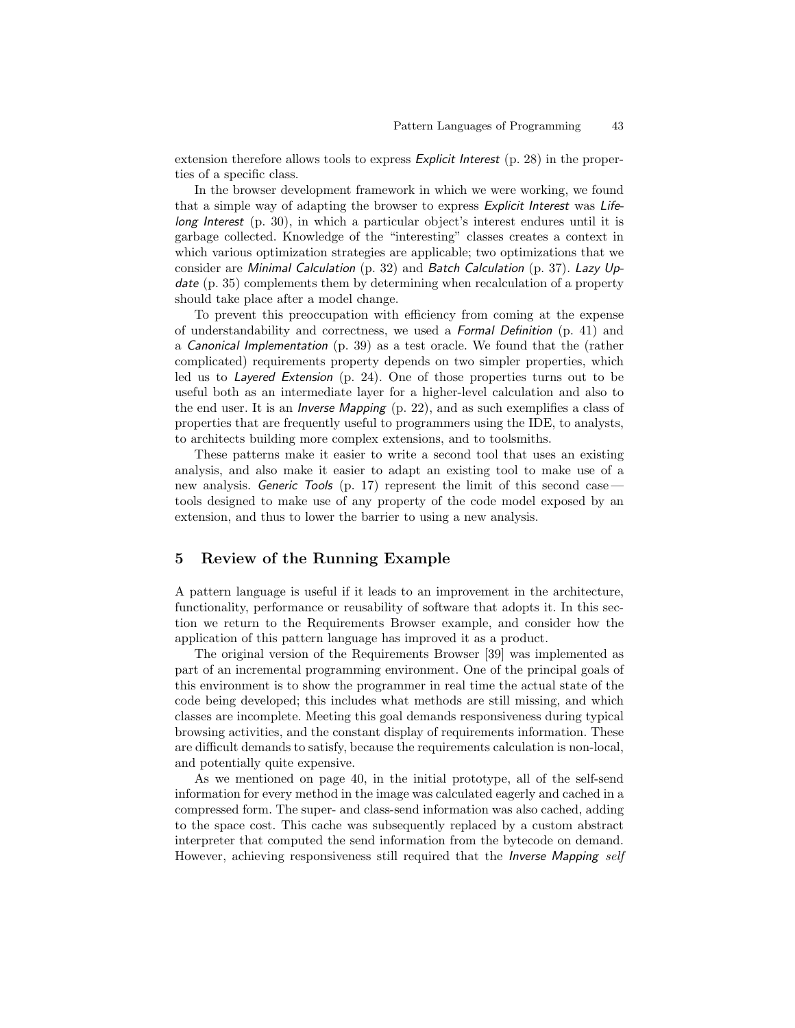extension therefore allows tools to express *Explicit Interest* (p. 28) in the properties of a specific class.

In the browser development framework in which we were working, we found that a simple way of adapting the browser to express *Explicit Interest* was *Lifelong Interest* (p. 30), in which a particular object's interest endures until it is garbage collected. Knowledge of the "interesting" classes creates a context in which various optimization strategies are applicable; two optimizations that we consider are *Minimal Calculation* (p. 32) and *Batch Calculation* (p. 37). *Lazy Update* (p. 35) complements them by determining when recalculation of a property should take place after a model change.

To prevent this preoccupation with efficiency from coming at the expense of understandability and correctness, we used a *Formal Definition* (p. 41) and a *Canonical Implementation* (p. 39) as a test oracle. We found that the (rather complicated) requirements property depends on two simpler properties, which led us to *Layered Extension* (p. 24). One of those properties turns out to be useful both as an intermediate layer for a higher-level calculation and also to the end user. It is an *Inverse Mapping* (p. 22), and as such exemplifies a class of properties that are frequently useful to programmers using the IDE, to analysts, to architects building more complex extensions, and to toolsmiths.

These patterns make it easier to write a second tool that uses an existing analysis, and also make it easier to adapt an existing tool to make use of a new analysis. *Generic Tools* (p. 17) represent the limit of this second case — tools designed to make use of any property of the code model exposed by an extension, and thus to lower the barrier to using a new analysis.

## 5 Review of the Running Example

A pattern language is useful if it leads to an improvement in the architecture, functionality, performance or reusability of software that adopts it. In this section we return to the Requirements Browser example, and consider how the application of this pattern language has improved it as a product.

The original version of the Requirements Browser [39] was implemented as part of an incremental programming environment. One of the principal goals of this environment is to show the programmer in real time the actual state of the code being developed; this includes what methods are still missing, and which classes are incomplete. Meeting this goal demands responsiveness during typical browsing activities, and the constant display of requirements information. These are difficult demands to satisfy, because the requirements calculation is non-local, and potentially quite expensive.

As we mentioned on page 40, in the initial prototype, all of the self-send information for every method in the image was calculated eagerly and cached in a compressed form. The super- and class-send information was also cached, adding to the space cost. This cache was subsequently replaced by a custom abstract interpreter that computed the send information from the bytecode on demand. However, achieving responsiveness still required that the *Inverse Mapping* *self*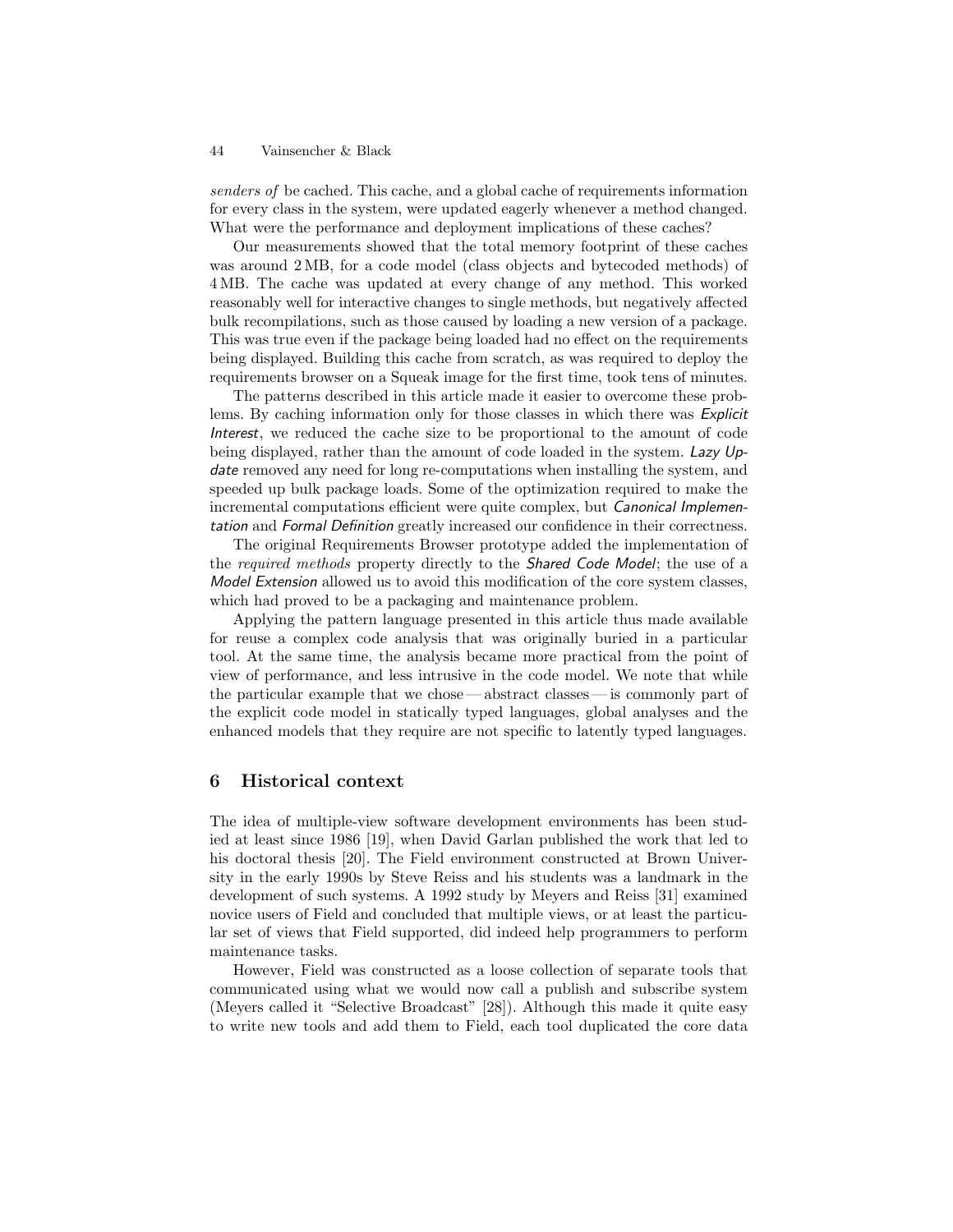*senders of* be cached. This cache, and a global cache of requirements information for every class in the system, were updated eagerly whenever a method changed. What were the performance and deployment implications of these caches?

Our measurements showed that the total memory footprint of these caches was around 2 MB, for a code model (class objects and bytecoded methods) of 4 MB. The cache was updated at every change of any method. This worked reasonably well for interactive changes to single methods, but negatively affected bulk recompilations, such as those caused by loading a new version of a package. This was true even if the package being loaded had no effect on the requirements being displayed. Building this cache from scratch, as was required to deploy the requirements browser on a Squeak image for the first time, took tens of minutes.

The patterns described in this article made it easier to overcome these problems. By caching information only for those classes in which there was *Explicit Interest*, we reduced the cache size to be proportional to the amount of code being displayed, rather than the amount of code loaded in the system. *Lazy Update* removed any need for long re-computations when installing the system, and speeded up bulk package loads. Some of the optimization required to make the incremental computations efficient were quite complex, but *Canonical Implementation* and *Formal Definition* greatly increased our confidence in their correctness.

The original Requirements Browser prototype added the implementation of the *required methods* property directly to the *Shared Code Model*; the use of a *Model Extension* allowed us to avoid this modification of the core system classes, which had proved to be a packaging and maintenance problem.

Applying the pattern language presented in this article thus made available for reuse a complex code analysis that was originally buried in a particular tool. At the same time, the analysis became more practical from the point of view of performance, and less intrusive in the code model. We note that while the particular example that we chose — abstract classes — is commonly part of the explicit code model in statically typed languages, global analyses and the enhanced models that they require are not specific to latently typed languages.

## 6 Historical context

The idea of multiple-view software development environments has been studied at least since 1986 [19], when David Garlan published the work that led to his doctoral thesis [20]. The Field environment constructed at Brown University in the early 1990s by Steve Reiss and his students was a landmark in the development of such systems. A 1992 study by Meyers and Reiss [31] examined novice users of Field and concluded that multiple views, or at least the particular set of views that Field supported, did indeed help programmers to perform maintenance tasks.

However, Field was constructed as a loose collection of separate tools that communicated using what we would now call a publish and subscribe system (Meyers called it "Selective Broadcast" [28]). Although this made it quite easy to write new tools and add them to Field, each tool duplicated the core data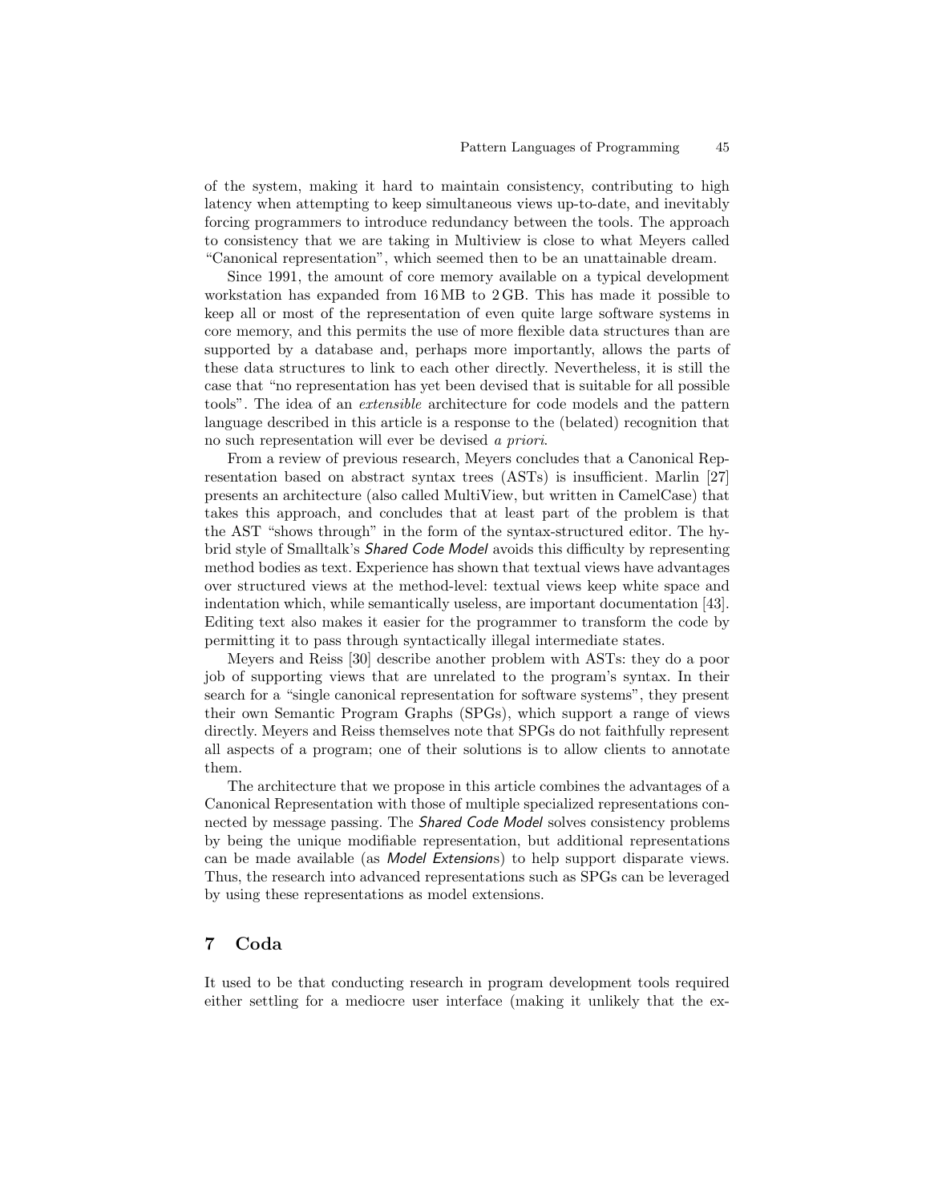of the system, making it hard to maintain consistency, contributing to high latency when attempting to keep simultaneous views up-to-date, and inevitably forcing programmers to introduce redundancy between the tools. The approach to consistency that we are taking in Multiview is close to what Meyers called "Canonical representation", which seemed then to be an unattainable dream.

Since 1991, the amount of core memory available on a typical development workstation has expanded from 16 MB to 2 GB. This has made it possible to keep all or most of the representation of even quite large software systems in core memory, and this permits the use of more flexible data structures than are supported by a database and, perhaps more importantly, allows the parts of these data structures to link to each other directly. Nevertheless, it is still the case that "no representation has yet been devised that is suitable for all possible tools". The idea of an *extensible* architecture for code models and the pattern language described in this article is a response to the (belated) recognition that no such representation will ever be devised *a priori*.

From a review of previous research, Meyers concludes that a Canonical Representation based on abstract syntax trees (ASTs) is insufficient. Marlin [27] presents an architecture (also called MultiView, but written in CamelCase) that takes this approach, and concludes that at least part of the problem is that the AST "shows through" in the form of the syntax-structured editor. The hybrid style of Smalltalk's *Shared Code Model* avoids this difficulty by representing method bodies as text. Experience has shown that textual views have advantages over structured views at the method-level: textual views keep white space and indentation which, while semantically useless, are important documentation [43]. Editing text also makes it easier for the programmer to transform the code by permitting it to pass through syntactically illegal intermediate states.

Meyers and Reiss [30] describe another problem with ASTs: they do a poor job of supporting views that are unrelated to the program's syntax. In their search for a "single canonical representation for software systems", they present their own Semantic Program Graphs (SPGs), which support a range of views directly. Meyers and Reiss themselves note that SPGs do not faithfully represent all aspects of a program; one of their solutions is to allow clients to annotate them.

The architecture that we propose in this article combines the advantages of a Canonical Representation with those of multiple specialized representations connected by message passing. The *Shared Code Model* solves consistency problems by being the unique modifiable representation, but additional representations can be made available (as *Model Extensions*) to help support disparate views. Thus, the research into advanced representations such as SPGs can be leveraged by using these representations as model extensions.

## 7 Coda

It used to be that conducting research in program development tools required either settling for a mediocre user interface (making it unlikely that the ex-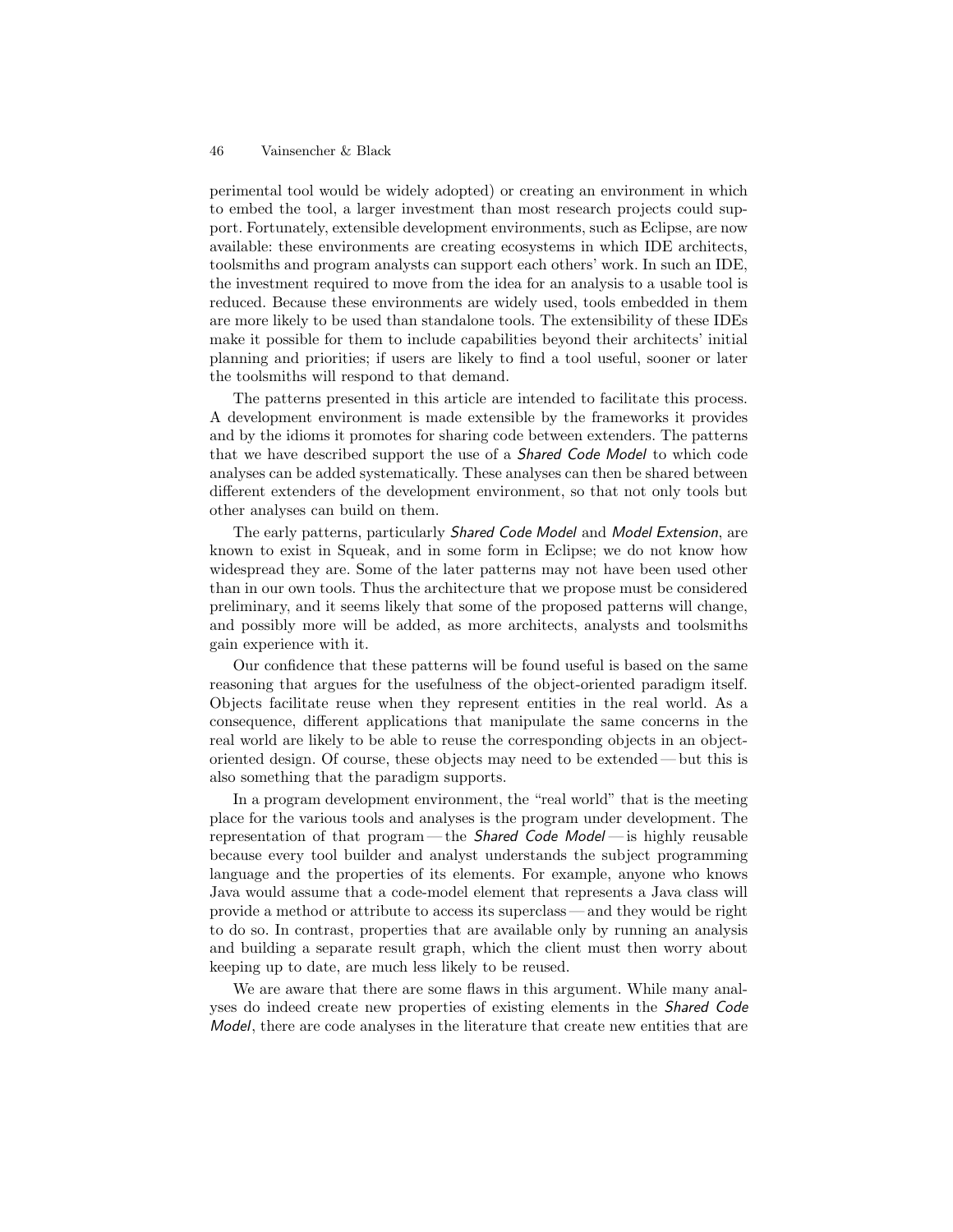perimental tool would be widely adopted) or creating an environment in which to embed the tool, a larger investment than most research projects could support. Fortunately, extensible development environments, such as Eclipse, are now available: these environments are creating ecosystems in which IDE architects, toolsmiths and program analysts can support each others' work. In such an IDE, the investment required to move from the idea for an analysis to a usable tool is reduced. Because these environments are widely used, tools embedded in them are more likely to be used than standalone tools. The extensibility of these IDEs make it possible for them to include capabilities beyond their architects' initial planning and priorities; if users are likely to find a tool useful, sooner or later the toolsmiths will respond to that demand.

The patterns presented in this article are intended to facilitate this process. A development environment is made extensible by the frameworks it provides and by the idioms it promotes for sharing code between extenders. The patterns that we have described support the use of a *Shared Code Model* to which code analyses can be added systematically. These analyses can then be shared between different extenders of the development environment, so that not only tools but other analyses can build on them.

The early patterns, particularly *Shared Code Model* and *Model Extension*, are known to exist in Squeak, and in some form in Eclipse; we do not know how widespread they are. Some of the later patterns may not have been used other than in our own tools. Thus the architecture that we propose must be considered preliminary, and it seems likely that some of the proposed patterns will change, and possibly more will be added, as more architects, analysts and toolsmiths gain experience with it.

Our confidence that these patterns will be found useful is based on the same reasoning that argues for the usefulness of the object-oriented paradigm itself. Objects facilitate reuse when they represent entities in the real world. As a consequence, different applications that manipulate the same concerns in the real world are likely to be able to reuse the corresponding objects in an object-oriented design. Of course, these objects may need to be extended — but this is also something that the paradigm supports.

In a program development environment, the "real world" that is the meeting place for the various tools and analyses is the program under development. The representation of that program — the *Shared Code Model* — is highly reusable because every tool builder and analyst understands the subject programming language and the properties of its elements. For example, anyone who knows Java would assume that a code-model element that represents a Java class will provide a method or attribute to access its superclass — and they would be right to do so. In contrast, properties that are available only by running an analysis and building a separate result graph, which the client must then worry about keeping up to date, are much less likely to be reused.

We are aware that there are some flaws in this argument. While many analyses do indeed create new properties of existing elements in the *Shared Code Model*, there are code analyses in the literature that create new entities that are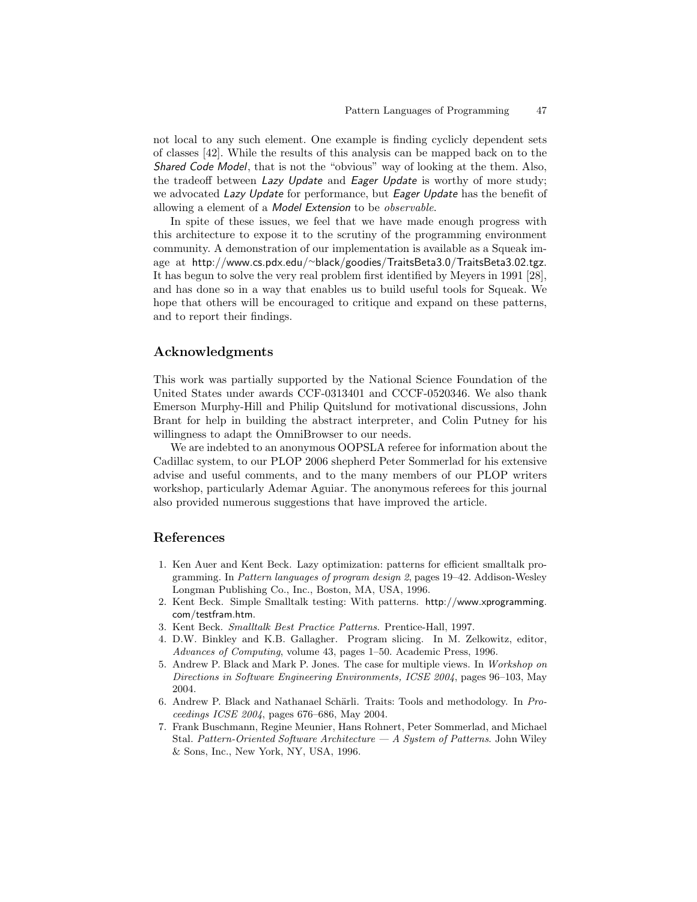not local to any such element. One example is finding cyclicly dependent sets of classes [42]. While the results of this analysis can be mapped back on to the *Shared Code Model*, that is not the "obvious" way of looking at the them. Also, the tradeoff between *Lazy Update* and *Eager Update* is worthy of more study; we advocated *Lazy Update* for performance, but *Eager Update* has the benefit of allowing a element of a *Model Extension* to be *observable*.

In spite of these issues, we feel that we have made enough progress with this architecture to expose it to the scrutiny of the programming environment community. A demonstration of our implementation is available as a Squeak image at http://www.cs.pdx.edu/~black/goodies/TraitsBeta3.0/TraitsBeta3.02.tgz. It has begun to solve the very real problem first identified by Meyers in 1991 [28], and has done so in a way that enables us to build useful tools for Squeak. We hope that others will be encouraged to critique and expand on these patterns, and to report their findings.

## Acknowledgments

This work was partially supported by the National Science Foundation of the United States under awards CCF-0313401 and CCCF-0520346. We also thank Emerson Murphy-Hill and Philip Quitslund for motivational discussions, John Brant for help in building the abstract interpreter, and Colin Putney for his willingness to adapt the OmniBrowser to our needs.

We are indebted to an anonymous OOPSLA referee for information about the Cadillac system, to our PLOP 2006 shepherd Peter Sommerlad for his extensive advise and useful comments, and to the many members of our PLOP writers workshop, particularly Ademar Aguiar. The anonymous referees for this journal also provided numerous suggestions that have improved the article.

## References

1. Ken Auer and Kent Beck. Lazy optimization: patterns for efficient smalltalk programming. In *Pattern languages of program design 2*, pages 19–42. Addison-Wesley Longman Publishing Co., Inc., Boston, MA, USA, 1996.
2. Kent Beck. Simple Smalltalk testing: With patterns. http://www.xprogramming.com/testfram.htm.
3. Kent Beck. *Smalltalk Best Practice Patterns*. Prentice-Hall, 1997.
4. D.W. Binkley and K.B. Gallagher. Program slicing. In M. Zelkowitz, editor, *Advances of Computing*, volume 43, pages 1–50. Academic Press, 1996.
5. Andrew P. Black and Mark P. Jones. The case for multiple views. In *Workshop on Directions in Software Engineering Environments, ICSE 2004*, pages 96–103, May 2004.
6. Andrew P. Black and Nathanael Schärli. Traits: Tools and methodology. In *Proceedings ICSE 2004*, pages 676–686, May 2004.
7. Frank Buschmann, Regine Meunier, Hans Rohnert, Peter Sommerlad, and Michael Stal. *Pattern-Oriented Software Architecture — A System of Patterns*. John Wiley & Sons, Inc., New York, NY, USA, 1996.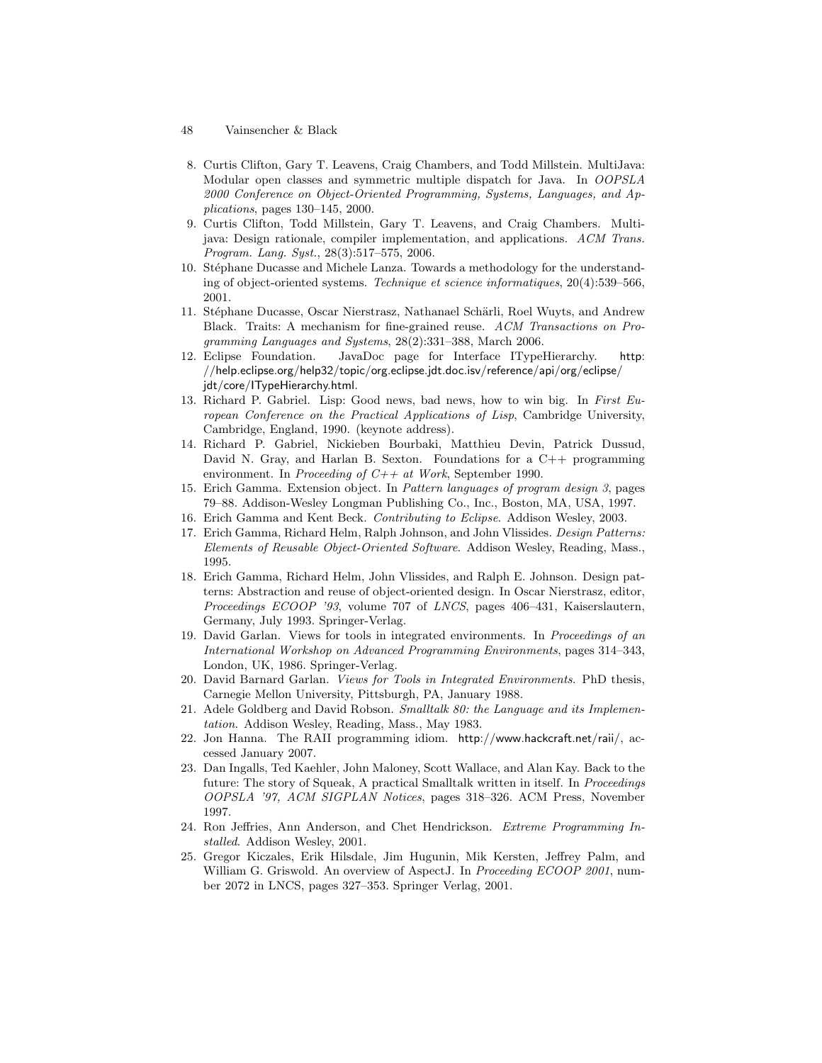8. Curtis Clifton, Gary T. Leavens, Craig Chambers, and Todd Millstein. MultiJava: Modular open classes and symmetric multiple dispatch for Java. In *OOPSLA 2000 Conference on Object-Oriented Programming, Systems, Languages, and Applications*, pages 130–145, 2000.
9. Curtis Clifton, Todd Millstein, Gary T. Leavens, and Craig Chambers. Multijava: Design rationale, compiler implementation, and applications. *ACM Trans. Program. Lang. Syst.*, 28(3):517–575, 2006.
10. Stéphane Ducasse and Michele Lanza. Towards a methodology for the understanding of object-oriented systems. *Technique et science informatiques*, 20(4):539–566, 2001.
11. Stéphane Ducasse, Oscar Nierstrasz, Nathanael Schärli, Roel Wuyts, and Andrew Black. Traits: A mechanism for fine-grained reuse. *ACM Transactions on Programming Languages and Systems*, 28(2):331–388, March 2006.
12. Eclipse Foundation. JavaDoc page for Interface ITypeHierarchy. http://help.eclipse.org/help32/topic/org.eclipse.jdt.doc.isv/reference/api/org/eclipse/jdt/core/ITypeHierarchy.html.
13. Richard P. Gabriel. Lisp: Good news, bad news, how to win big. In *First European Conference on the Practical Applications of Lisp*, Cambridge University, Cambridge, England, 1990. (keynote address).
14. Richard P. Gabriel, Nickieben Bourbaki, Matthieu Devin, Patrick Dussud, David N. Gray, and Harlan B. Sexton. Foundations for a C++ programming environment. In *Proceeding of C++ at Work*, September 1990.
15. Erich Gamma. Extension object. In *Pattern languages of program design 3*, pages 79–88. Addison-Wesley Longman Publishing Co., Inc., Boston, MA, USA, 1997.
16. Erich Gamma and Kent Beck. *Contributing to Eclipse*. Addison Wesley, 2003.
17. Erich Gamma, Richard Helm, Ralph Johnson, and John Vlissides. *Design Patterns: Elements of Reusable Object-Oriented Software*. Addison Wesley, Reading, Mass., 1995.
18. Erich Gamma, Richard Helm, John Vlissides, and Ralph E. Johnson. Design patterns: Abstraction and reuse of object-oriented design. In Oscar Nierstrasz, editor, *Proceedings ECOOP '93*, volume 707 of *LNCS*, pages 406–431, Kaiserslautern, Germany, July 1993. Springer-Verlag.
19. David Garlan. Views for tools in integrated environments. In *Proceedings of an International Workshop on Advanced Programming Environments*, pages 314–343, London, UK, 1986. Springer-Verlag.
20. David Barnard Garlan. *Views for Tools in Integrated Environments*. PhD thesis, Carnegie Mellon University, Pittsburgh, PA, January 1988.
21. Adele Goldberg and David Robson. *Smalltalk 80: the Language and its Implementation*. Addison Wesley, Reading, Mass., May 1983.
22. Jon Hanna. The RAII programming idiom. http://www.hackcraft.net/raii/, accessed January 2007.
23. Dan Ingalls, Ted Kaehler, John Maloney, Scott Wallace, and Alan Kay. Back to the future: The story of Squeak, A practical Smalltalk written in itself. In *Proceedings OOPSLA '97, ACM SIGPLAN Notices*, pages 318–326. ACM Press, November 1997.
24. Ron Jeffries, Ann Anderson, and Chet Hendrickson. *Extreme Programming Installed*. Addison Wesley, 2001.
25. Gregor Kiczales, Erik Hilsdale, Jim Hugunin, Mik Kersten, Jeffrey Palm, and William G. Griswold. An overview of AspectJ. In *Proceeding ECOOP 2001*, number 2072 in LNCS, pages 327–353. Springer Verlag, 2001.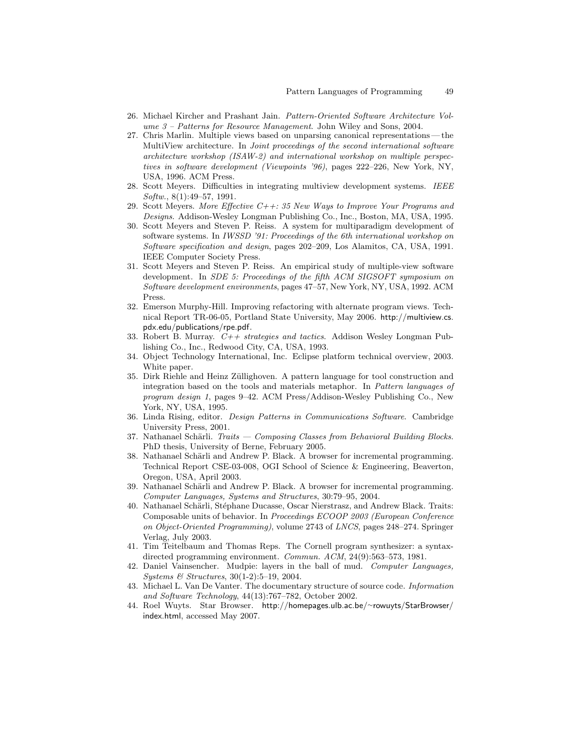26. Michael Kircher and Prashant Jain. *Pattern-Oriented Software Architecture Volume 3 – Patterns for Resource Management*. John Wiley and Sons, 2004.
27. Chris Marlin. Multiple views based on unparsing canonical representations — the MultiView architecture. In *Joint proceedings of the second international software architecture workshop (ISAW-2) and international workshop on multiple perspectives in software development (Viewpoints '96)*, pages 222–226, New York, NY, USA, 1996. ACM Press.
28. Scott Meyers. Difficulties in integrating multiview development systems. *IEEE Softw.*, 8(1):49–57, 1991.
29. Scott Meyers. *More Effective C++: 35 New Ways to Improve Your Programs and Designs*. Addison-Wesley Longman Publishing Co., Inc., Boston, MA, USA, 1995.
30. Scott Meyers and Steven P. Reiss. A system for multiparadigm development of software systems. In *IWSSD '91: Proceedings of the 6th international workshop on Software specification and design*, pages 202–209, Los Alamitos, CA, USA, 1991. IEEE Computer Society Press.
31. Scott Meyers and Steven P. Reiss. An empirical study of multiple-view software development. In *SDE 5: Proceedings of the fifth ACM SIGSOFT symposium on Software development environments*, pages 47–57, New York, NY, USA, 1992. ACM Press.
32. Emerson Murphy-Hill. Improving refactoring with alternate program views. Technical Report TR-06-05, Portland State University, May 2006. http://multiview.cs.pdx.edu/publications/rpe.pdf.
33. Robert B. Murray. *C++ strategies and tactics*. Addison Wesley Longman Publishing Co., Inc., Redwood City, CA, USA, 1993.
34. Object Technology International, Inc. Eclipse platform technical overview, 2003. White paper.
35. Dirk Riehle and Heinz Züllighoven. A pattern language for tool construction and integration based on the tools and materials metaphor. In *Pattern languages of program design 1*, pages 9–42. ACM Press/Addison-Wesley Publishing Co., New York, NY, USA, 1995.
36. Linda Rising, editor. *Design Patterns in Communications Software*. Cambridge University Press, 2001.
37. Nathanael Schärli. *Traits — Composing Classes from Behavioral Building Blocks*. PhD thesis, University of Berne, February 2005.
38. Nathanael Schärli and Andrew P. Black. A browser for incremental programming. Technical Report CSE-03-008, OGI School of Science & Engineering, Beaverton, Oregon, USA, April 2003.
39. Nathanael Schärli and Andrew P. Black. A browser for incremental programming. *Computer Languages, Systems and Structures*, 30:79–95, 2004.
40. Nathanael Schärli, Stéphane Ducasse, Oscar Nierstrasz, and Andrew Black. Traits: Composable units of behavior. In *Proceedings ECOOP 2003 (European Conference on Object-Oriented Programming)*, volume 2743 of *LNCS*, pages 248–274. Springer Verlag, July 2003.
41. Tim Teitelbaum and Thomas Reps. The Cornell program synthesizer: a syntax-directed programming environment. *Commun. ACM*, 24(9):563–573, 1981.
42. Daniel Vainsencher. Mudpie: layers in the ball of mud. *Computer Languages, Systems & Structures*, 30(1-2):5–19, 2004.
43. Michael L. Van De Vanter. The documentary structure of source code. *Information and Software Technology*, 44(13):767–782, October 2002.
44. Roel Wuyts. Star Browser. http://homepages.ulb.ac.be/~rowuyts/StarBrowser/index.html, accessed May 2007.